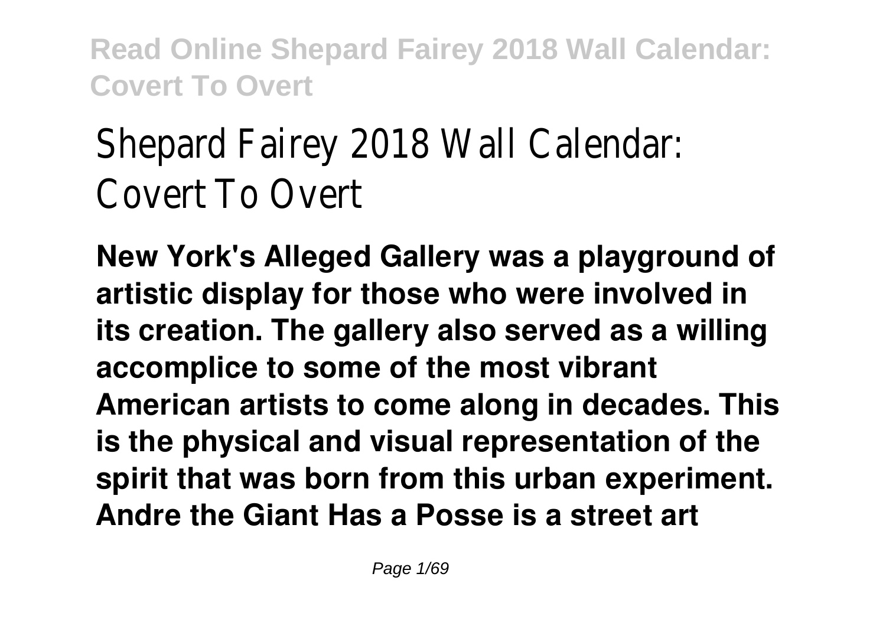# Shepard Fairey 2018 Wall Calendar: Covert To Overt

**New York's Alleged Gallery was a playground of artistic display for those who were involved in its creation. The gallery also served as a willing accomplice to some of the most vibrant American artists to come along in decades. This is the physical and visual representation of the spirit that was born from this urban experiment. Andre the Giant Has a Posse is a street art**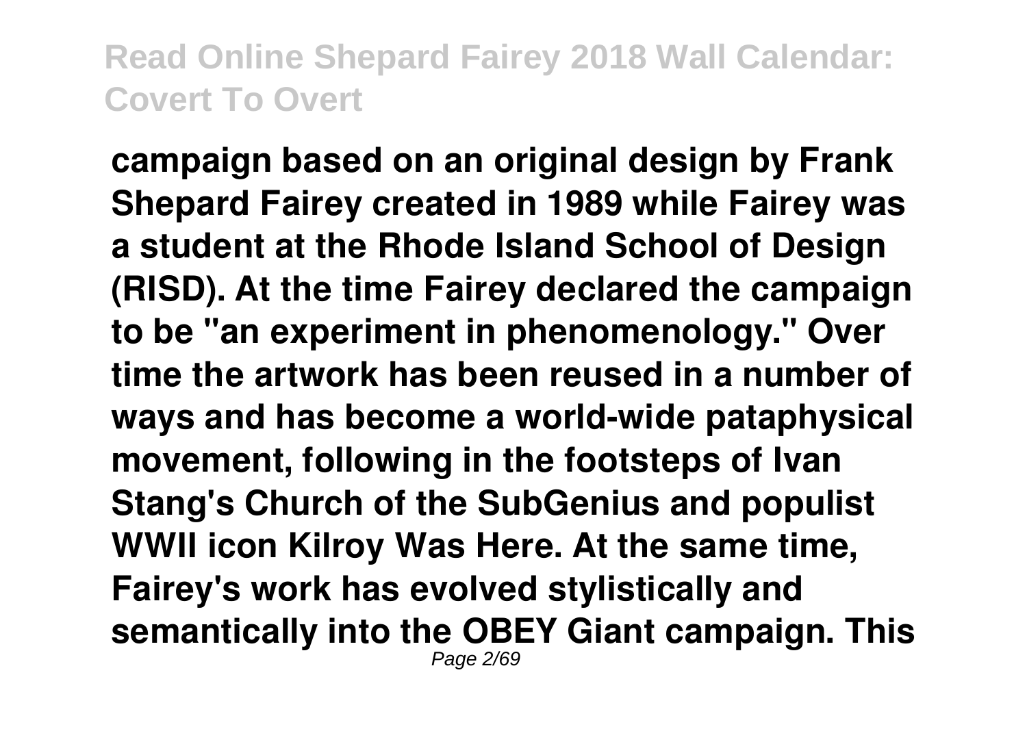**campaign based on an original design by Frank Shepard Fairey created in 1989 while Fairey was a student at the Rhode Island School of Design (RISD). At the time Fairey declared the campaign to be "an experiment in phenomenology." Over time the artwork has been reused in a number of ways and has become a world-wide pataphysical movement, following in the footsteps of Ivan Stang's Church of the SubGenius and populist WWII icon Kilroy Was Here. At the same time, Fairey's work has evolved stylistically and semantically into the OBEY Giant campaign. This**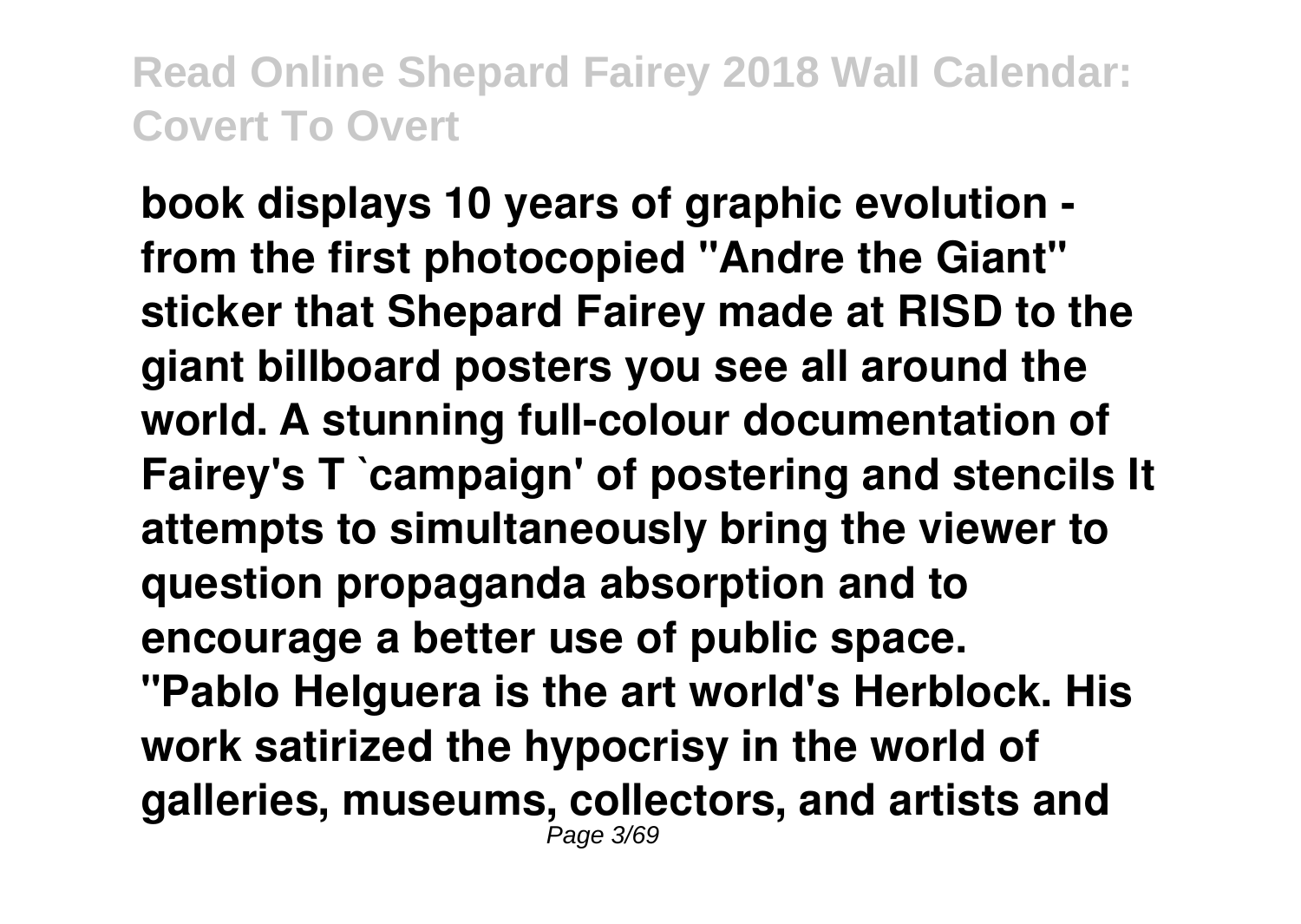**book displays 10 years of graphic evolution - from the first photocopied "Andre the Giant" sticker that Shepard Fairey made at RISD to the giant billboard posters you see all around the world. A stunning full-colour documentation of Fairey's T `campaign' of postering and stencils It attempts to simultaneously bring the viewer to question propaganda absorption and to encourage a better use of public space.**

**"Pablo Helguera is the art world's Herblock. His work satirized the hypocrisy in the world of galleries, museums, collectors, and artists and**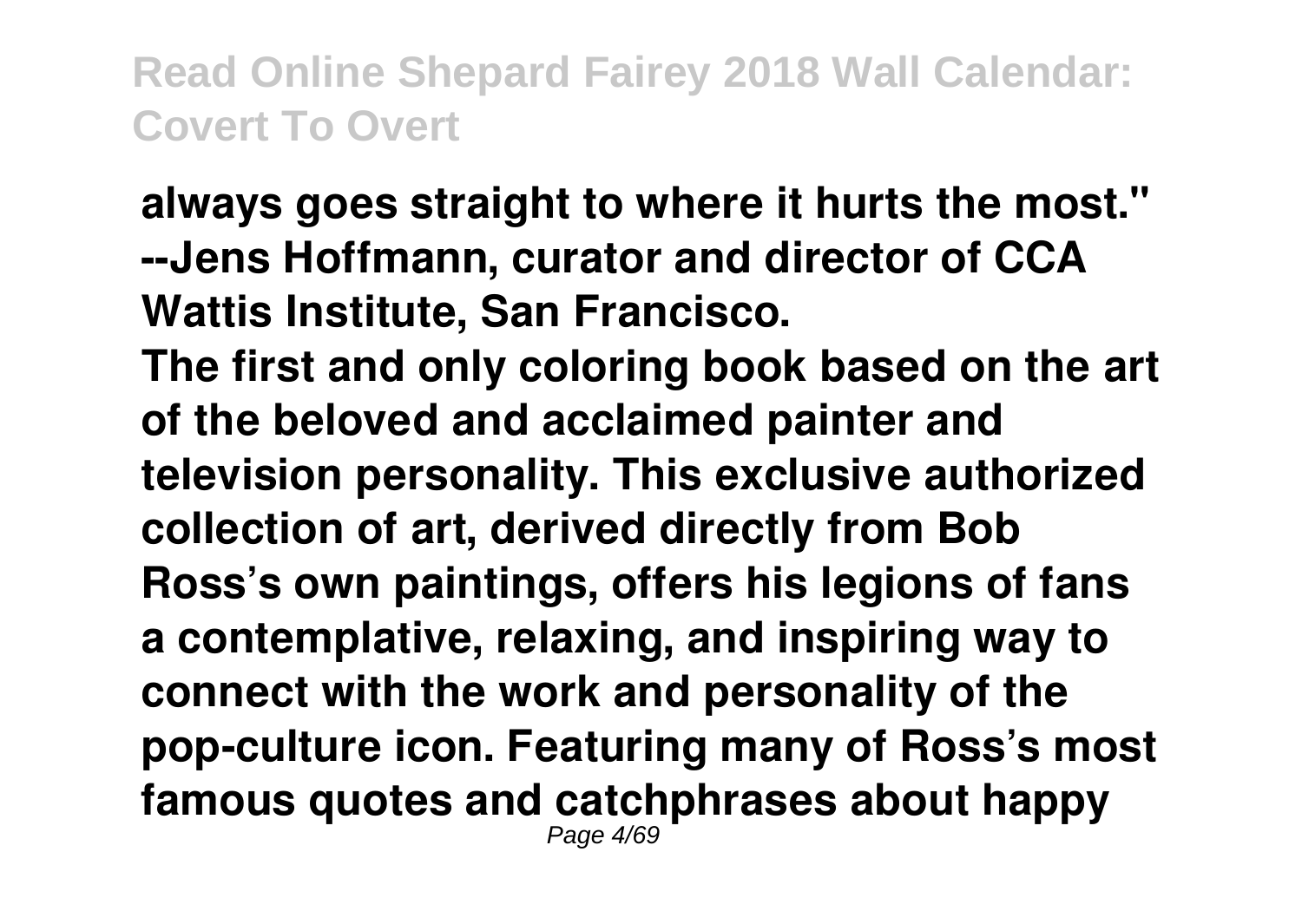**always goes straight to where it hurts the most." --Jens Hoffmann, curator and director of CCA Wattis Institute, San Francisco.**

**The first and only coloring book based on the art of the beloved and acclaimed painter and television personality. This exclusive authorized collection of art, derived directly from Bob Ross's own paintings, offers his legions of fans a contemplative, relaxing, and inspiring way to connect with the work and personality of the pop-culture icon. Featuring many of Ross's most famous quotes and catchphrases about happy**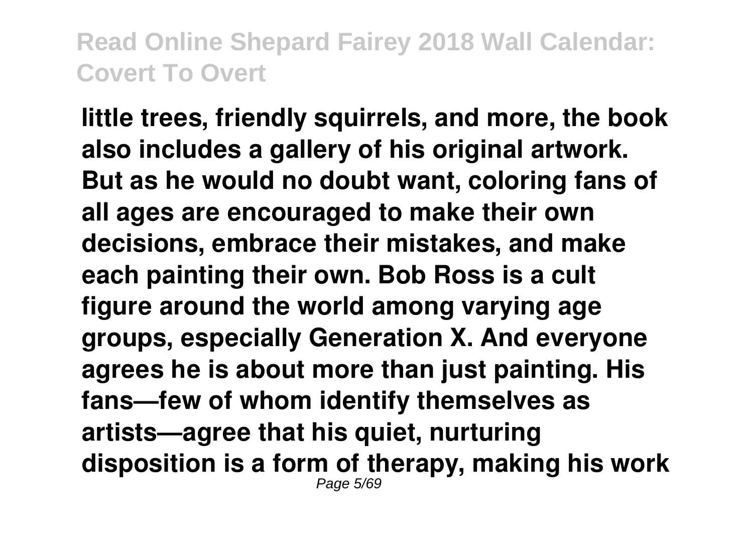**little trees, friendly squirrels, and more, the book also includes a gallery of his original artwork. But as he would no doubt want, coloring fans of all ages are encouraged to make their own decisions, embrace their mistakes, and make each painting their own. Bob Ross is a cult figure around the world among varying age groups, especially Generation X. And everyone agrees he is about more than just painting. His fans—few of whom identify themselves as artists—agree that his quiet, nurturing disposition is a form of therapy, making his work**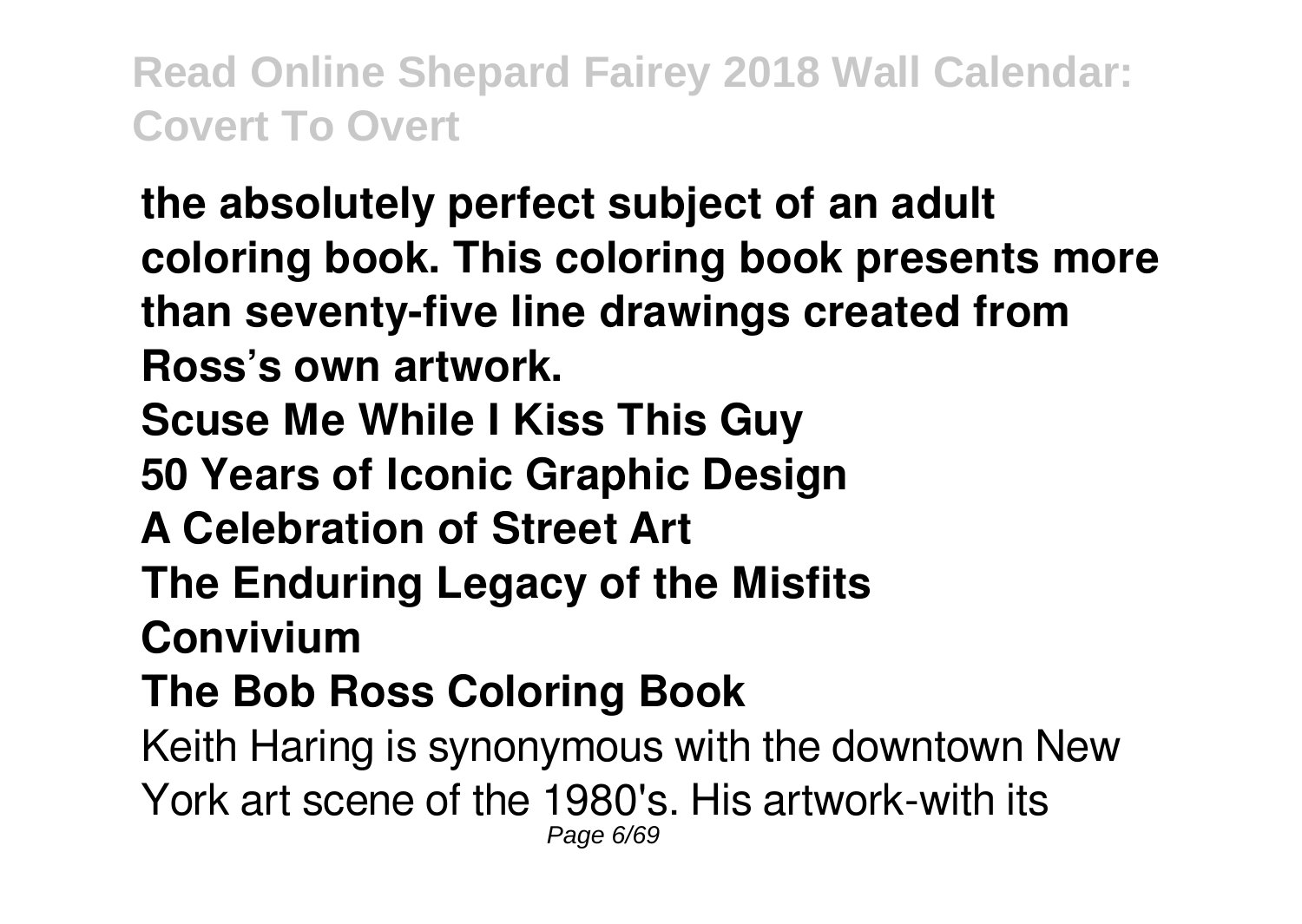**the absolutely perfect subject of an adult coloring book. This coloring book presents more than seventy-five line drawings created from Ross's own artwork.**

**Scuse Me While I Kiss This Guy**

**50 Years of Iconic Graphic Design**

**A Celebration of Street Art**

**The Enduring Legacy of the Misfits**

**Convivium**

**The Bob Ross Coloring Book**

Keith Haring is synonymous with the downtown New York art scene of the 1980's. His artwork-with its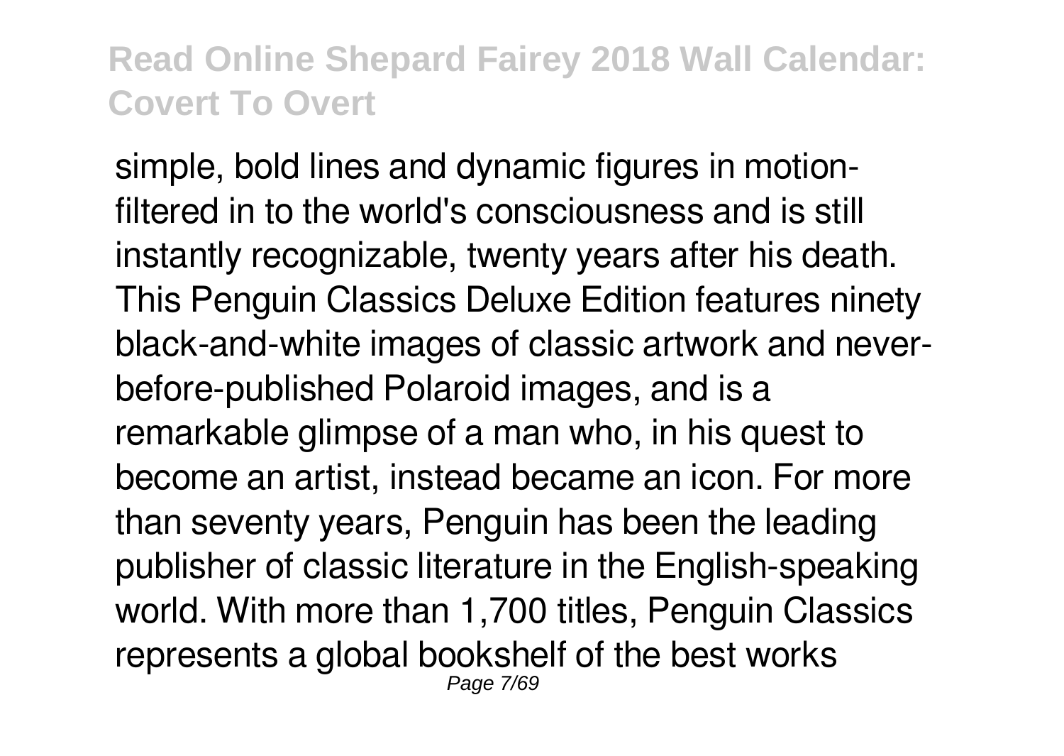simple, bold lines and dynamic figures in motion-filtered in to the world's consciousness and is still instantly recognizable, twenty years after his death. This Penguin Classics Deluxe Edition features ninety black-and-white images of classic artwork and never-before-published Polaroid images, and is a remarkable glimpse of a man who, in his quest to become an artist, instead became an icon. For more than seventy years, Penguin has been the leading publisher of classic literature in the English-speaking world. With more than 1,700 titles, Penguin Classics represents a global bookshelf of the best works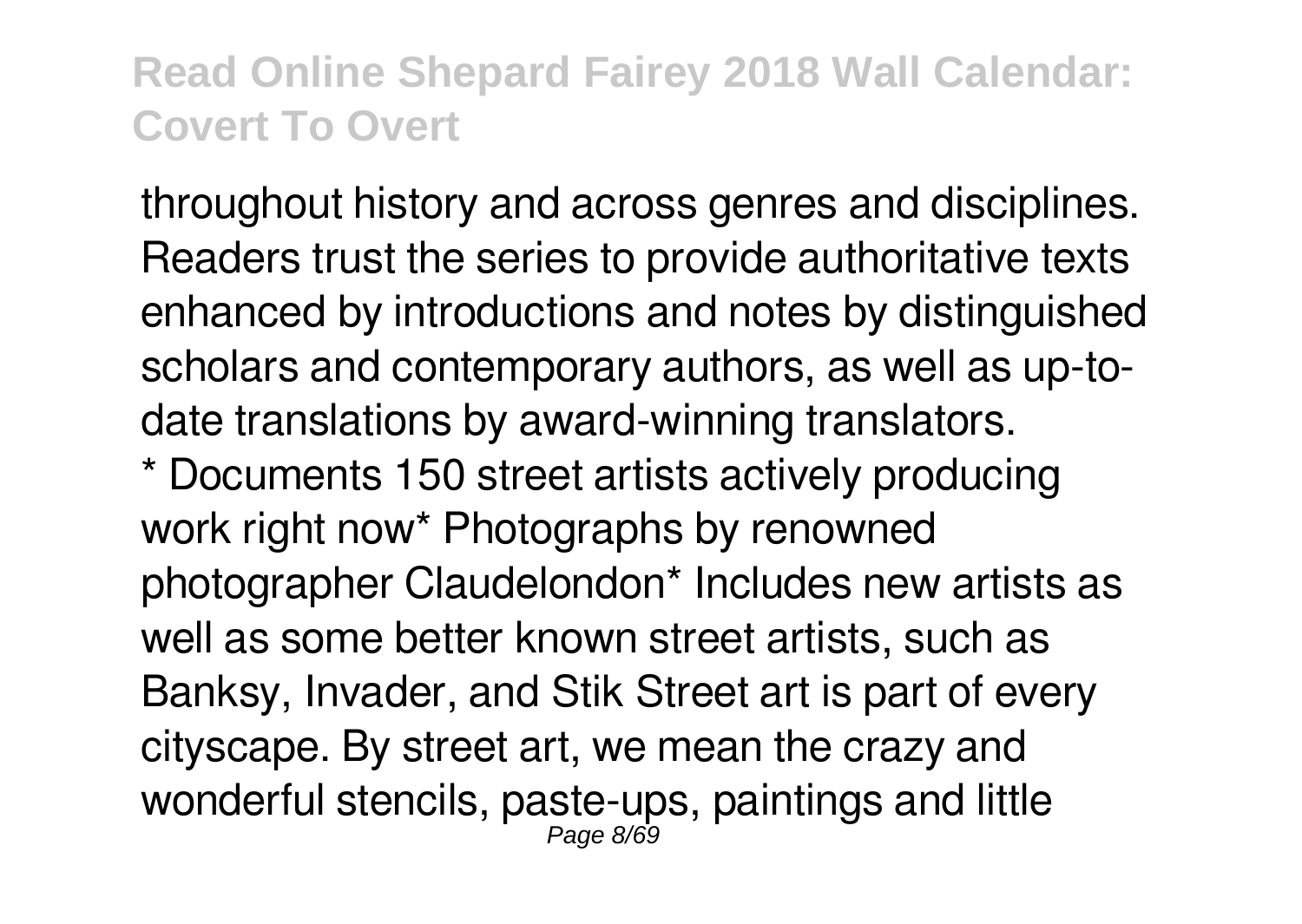throughout history and across genres and disciplines. Readers trust the series to provide authoritative texts enhanced by introductions and notes by distinguished scholars and contemporary authors, as well as up-to-date translations by award-winning translators.

* Documents 150 street artists actively producing work right now* Photographs by renowned photographer Claudelondon* Includes new artists as well as some better known street artists, such as Banksy, Invader, and Stik Street art is part of every cityscape. By street art, we mean the crazy and wonderful stencils, paste-ups, paintings and little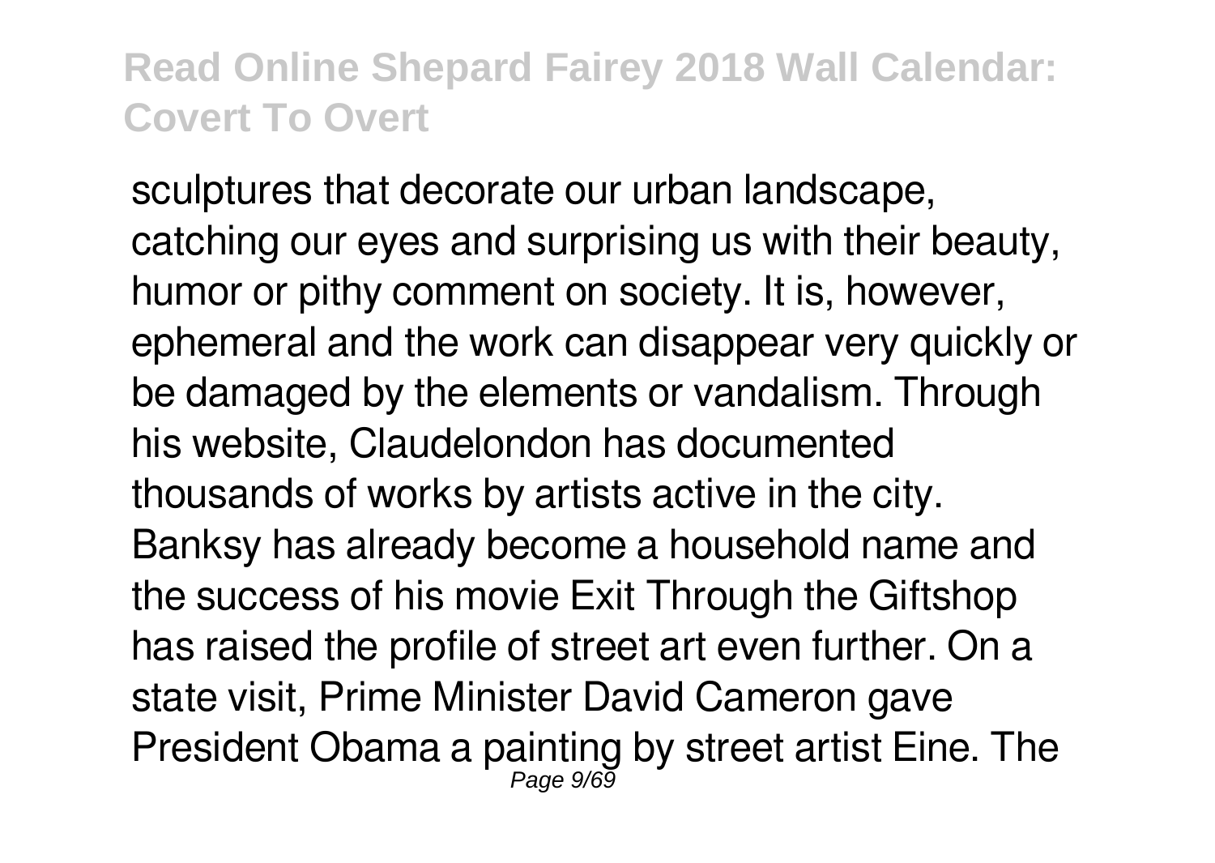sculptures that decorate our urban landscape, catching our eyes and surprising us with their beauty, humor or pithy comment on society. It is, however, ephemeral and the work can disappear very quickly or be damaged by the elements or vandalism. Through his website, Claudelondon has documented thousands of works by artists active in the city. Banksy has already become a household name and the success of his movie Exit Through the Giftshop has raised the profile of street art even further. On a state visit, Prime Minister David Cameron gave President Obama a painting by street artist Eine. The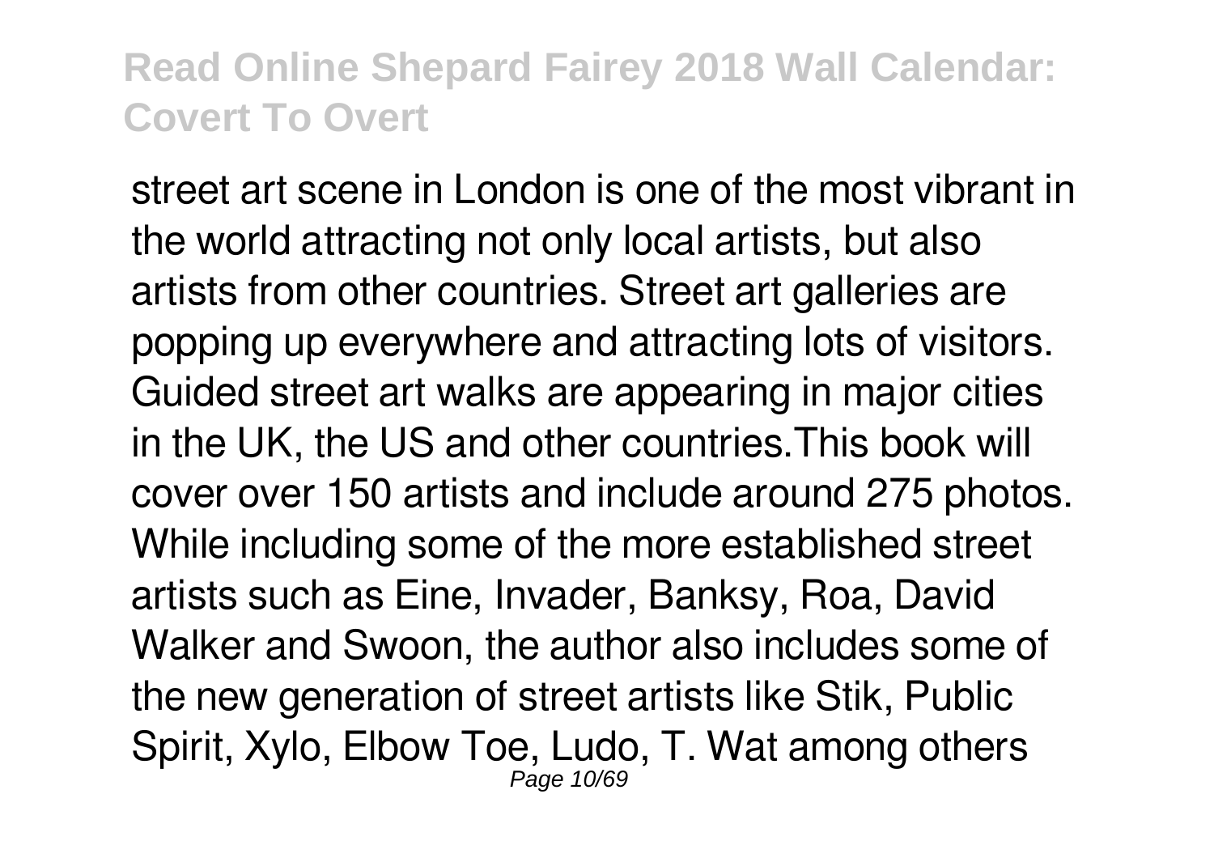street art scene in London is one of the most vibrant in the world attracting not only local artists, but also artists from other countries. Street art galleries are popping up everywhere and attracting lots of visitors. Guided street art walks are appearing in major cities in the UK, the US and other countries.This book will cover over 150 artists and include around 275 photos. While including some of the more established street artists such as Eine, Invader, Banksy, Roa, David Walker and Swoon, the author also includes some of the new generation of street artists like Stik, Public Spirit, Xylo, Elbow Toe, Ludo, T. Wat among others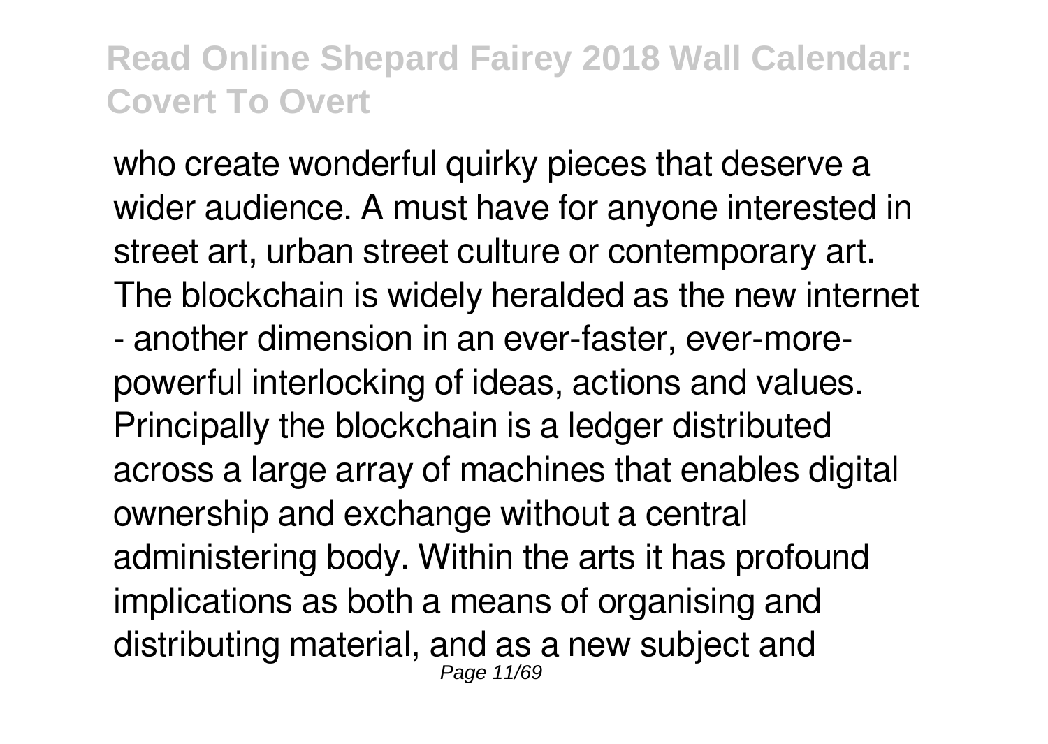who create wonderful quirky pieces that deserve a wider audience. A must have for anyone interested in street art, urban street culture or contemporary art. The blockchain is widely heralded as the new internet - another dimension in an ever-faster, ever-more-powerful interlocking of ideas, actions and values. Principally the blockchain is a ledger distributed across a large array of machines that enables digital ownership and exchange without a central administering body. Within the arts it has profound implications as both a means of organising and distributing material, and as a new subject and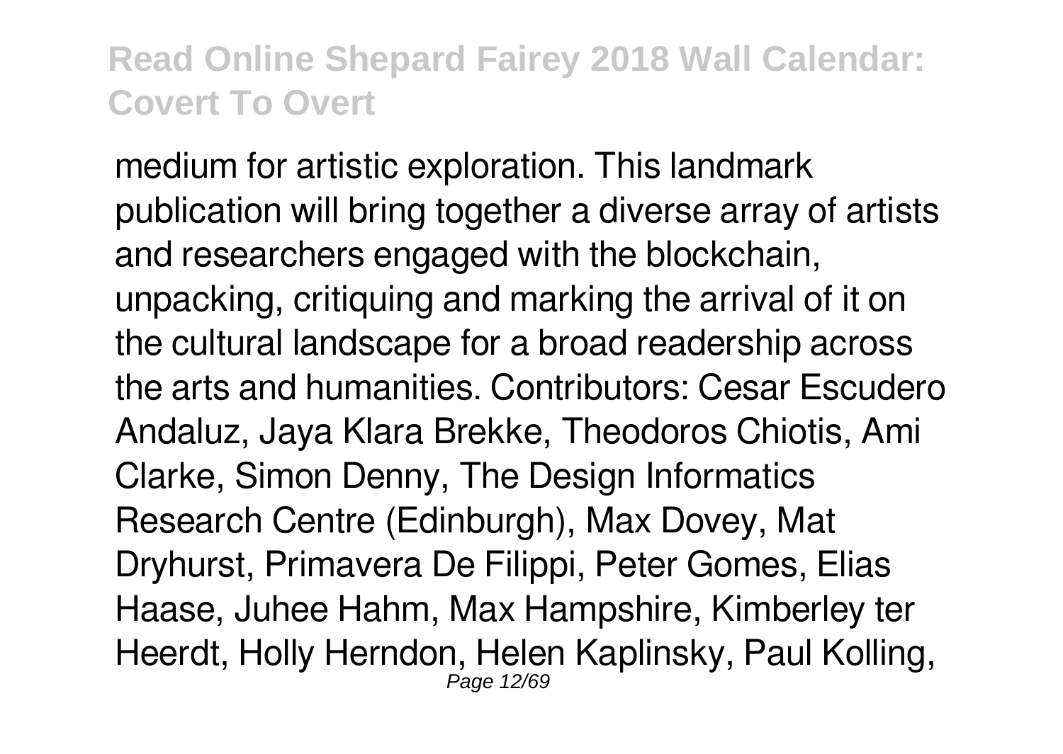medium for artistic exploration. This landmark publication will bring together a diverse array of artists and researchers engaged with the blockchain, unpacking, critiquing and marking the arrival of it on the cultural landscape for a broad readership across the arts and humanities. Contributors: Cesar Escudero Andaluz, Jaya Klara Brekke, Theodoros Chiotis, Ami Clarke, Simon Denny, The Design Informatics Research Centre (Edinburgh), Max Dovey, Mat Dryhurst, Primavera De Filippi, Peter Gomes, Elias Haase, Juhee Hahm, Max Hampshire, Kimberley ter Heerdt, Holly Herndon, Helen Kaplinsky, Paul Kolling,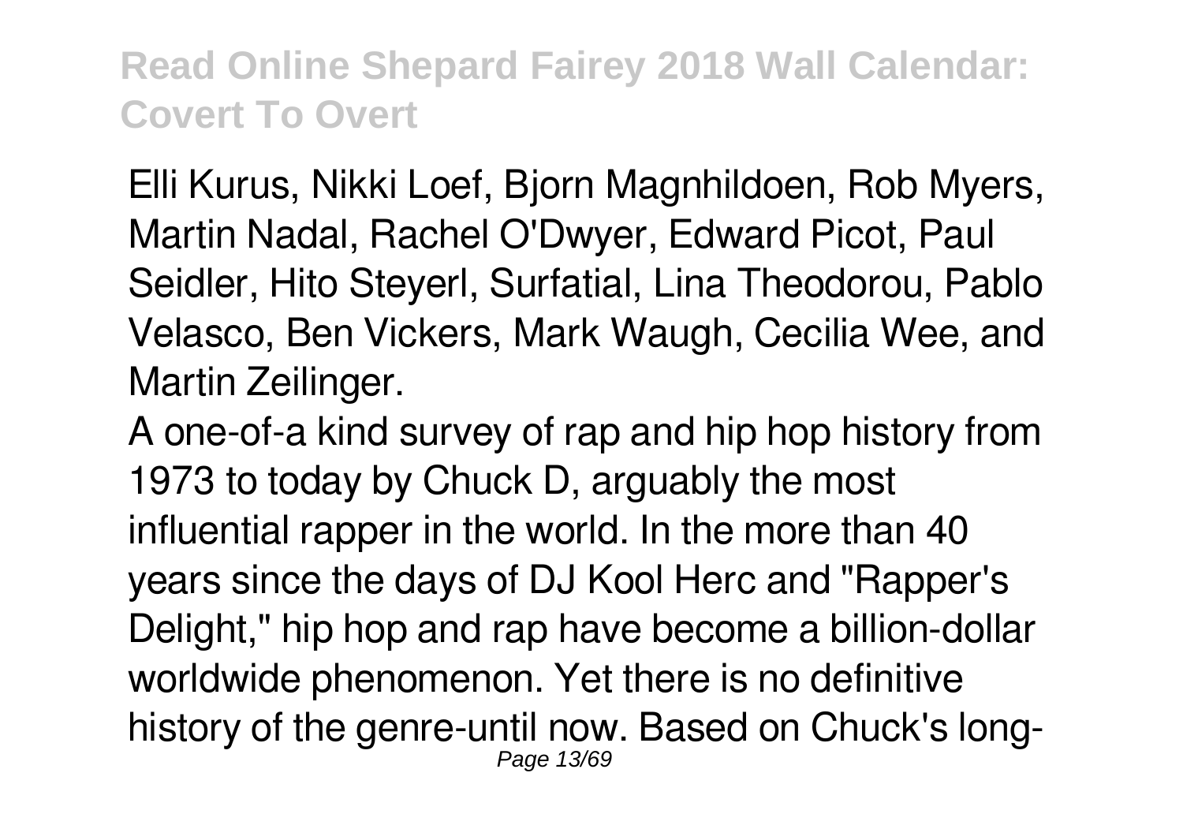Elli Kurus, Nikki Loef, Bjorn Magnhildoen, Rob Myers, Martin Nadal, Rachel O'Dwyer, Edward Picot, Paul Seidler, Hito Steyerl, Surfatial, Lina Theodorou, Pablo Velasco, Ben Vickers, Mark Waugh, Cecilia Wee, and Martin Zeilinger.

A one-of-a kind survey of rap and hip hop history from 1973 to today by Chuck D, arguably the most influential rapper in the world. In the more than 40 years since the days of DJ Kool Herc and "Rapper's Delight," hip hop and rap have become a billion-dollar worldwide phenomenon. Yet there is no definitive history of the genre-until now. Based on Chuck's long-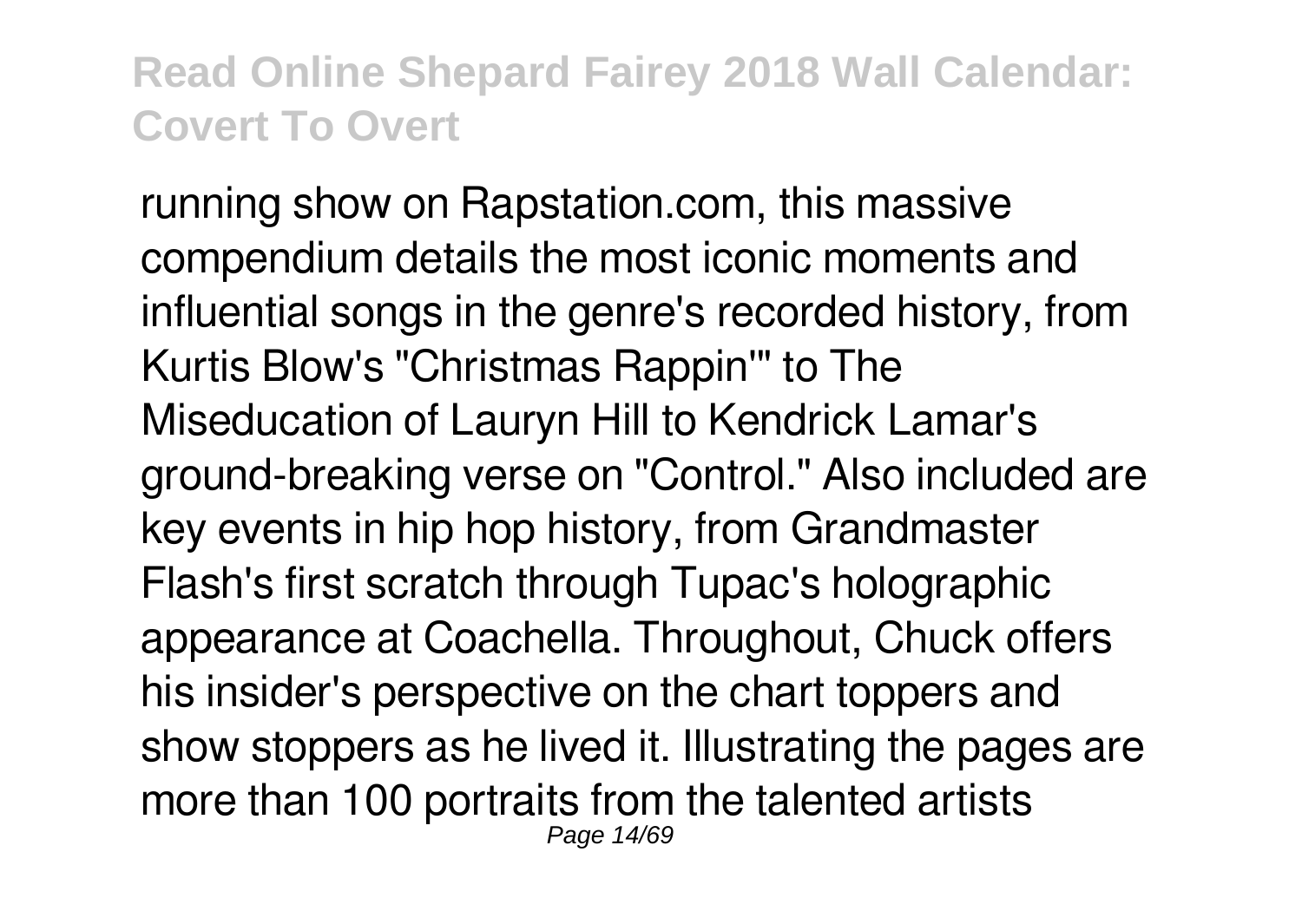running show on Rapstation.com, this massive compendium details the most iconic moments and influential songs in the genre's recorded history, from Kurtis Blow's "Christmas Rappin'" to The Miseducation of Lauryn Hill to Kendrick Lamar's ground-breaking verse on "Control." Also included are key events in hip hop history, from Grandmaster Flash's first scratch through Tupac's holographic appearance at Coachella. Throughout, Chuck offers his insider's perspective on the chart toppers and show stoppers as he lived it. Illustrating the pages are more than 100 portraits from the talented artists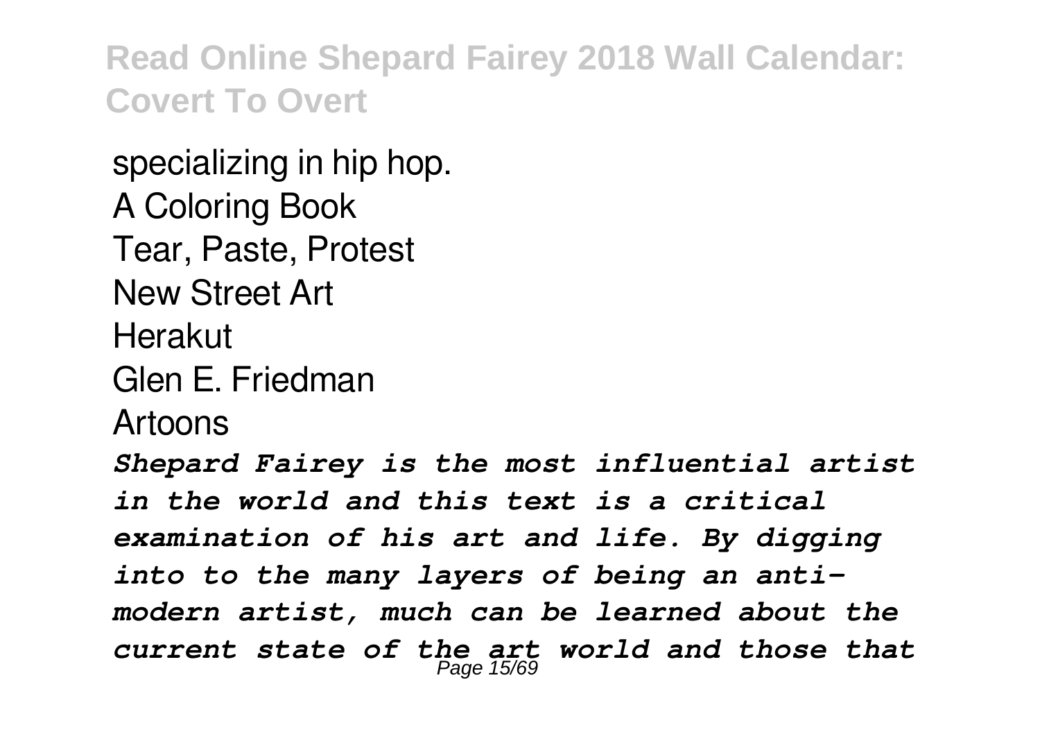specializing in hip hop.
A Coloring Book
Tear, Paste, Protest
New Street Art
Herakut
Glen E. Friedman
Artoons

***Shepard Fairey is the most influential artist in the world and this text is a critical examination of his art and life. By digging into to the many layers of being an anti-modern artist, much can be learned about the current state of the art world and those that***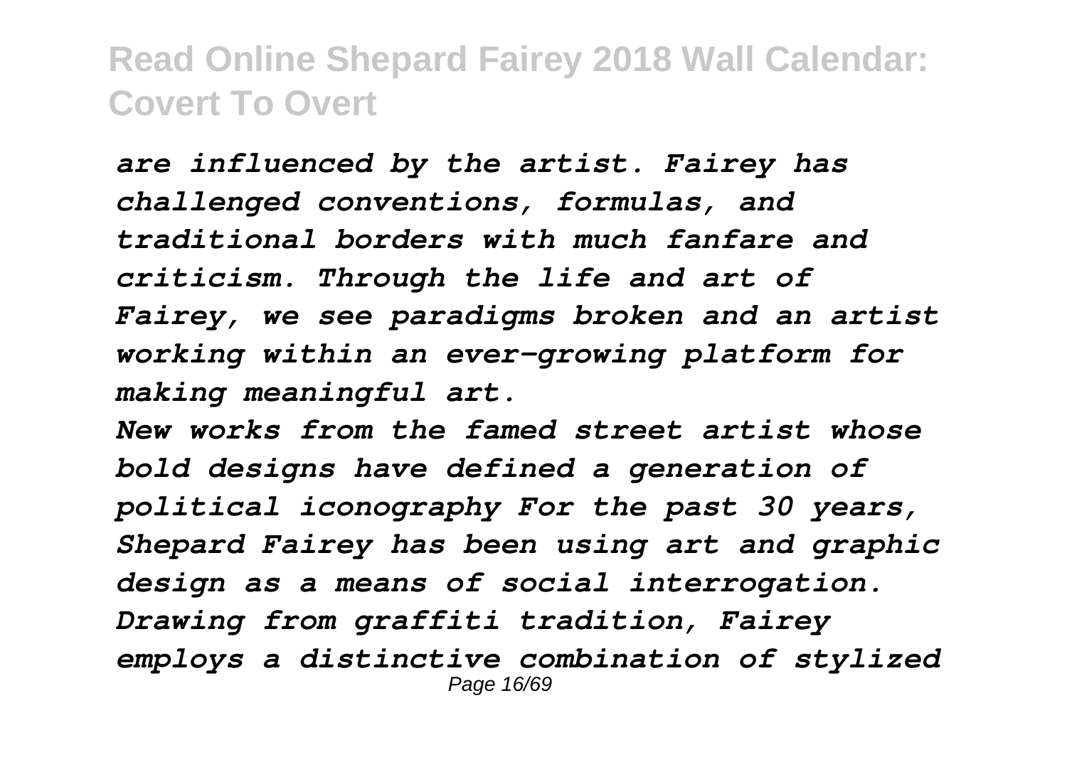*are influenced by the artist. Fairey has challenged conventions, formulas, and traditional borders with much fanfare and criticism. Through the life and art of Fairey, we see paradigms broken and an artist working within an ever-growing platform for making meaningful art.*

*New works from the famed street artist whose bold designs have defined a generation of political iconography For the past 30 years, Shepard Fairey has been using art and graphic design as a means of social interrogation. Drawing from graffiti tradition, Fairey employs a distinctive combination of stylized*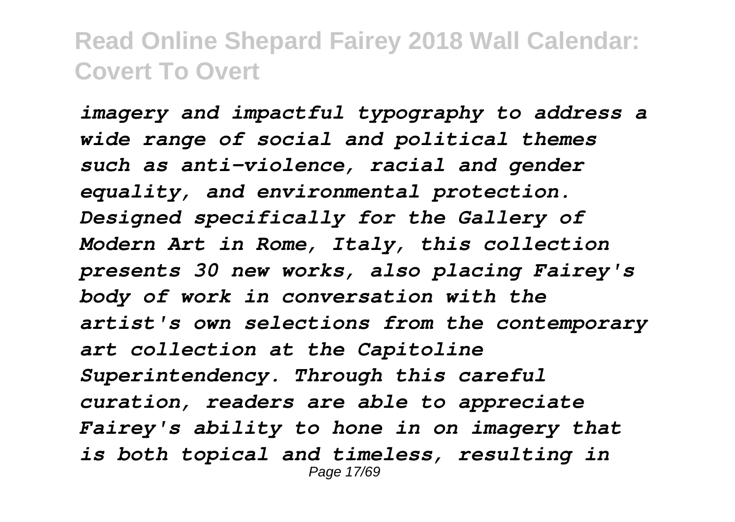*imagery and impactful typography to address a wide range of social and political themes such as anti-violence, racial and gender equality, and environmental protection. Designed specifically for the Gallery of Modern Art in Rome, Italy, this collection presents 30 new works, also placing Fairey's body of work in conversation with the artist's own selections from the contemporary art collection at the Capitoline Superintendency. Through this careful curation, readers are able to appreciate Fairey's ability to hone in on imagery that is both topical and timeless, resulting in*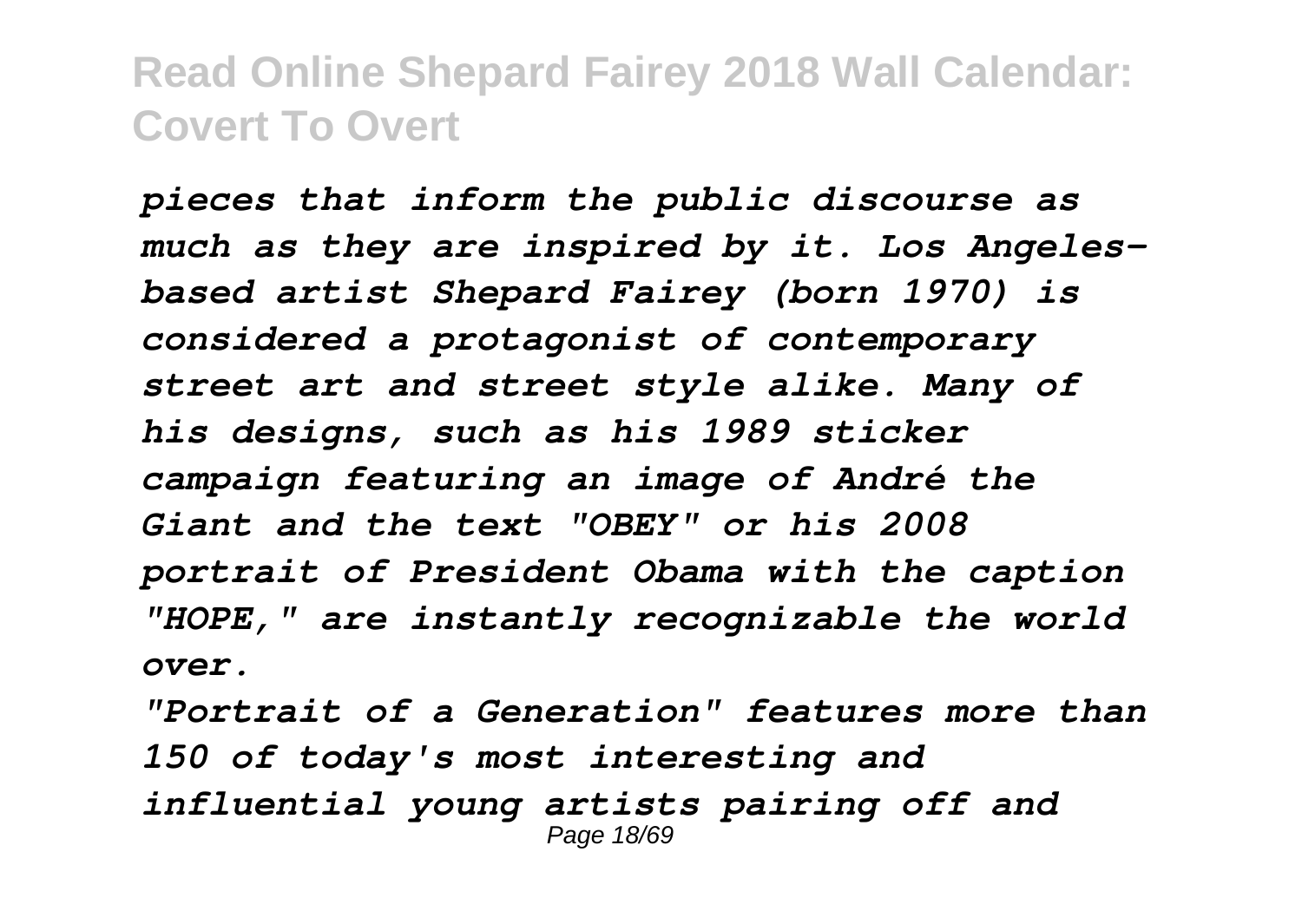*pieces that inform the public discourse as much as they are inspired by it. Los Angeles-based artist Shepard Fairey (born 1970) is considered a protagonist of contemporary street art and street style alike. Many of his designs, such as his 1989 sticker campaign featuring an image of André the Giant and the text "OBEY" or his 2008 portrait of President Obama with the caption "HOPE," are instantly recognizable the world over.*

*"Portrait of a Generation" features more than 150 of today's most interesting and influential young artists pairing off and*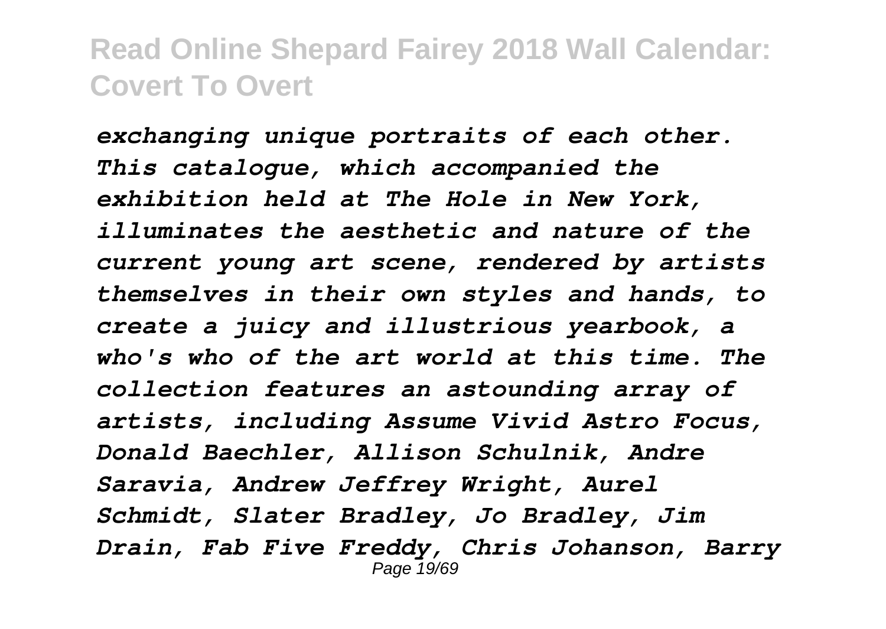*exchanging unique portraits of each other. This catalogue, which accompanied the exhibition held at The Hole in New York, illuminates the aesthetic and nature of the current young art scene, rendered by artists themselves in their own styles and hands, to create a juicy and illustrious yearbook, a who's who of the art world at this time. The collection features an astounding array of artists, including Assume Vivid Astro Focus, Donald Baechler, Allison Schulnik, Andre Saravia, Andrew Jeffrey Wright, Aurel Schmidt, Slater Bradley, Jo Bradley, Jim Drain, Fab Five Freddy, Chris Johanson, Barry*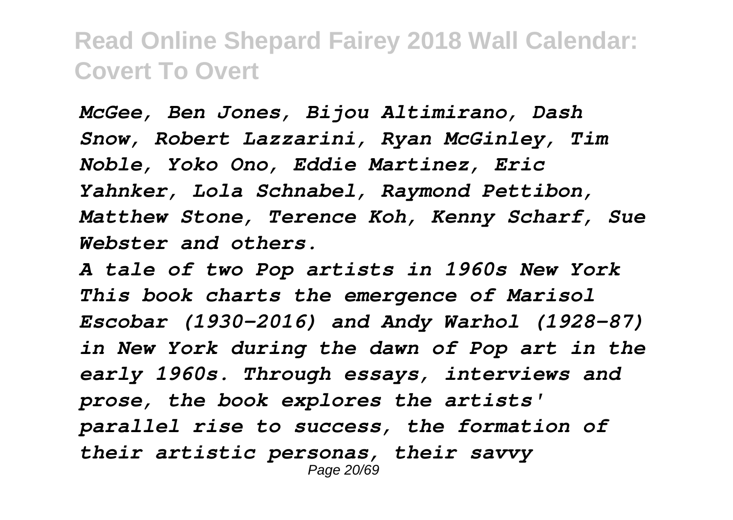*McGee, Ben Jones, Bijou Altimirano, Dash Snow, Robert Lazzarini, Ryan McGinley, Tim Noble, Yoko Ono, Eddie Martinez, Eric Yahnker, Lola Schnabel, Raymond Pettibon, Matthew Stone, Terence Koh, Kenny Scharf, Sue Webster and others.*

*A tale of two Pop artists in 1960s New York This book charts the emergence of Marisol Escobar (1930-2016) and Andy Warhol (1928-87) in New York during the dawn of Pop art in the early 1960s. Through essays, interviews and prose, the book explores the artists' parallel rise to success, the formation of their artistic personas, their savvy*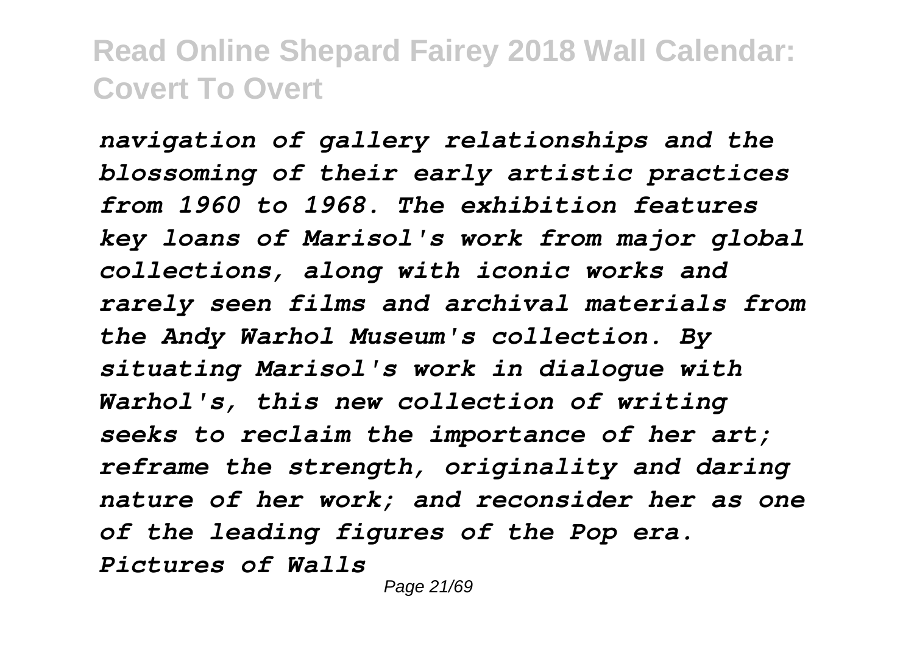*navigation of gallery relationships and the blossoming of their early artistic practices from 1960 to 1968. The exhibition features key loans of Marisol's work from major global collections, along with iconic works and rarely seen films and archival materials from the Andy Warhol Museum's collection. By situating Marisol's work in dialogue with Warhol's, this new collection of writing seeks to reclaim the importance of her art; reframe the strength, originality and daring nature of her work; and reconsider her as one of the leading figures of the Pop era.*

*Pictures of Walls*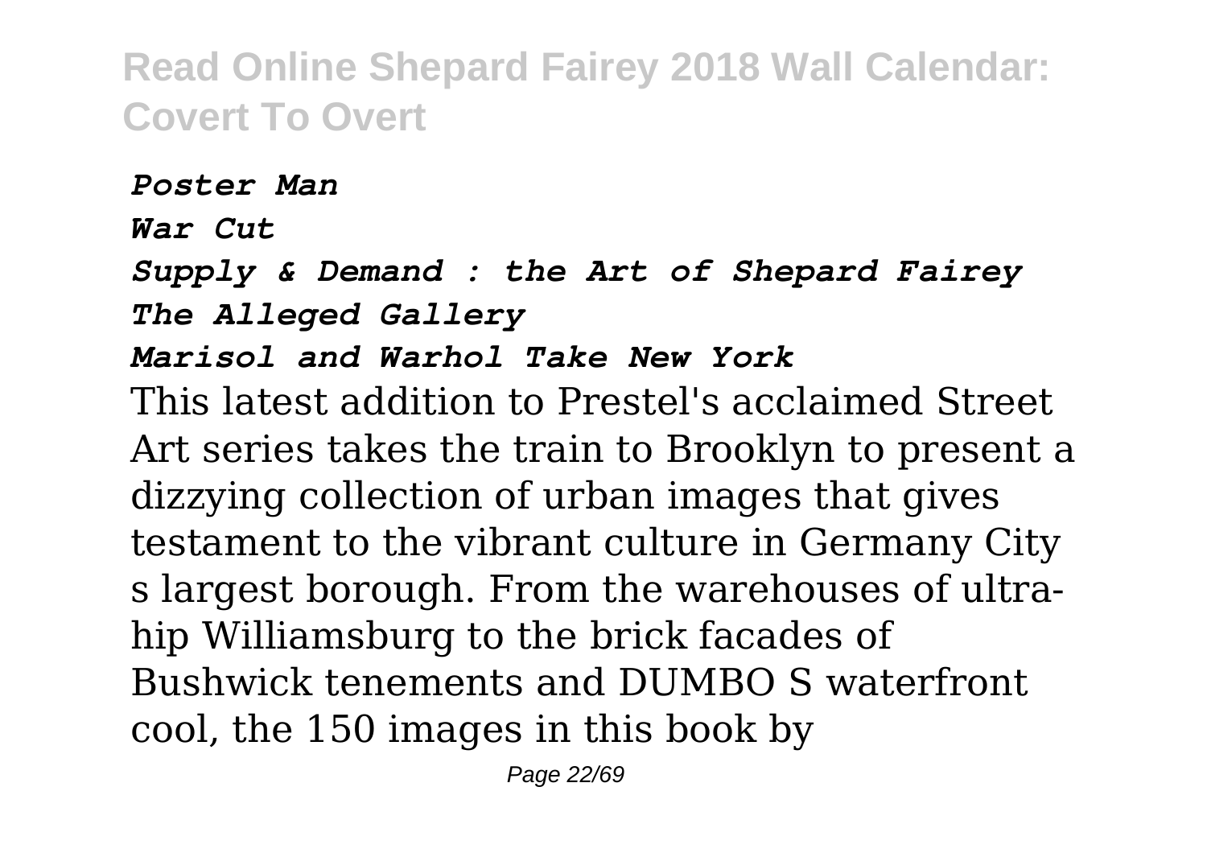*Poster Man*

*War Cut*

*Supply & Demand : the Art of Shepard Fairey*

*The Alleged Gallery*

*Marisol and Warhol Take New York*

This latest addition to Prestel's acclaimed Street Art series takes the train to Brooklyn to present a dizzying collection of urban images that gives testament to the vibrant culture in Germany City s largest borough. From the warehouses of ultra-hip Williamsburg to the brick facades of Bushwick tenements and DUMBO S waterfront cool, the 150 images in this book by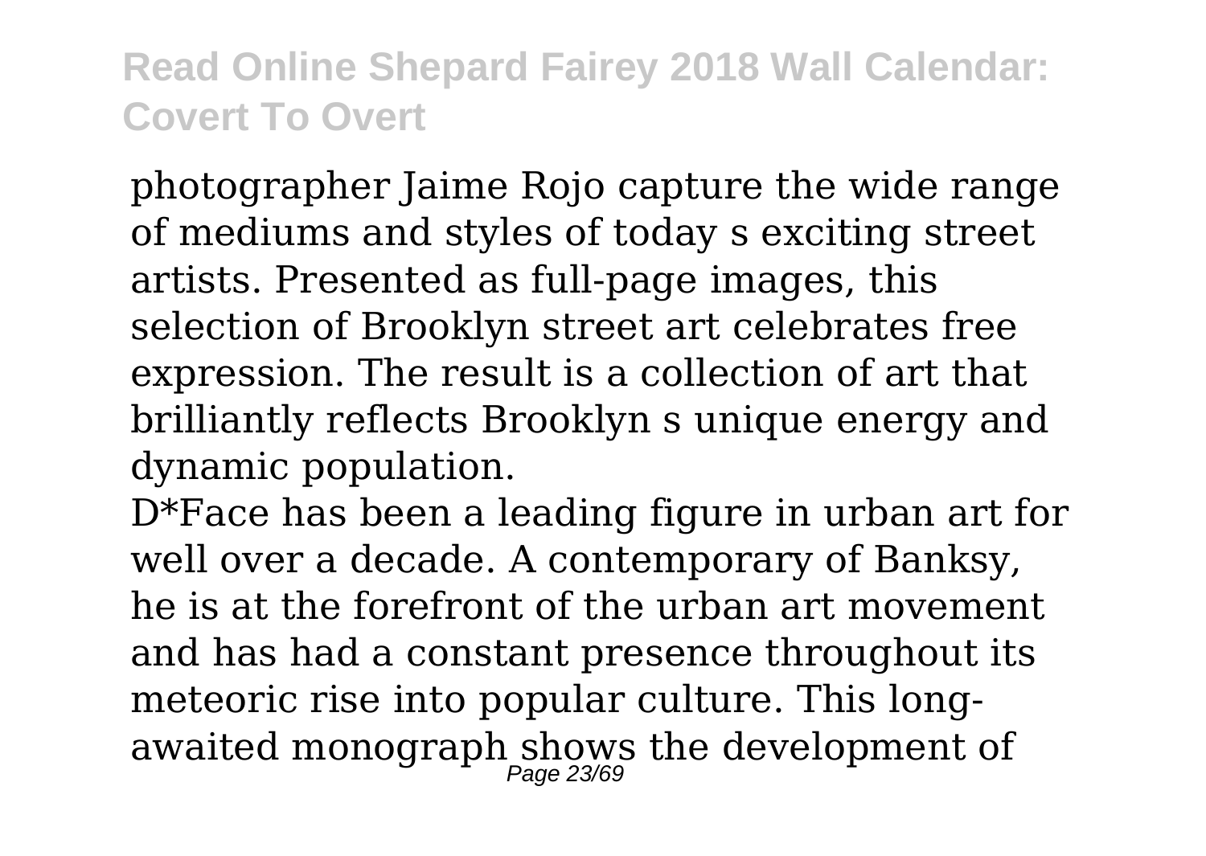photographer Jaime Rojo capture the wide range of mediums and styles of today s exciting street artists. Presented as full-page images, this selection of Brooklyn street art celebrates free expression. The result is a collection of art that brilliantly reflects Brooklyn s unique energy and dynamic population.

D*Face has been a leading figure in urban art for well over a decade. A contemporary of Banksy, he is at the forefront of the urban art movement and has had a constant presence throughout its meteoric rise into popular culture. This long-awaited monograph shows the development of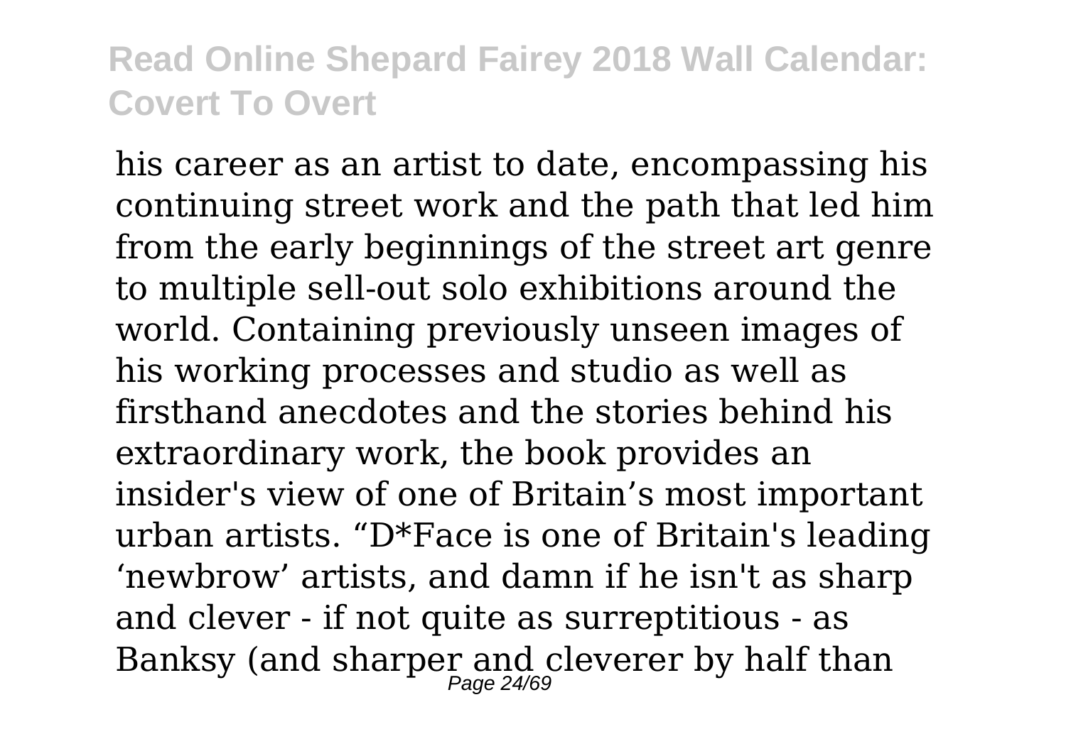his career as an artist to date, encompassing his continuing street work and the path that led him from the early beginnings of the street art genre to multiple sell-out solo exhibitions around the world. Containing previously unseen images of his working processes and studio as well as firsthand anecdotes and the stories behind his extraordinary work, the book provides an insider's view of one of Britain's most important urban artists. "D*Face is one of Britain's leading 'newbrow' artists, and damn if he isn't as sharp and clever - if not quite as surreptitious - as Banksy (and sharper and cleverer by half than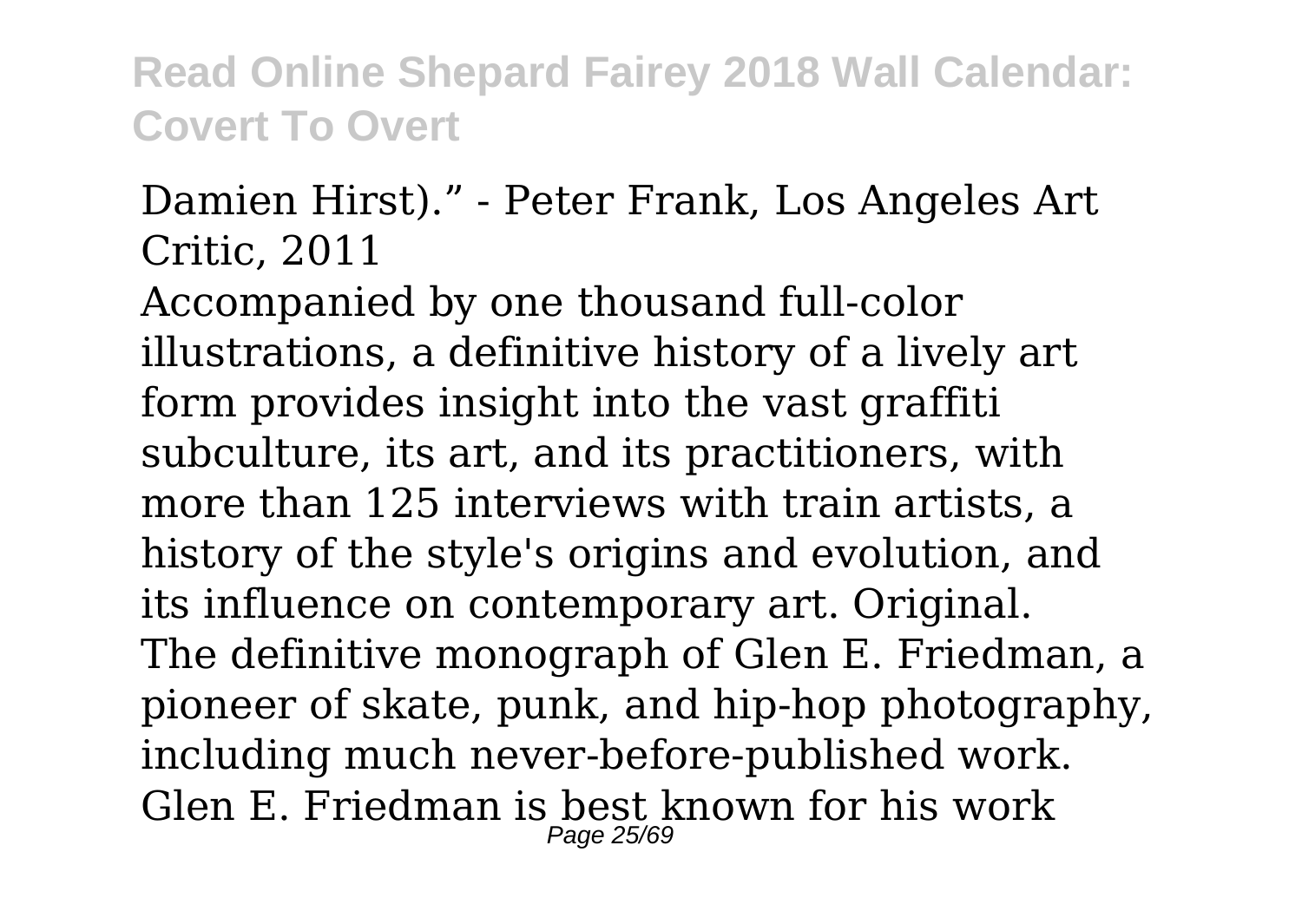Damien Hirst)." - Peter Frank, Los Angeles Art Critic, 2011

Accompanied by one thousand full-color illustrations, a definitive history of a lively art form provides insight into the vast graffiti subculture, its art, and its practitioners, with more than 125 interviews with train artists, a history of the style's origins and evolution, and its influence on contemporary art. Original.

The definitive monograph of Glen E. Friedman, a pioneer of skate, punk, and hip-hop photography, including much never-before-published work. Glen E. Friedman is best known for his work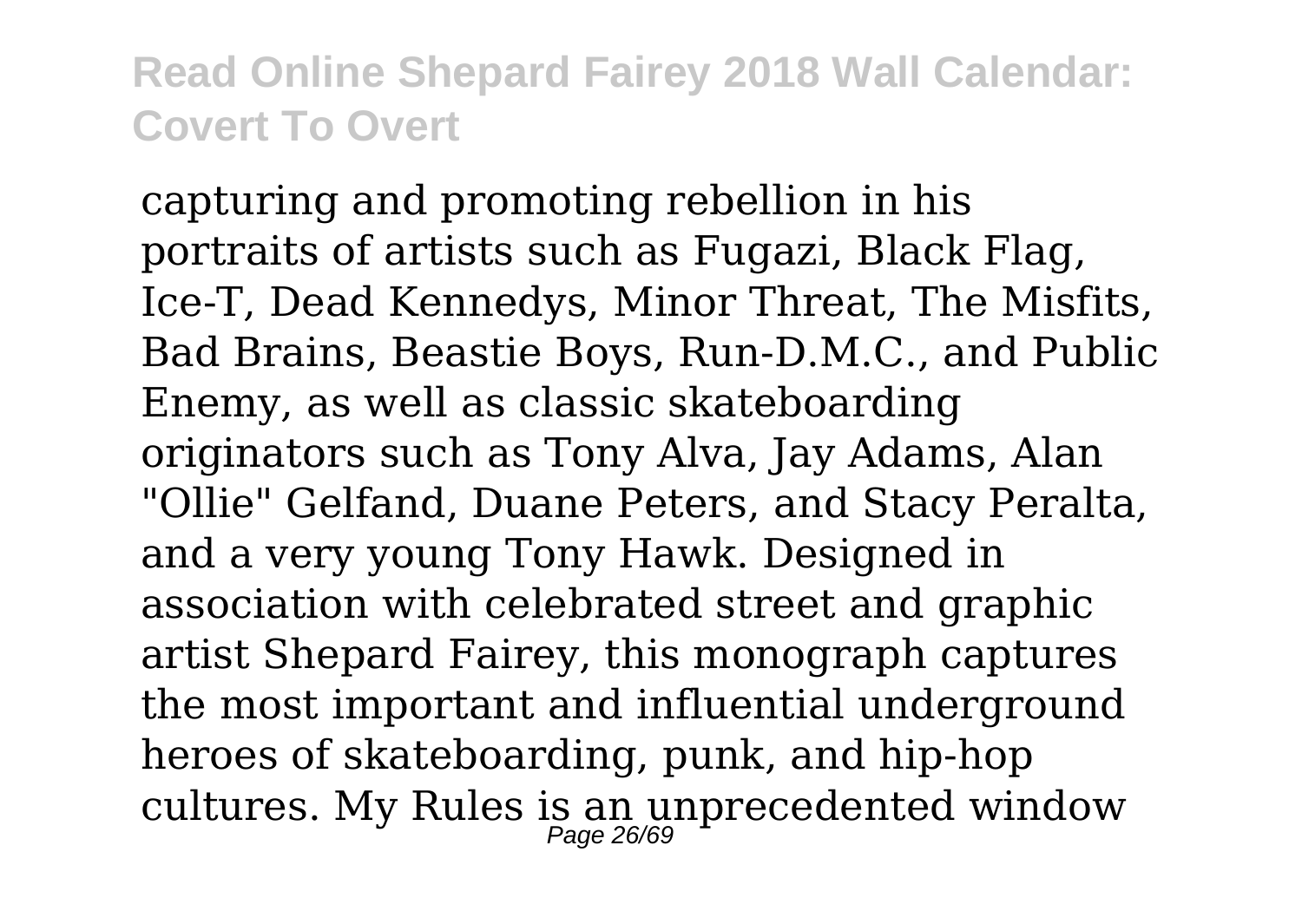capturing and promoting rebellion in his portraits of artists such as Fugazi, Black Flag, Ice-T, Dead Kennedys, Minor Threat, The Misfits, Bad Brains, Beastie Boys, Run-D.M.C., and Public Enemy, as well as classic skateboarding originators such as Tony Alva, Jay Adams, Alan "Ollie" Gelfand, Duane Peters, and Stacy Peralta, and a very young Tony Hawk. Designed in association with celebrated street and graphic artist Shepard Fairey, this monograph captures the most important and influential underground heroes of skateboarding, punk, and hip-hop cultures. My Rules is an unprecedented window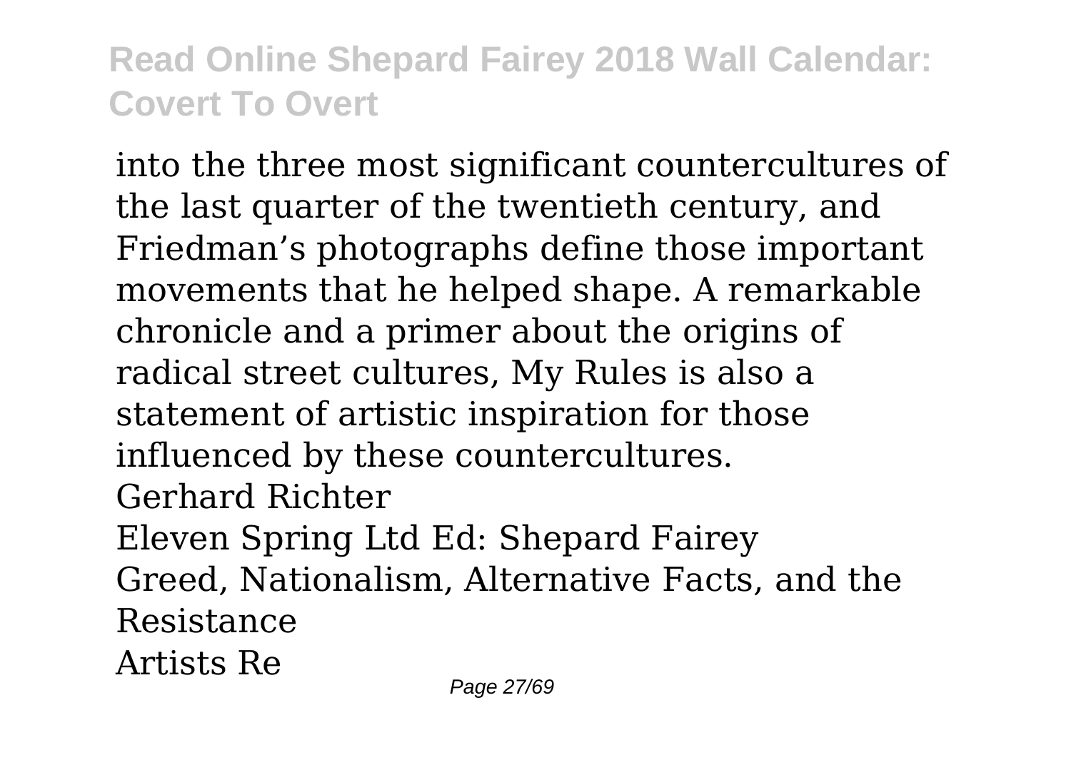into the three most significant countercultures of the last quarter of the twentieth century, and Friedman's photographs define those important movements that he helped shape. A remarkable chronicle and a primer about the origins of radical street cultures, My Rules is also a statement of artistic inspiration for those influenced by these countercultures.

Gerhard Richter

Eleven Spring Ltd Ed: Shepard Fairey

Greed, Nationalism, Alternative Facts, and the Resistance

Artists Re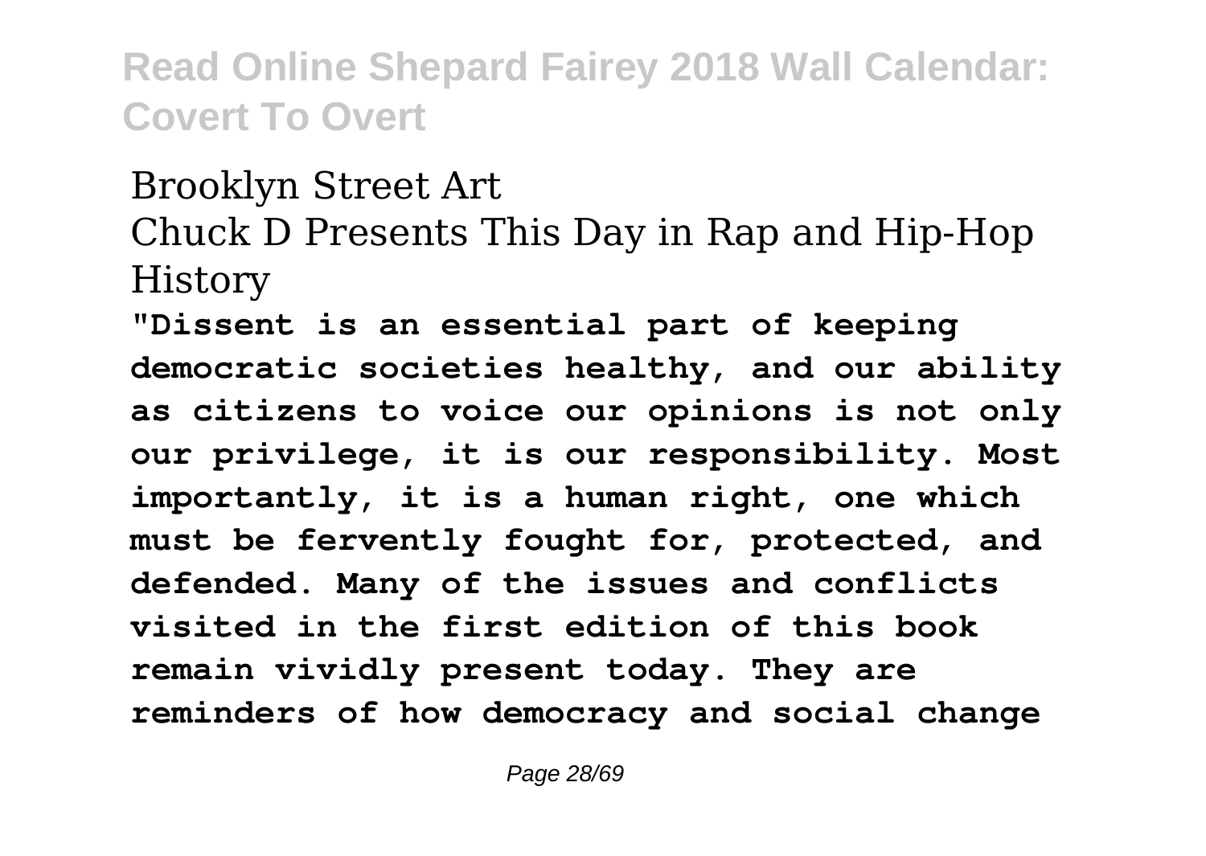Brooklyn Street Art
Chuck D Presents This Day in Rap and Hip-Hop History

**"Dissent is an essential part of keeping democratic societies healthy, and our ability as citizens to voice our opinions is not only our privilege, it is our responsibility. Most importantly, it is a human right, one which must be fervently fought for, protected, and defended. Many of the issues and conflicts visited in the first edition of this book remain vividly present today. They are reminders of how democracy and social change**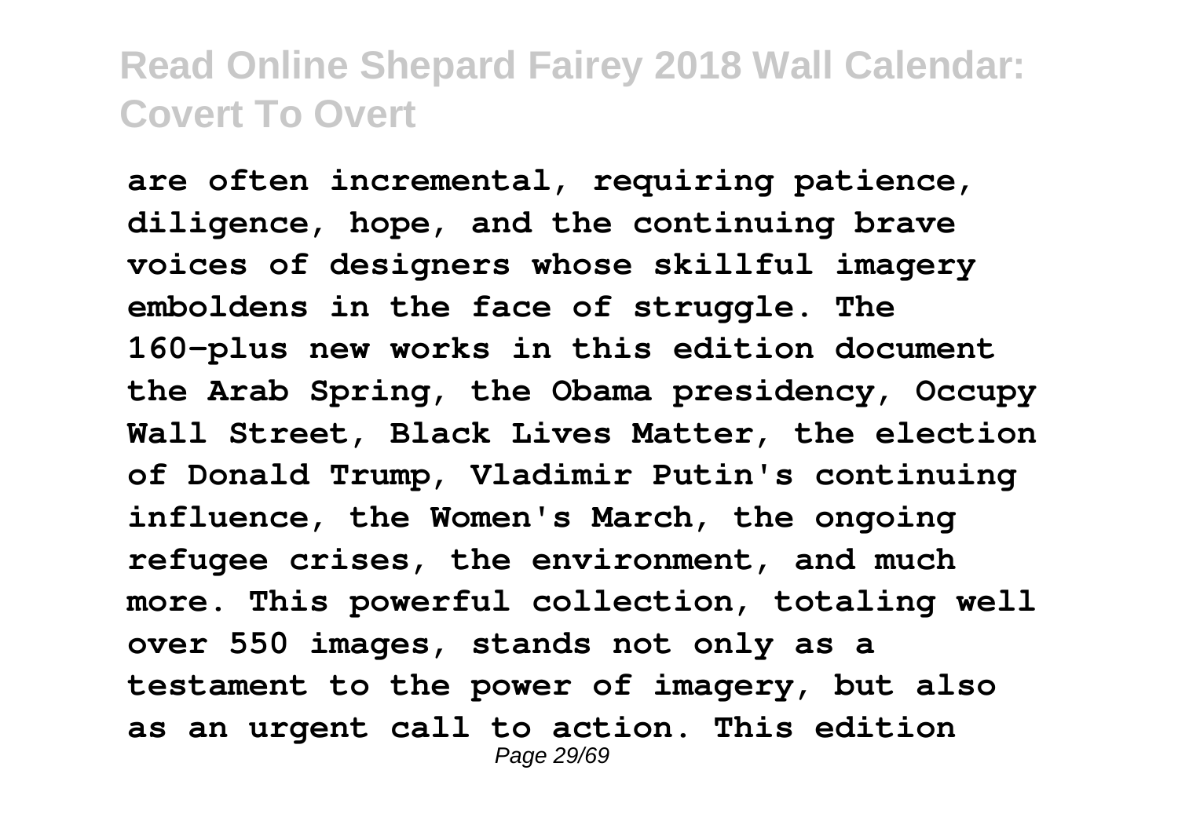**are often incremental, requiring patience, diligence, hope, and the continuing brave voices of designers whose skillful imagery emboldens in the face of struggle. The 160-plus new works in this edition document the Arab Spring, the Obama presidency, Occupy Wall Street, Black Lives Matter, the election of Donald Trump, Vladimir Putin's continuing influence, the Women's March, the ongoing refugee crises, the environment, and much more. This powerful collection, totaling well over 550 images, stands not only as a testament to the power of imagery, but also as an urgent call to action. This edition**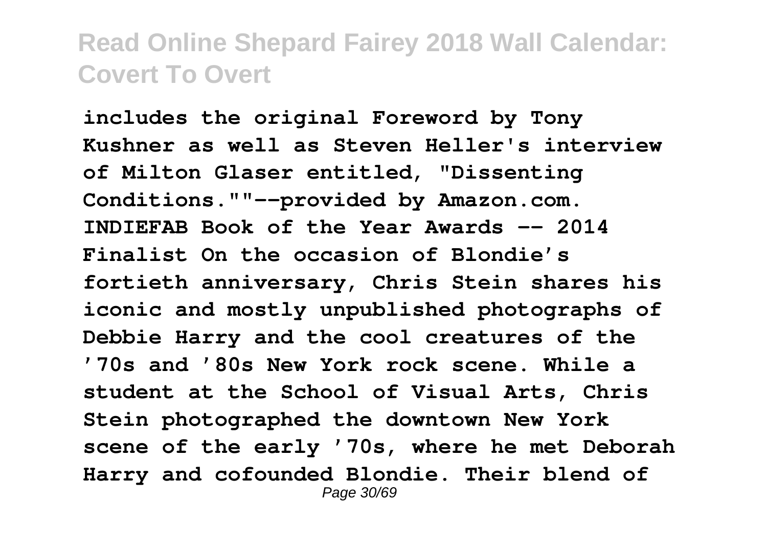**includes the original Foreword by Tony Kushner as well as Steven Heller's interview of Milton Glaser entitled, "Dissenting Conditions.""--provided by Amazon.com. INDIEFAB Book of the Year Awards -- 2014 Finalist On the occasion of Blondie's fortieth anniversary, Chris Stein shares his iconic and mostly unpublished photographs of Debbie Harry and the cool creatures of the '70s and '80s New York rock scene. While a student at the School of Visual Arts, Chris Stein photographed the downtown New York scene of the early '70s, where he met Deborah Harry and cofounded Blondie. Their blend of**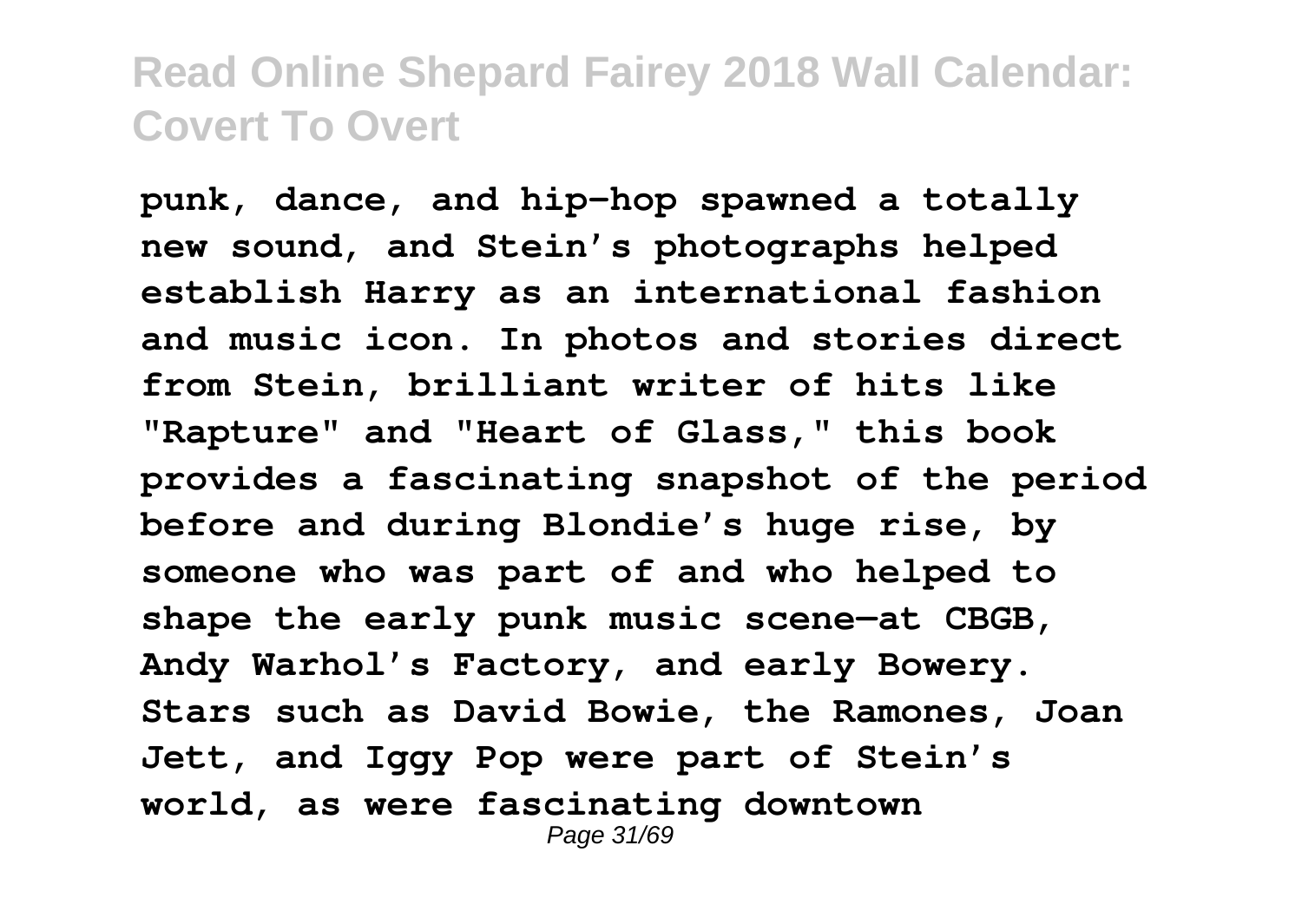punk, dance, and hip-hop spawned a totally new sound, and Stein's photographs helped establish Harry as an international fashion and music icon. In photos and stories direct from Stein, brilliant writer of hits like "Rapture" and "Heart of Glass," this book provides a fascinating snapshot of the period before and during Blondie's huge rise, by someone who was part of and who helped to shape the early punk music scene—at CBGB, Andy Warhol's Factory, and early Bowery. Stars such as David Bowie, the Ramones, Joan Jett, and Iggy Pop were part of Stein's world, as were fascinating downtown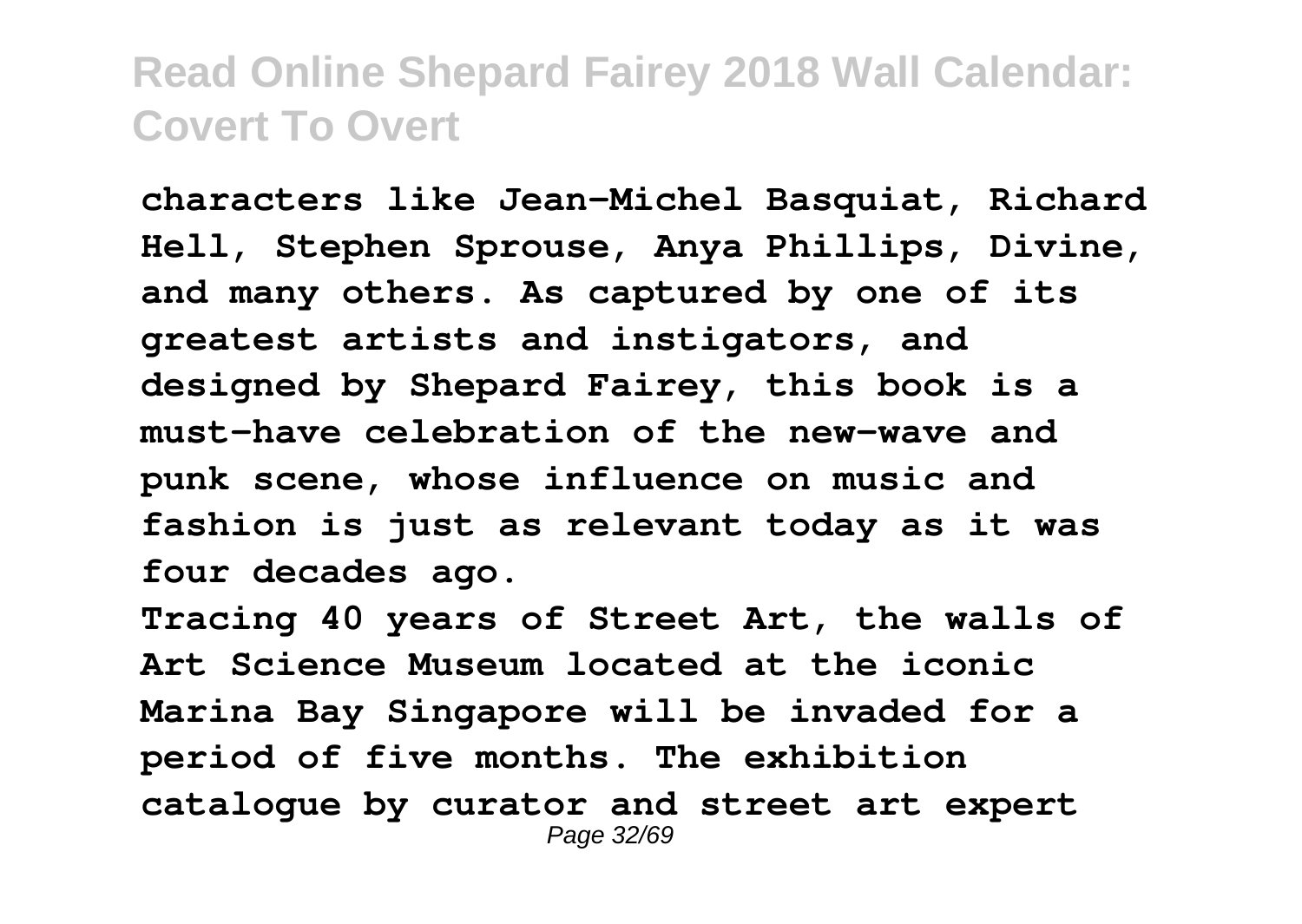characters like Jean-Michel Basquiat, Richard Hell, Stephen Sprouse, Anya Phillips, Divine, and many others. As captured by one of its greatest artists and instigators, and designed by Shepard Fairey, this book is a must-have celebration of the new-wave and punk scene, whose influence on music and fashion is just as relevant today as it was four decades ago.

Tracing 40 years of Street Art, the walls of Art Science Museum located at the iconic Marina Bay Singapore will be invaded for a period of five months. The exhibition catalogue by curator and street art expert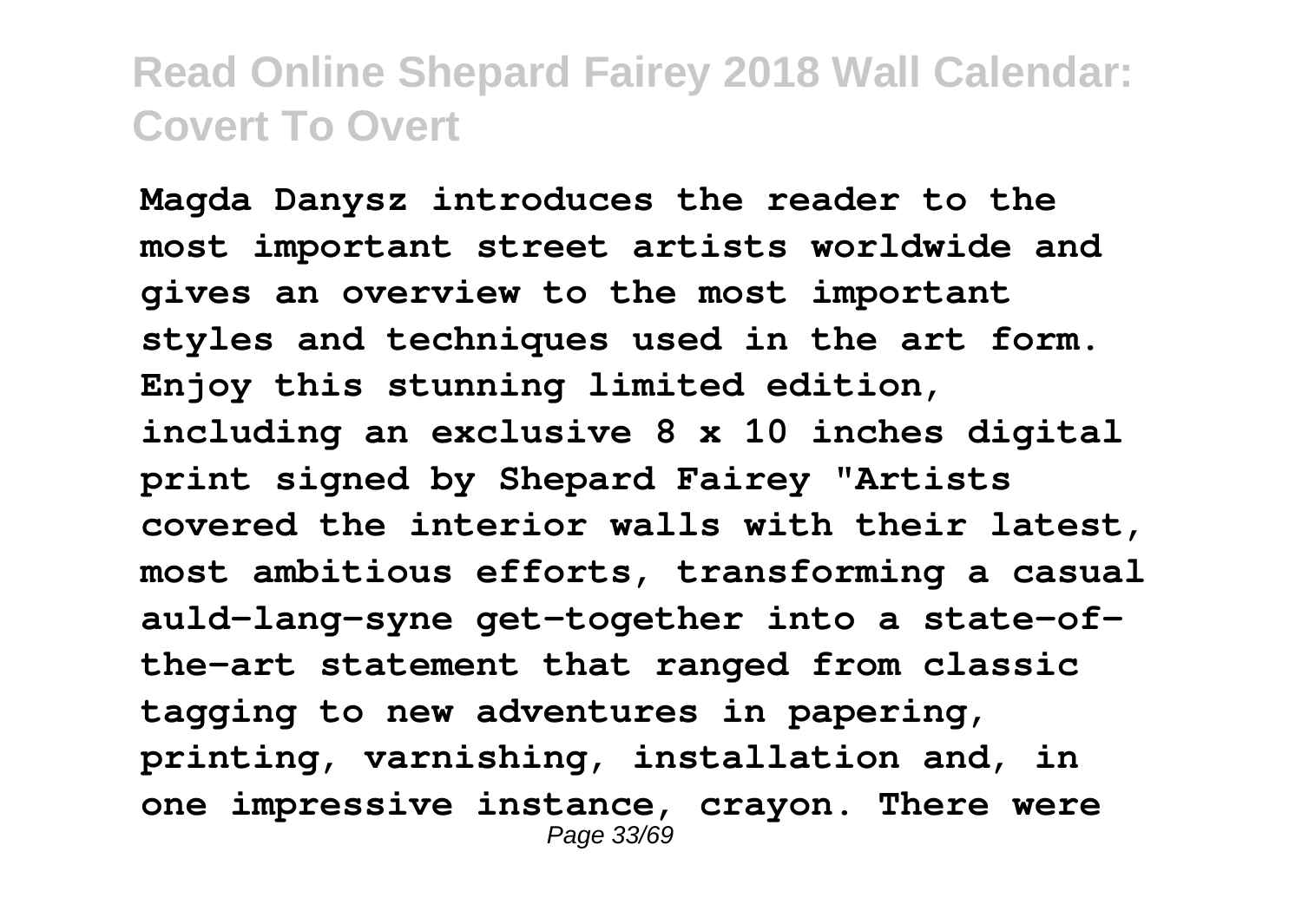**Magda Danysz introduces the reader to the most important street artists worldwide and gives an overview to the most important styles and techniques used in the art form. Enjoy this stunning limited edition, including an exclusive 8 x 10 inches digital print signed by Shepard Fairey "Artists covered the interior walls with their latest, most ambitious efforts, transforming a casual auld-lang-syne get-together into a state-of-the-art statement that ranged from classic tagging to new adventures in papering, printing, varnishing, installation and, in one impressive instance, crayon. There were**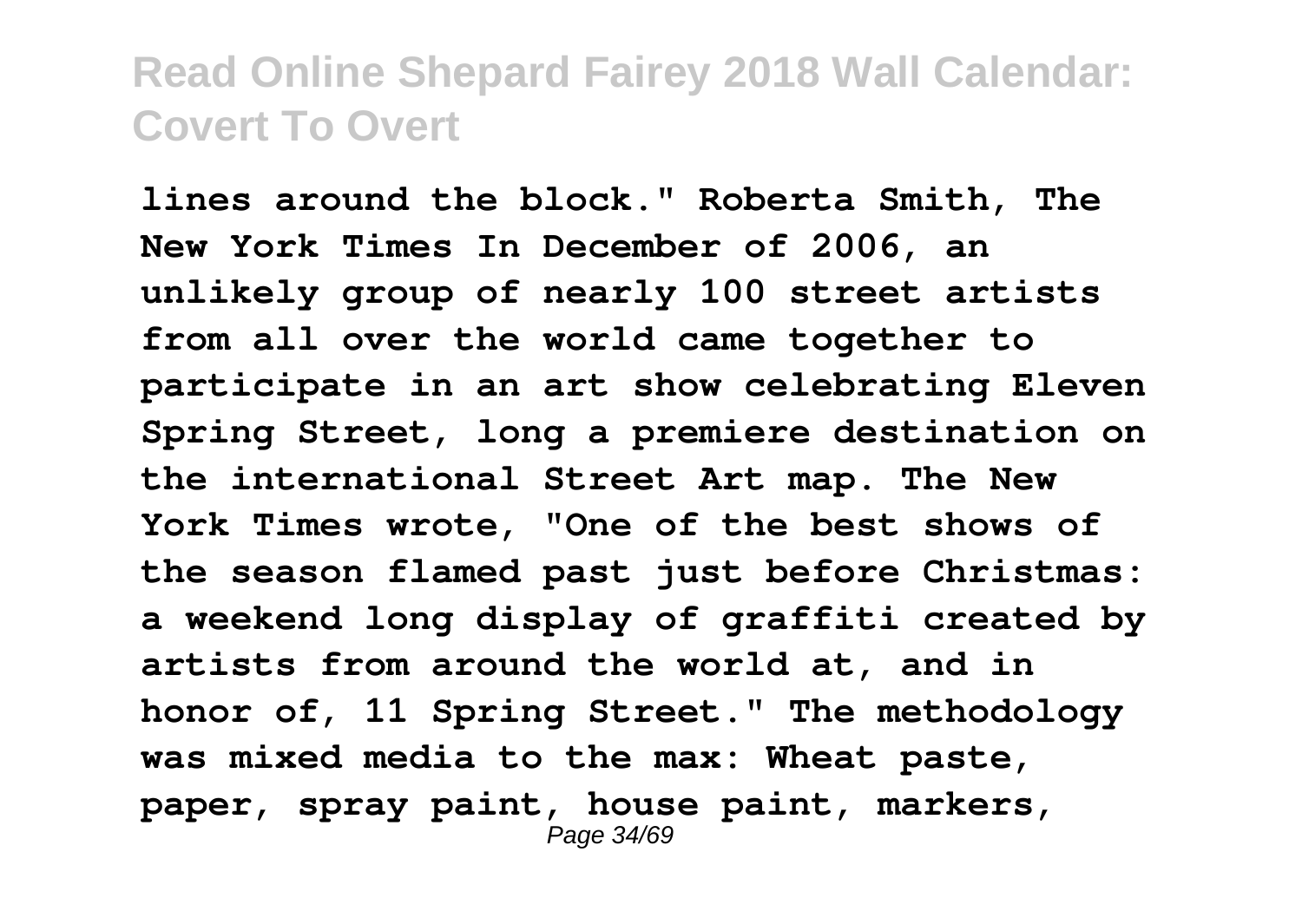**lines around the block." Roberta Smith, The New York Times In December of 2006, an unlikely group of nearly 100 street artists from all over the world came together to participate in an art show celebrating Eleven Spring Street, long a premiere destination on the international Street Art map. The New York Times wrote, "One of the best shows of the season flamed past just before Christmas: a weekend long display of graffiti created by artists from around the world at, and in honor of, 11 Spring Street." The methodology was mixed media to the max: Wheat paste, paper, spray paint, house paint, markers,**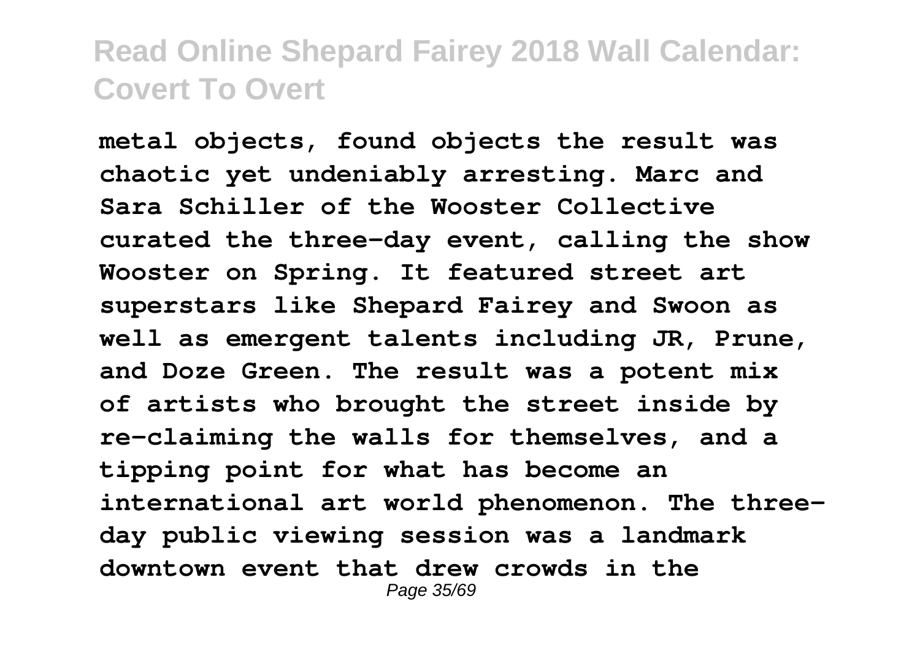**metal objects, found objects the result was chaotic yet undeniably arresting. Marc and Sara Schiller of the Wooster Collective curated the three-day event, calling the show Wooster on Spring. It featured street art superstars like Shepard Fairey and Swoon as well as emergent talents including JR, Prune, and Doze Green. The result was a potent mix of artists who brought the street inside by re-claiming the walls for themselves, and a tipping point for what has become an international art world phenomenon. The three-day public viewing session was a landmark downtown event that drew crowds in the**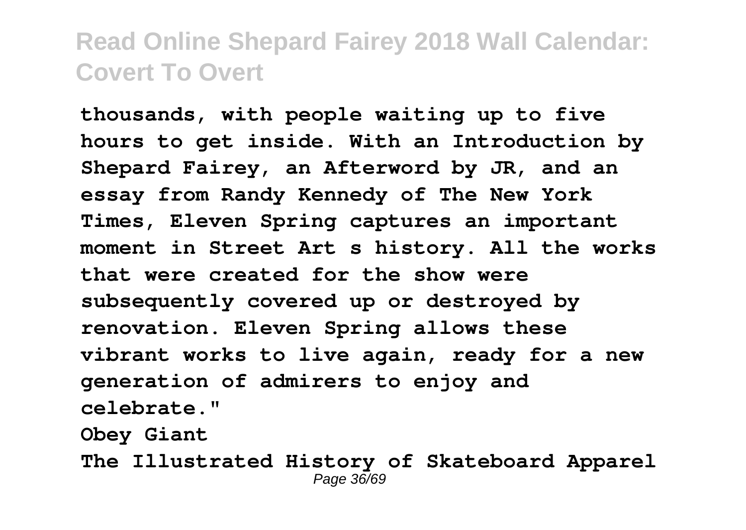thousands, with people waiting up to five hours to get inside. With an Introduction by Shepard Fairey, an Afterword by JR, and an essay from Randy Kennedy of The New York Times, Eleven Spring captures an important moment in Street Art s history. All the works that were created for the show were subsequently covered up or destroyed by renovation. Eleven Spring allows these vibrant works to live again, ready for a new generation of admirers to enjoy and celebrate."

**Obey Giant**

**The Illustrated History of Skateboard Apparel**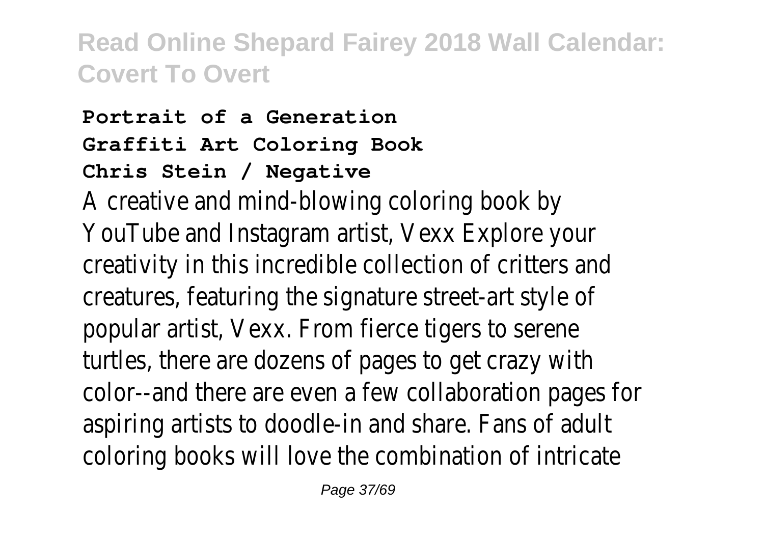**Portrait of a Generation**
**Graffiti Art Coloring Book**
**Chris Stein / Negative**

A creative and mind-blowing coloring book by YouTube and Instagram artist, Vexx Explore your creativity in this incredible collection of critters and creatures, featuring the signature street-art style of popular artist, Vexx. From fierce tigers to serene turtles, there are dozens of pages to get crazy with color--and there are even a few collaboration pages for aspiring artists to doodle-in and share. Fans of adult coloring books will love the combination of intricate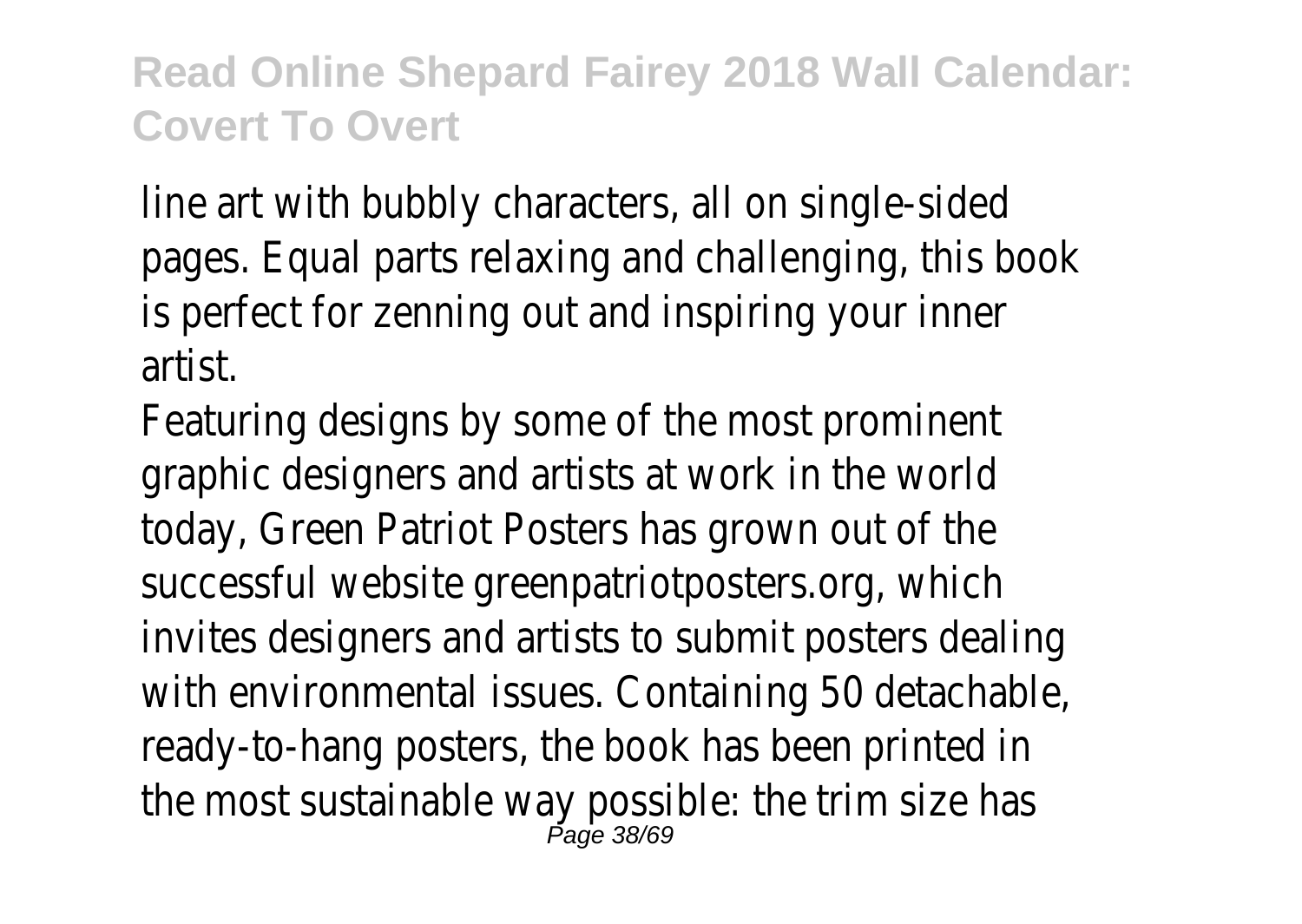line art with bubbly characters, all on single-sided pages. Equal parts relaxing and challenging, this book is perfect for zenning out and inspiring your inner artist.

Featuring designs by some of the most prominent graphic designers and artists at work in the world today, Green Patriot Posters has grown out of the successful website greenpatriotposters.org, which invites designers and artists to submit posters dealing with environmental issues. Containing 50 detachable, ready-to-hang posters, the book has been printed in the most sustainable way possible: the trim size has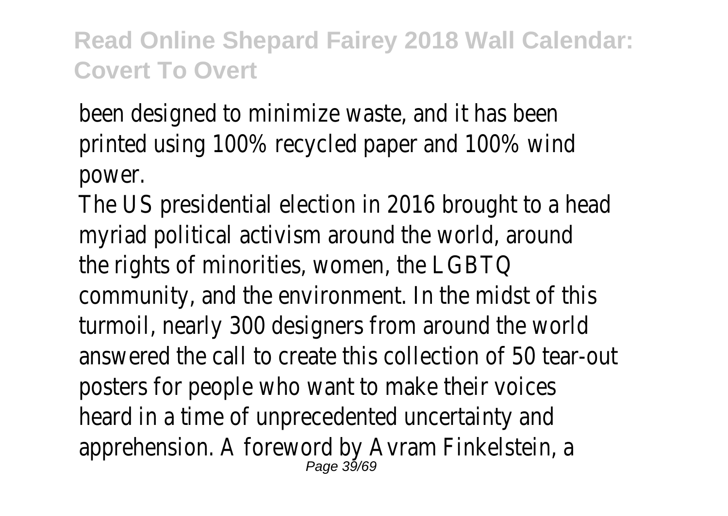been designed to minimize waste, and it has been printed using 100% recycled paper and 100% wind power.

The US presidential election in 2016 brought to a head myriad political activism around the world, around the rights of minorities, women, the LGBTQ community, and the environment. In the midst of this turmoil, nearly 300 designers from around the world answered the call to create this collection of 50 tear-out posters for people who want to make their voices heard in a time of unprecedented uncertainty and apprehension. A foreword by Avram Finkelstein, a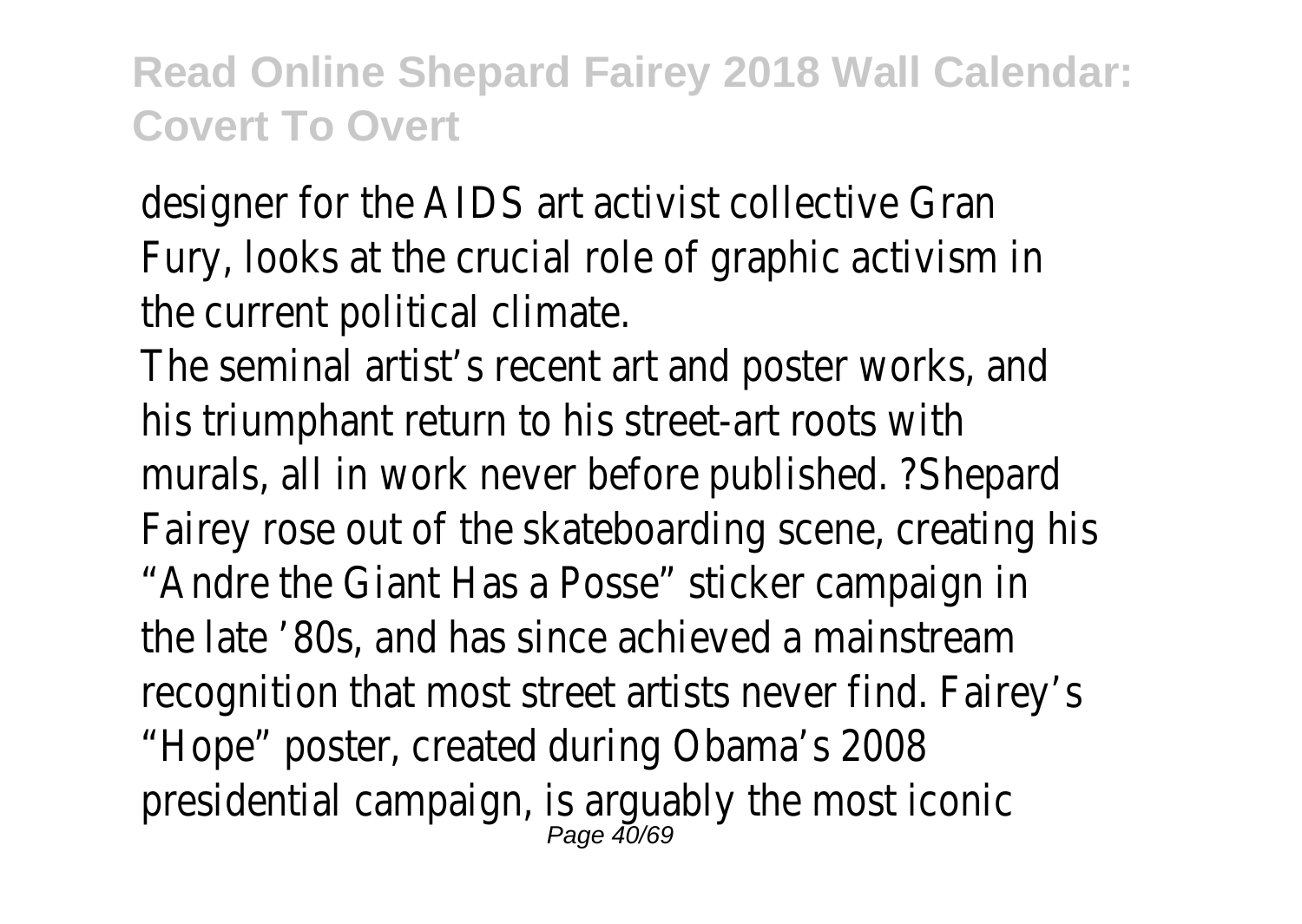designer for the AIDS art activist collective Gran Fury, looks at the crucial role of graphic activism in the current political climate.

The seminal artist's recent art and poster works, and his triumphant return to his street-art roots with murals, all in work never before published. ?Shepard Fairey rose out of the skateboarding scene, creating his "Andre the Giant Has a Posse" sticker campaign in the late '80s, and has since achieved a mainstream recognition that most street artists never find. Fairey's "Hope" poster, created during Obama's 2008 presidential campaign, is arguably the most iconic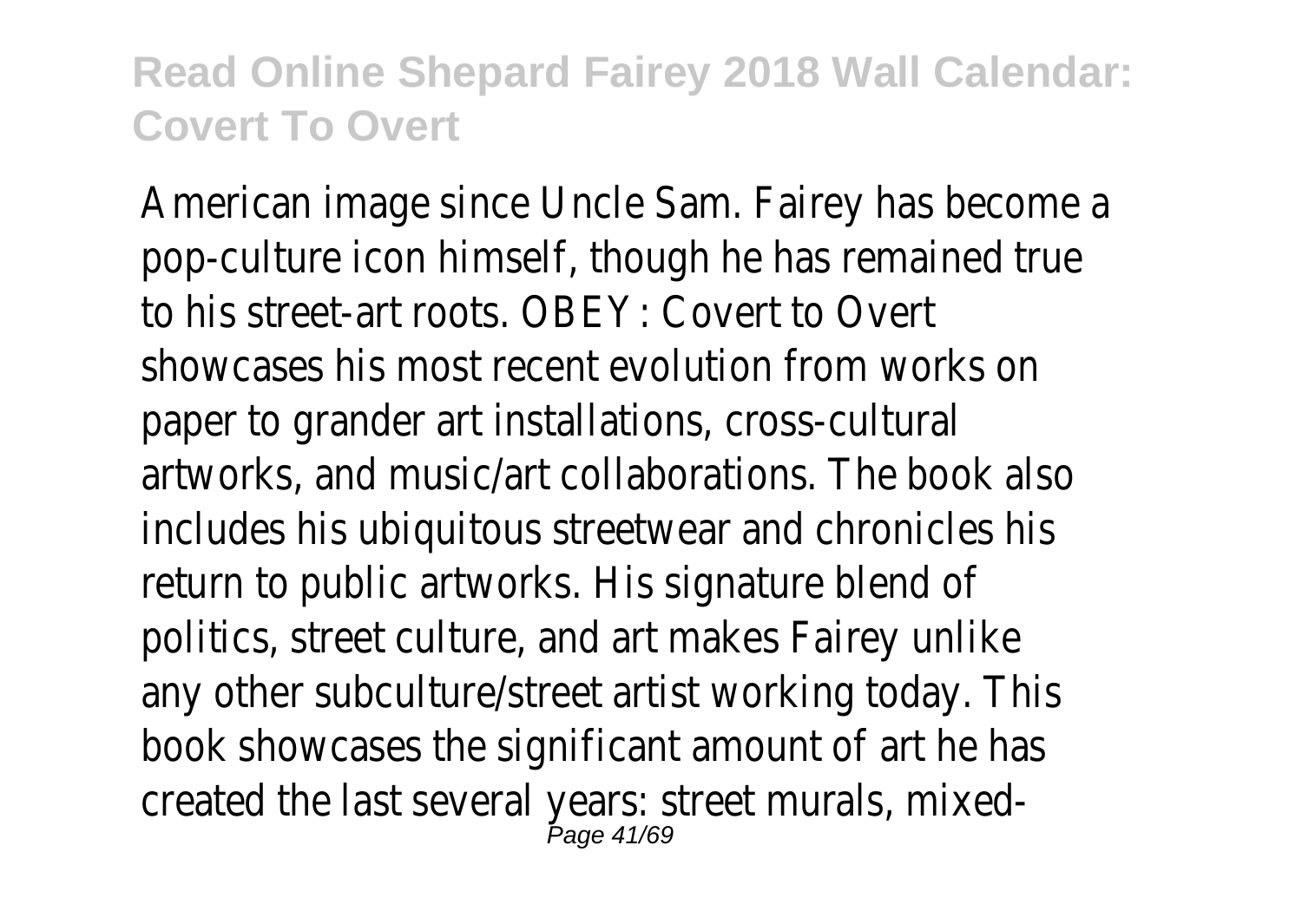American image since Uncle Sam. Fairey has become a pop-culture icon himself, though he has remained true to his street-art roots. OBEY: Covert to Overt showcases his most recent evolution from works on paper to grander art installations, cross-cultural artworks, and music/art collaborations. The book also includes his ubiquitous streetwear and chronicles his return to public artworks. His signature blend of politics, street culture, and art makes Fairey unlike any other subculture/street artist working today. This book showcases the significant amount of art he has created the last several years: street murals, mixed-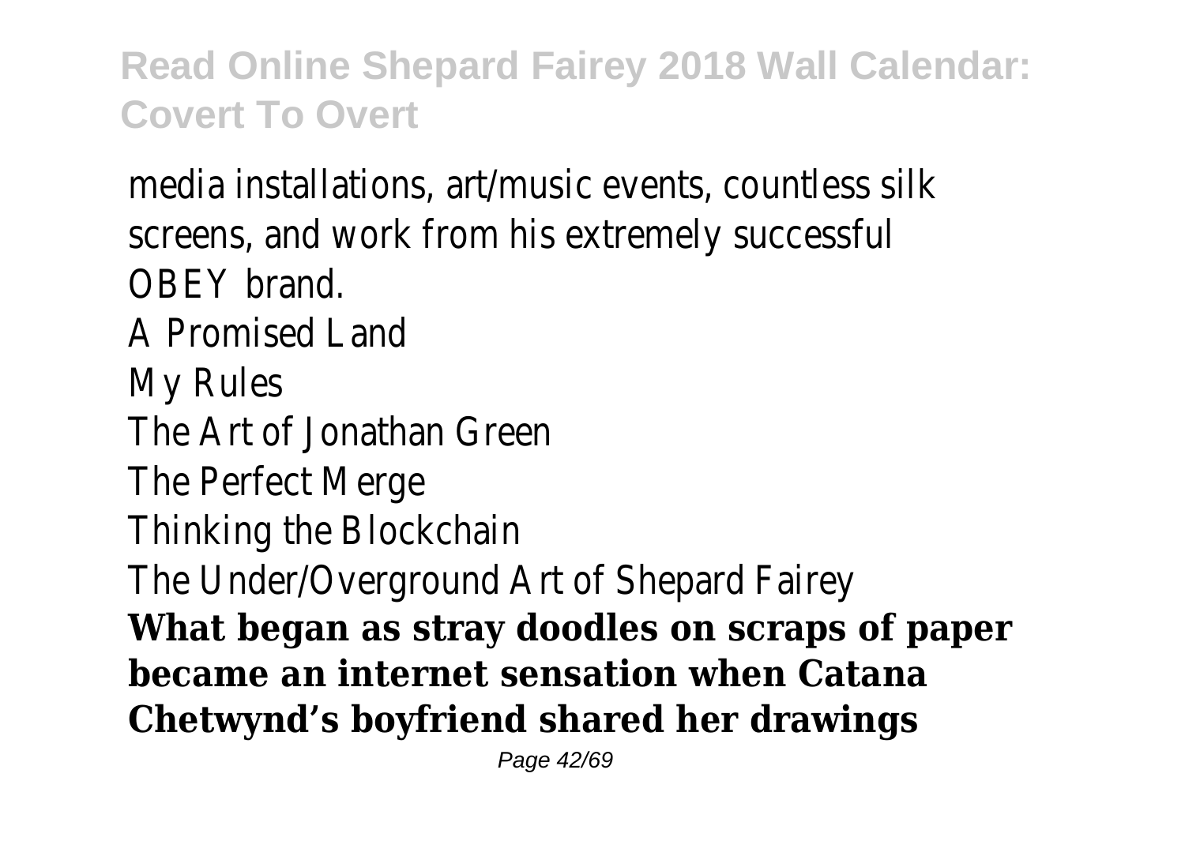media installations, art/music events, countless silk screens, and work from his extremely successful OBEY brand.

A Promised Land

My Rules

The Art of Jonathan Green

The Perfect Merge

Thinking the Blockchain

The Under/Overground Art of Shepard Fairey

**What began as stray doodles on scraps of paper became an internet sensation when Catana Chetwynd's boyfriend shared her drawings**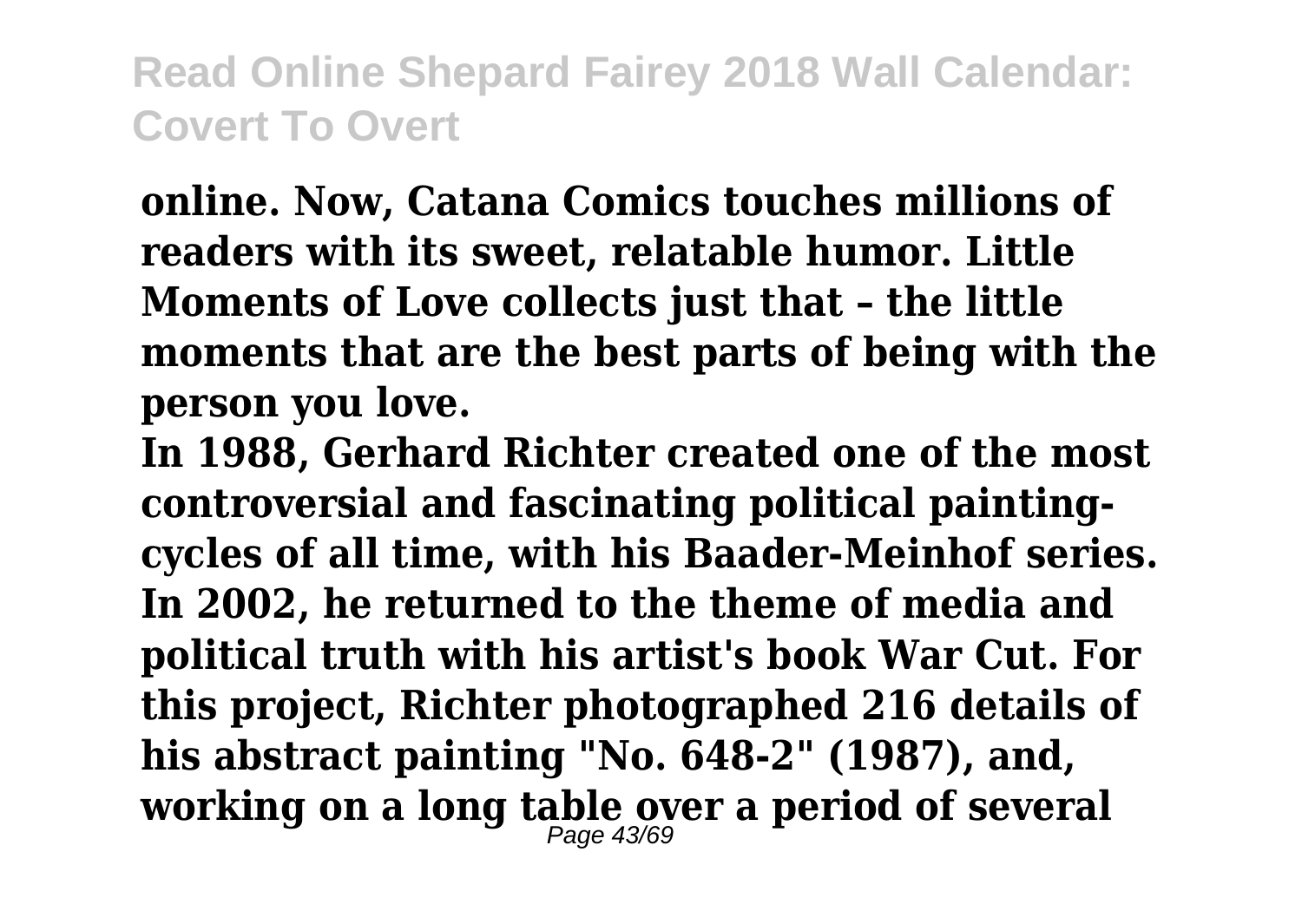**online. Now, Catana Comics touches millions of readers with its sweet, relatable humor. Little Moments of Love collects just that – the little moments that are the best parts of being with the person you love.**

**In 1988, Gerhard Richter created one of the most controversial and fascinating political painting-cycles of all time, with his Baader-Meinhof series. In 2002, he returned to the theme of media and political truth with his artist's book War Cut. For this project, Richter photographed 216 details of his abstract painting "No. 648-2" (1987), and, working on a long table over a period of several**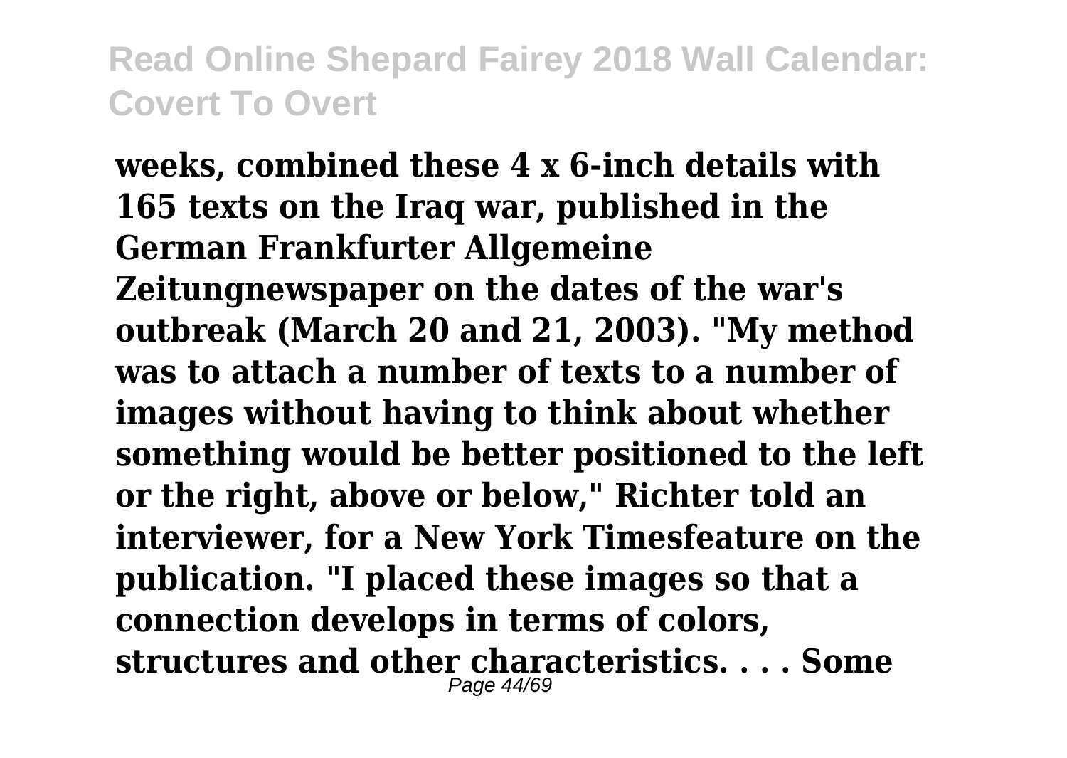**weeks, combined these 4 x 6-inch details with 165 texts on the Iraq war, published in the German Frankfurter Allgemeine Zeitungnewspaper on the dates of the war's outbreak (March 20 and 21, 2003). "My method was to attach a number of texts to a number of images without having to think about whether something would be better positioned to the left or the right, above or below," Richter told an interviewer, for a New York Timesfeature on the publication. "I placed these images so that a connection develops in terms of colors, structures and other characteristics. . . . Some**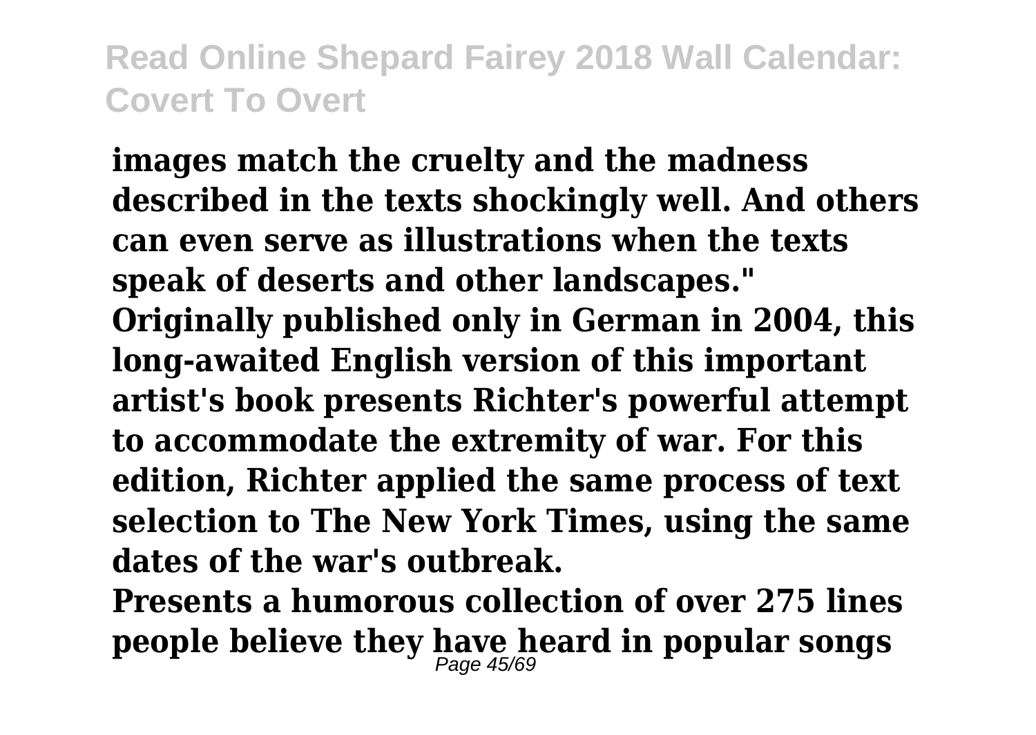**images match the cruelty and the madness described in the texts shockingly well. And others can even serve as illustrations when the texts speak of deserts and other landscapes."**
**Originally published only in German in 2004, this long-awaited English version of this important artist's book presents Richter's powerful attempt to accommodate the extremity of war. For this edition, Richter applied the same process of text selection to The New York Times, using the same dates of the war's outbreak.**
**Presents a humorous collection of over 275 lines people believe they have heard in popular songs**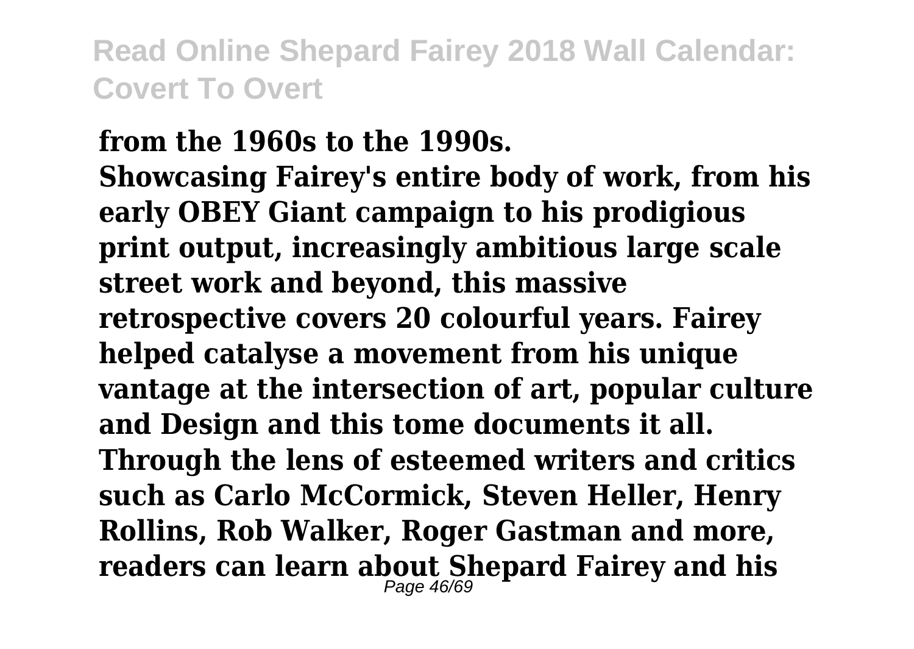**from the 1960s to the 1990s.**

**Showcasing Fairey's entire body of work, from his early OBEY Giant campaign to his prodigious print output, increasingly ambitious large scale street work and beyond, this massive retrospective covers 20 colourful years. Fairey helped catalyse a movement from his unique vantage at the intersection of art, popular culture and Design and this tome documents it all. Through the lens of esteemed writers and critics such as Carlo McCormick, Steven Heller, Henry Rollins, Rob Walker, Roger Gastman and more, readers can learn about Shepard Fairey and his**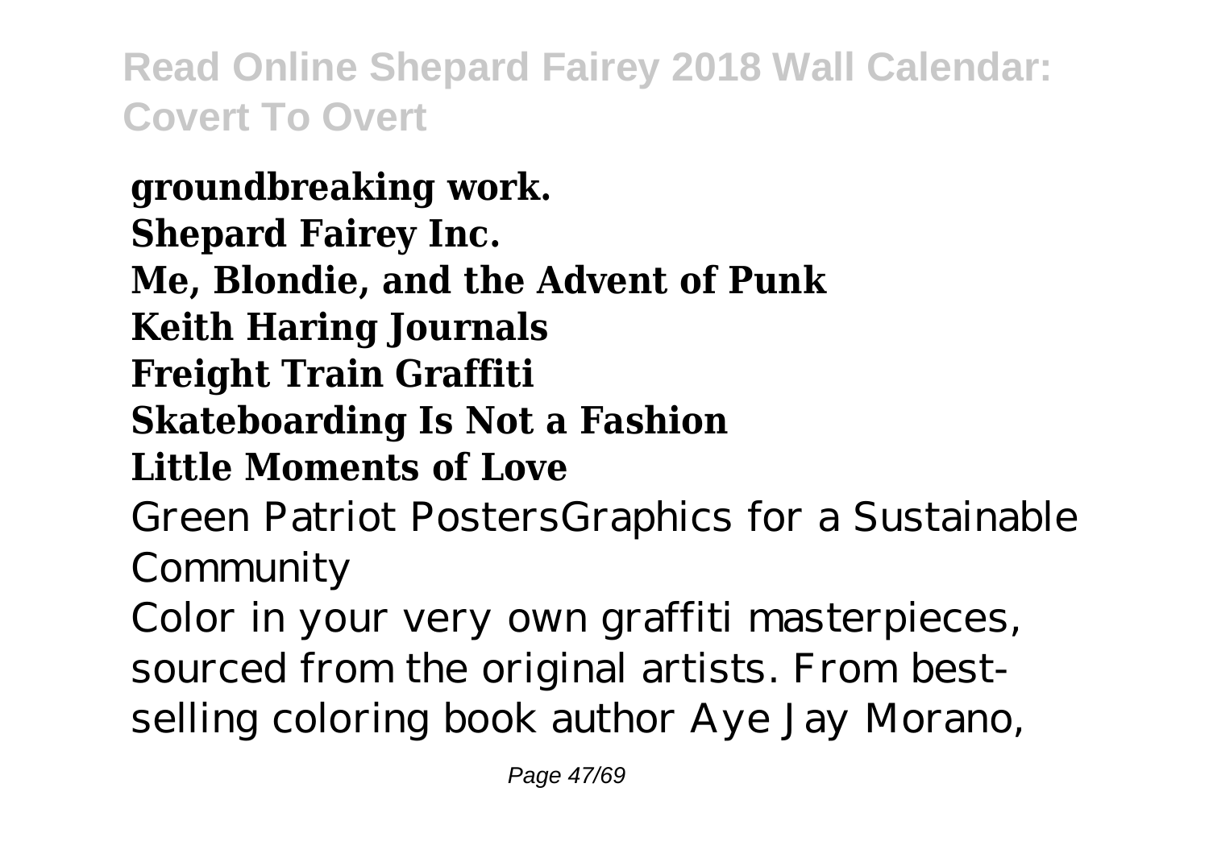**groundbreaking work.**
**Shepard Fairey Inc.**
**Me, Blondie, and the Advent of Punk**
**Keith Haring Journals**
**Freight Train Graffiti**
**Skateboarding Is Not a Fashion**
**Little Moments of Love**

Green Patriot PostersGraphics for a Sustainable Community

Color in your very own graffiti masterpieces, sourced from the original artists. From best-selling coloring book author Aye Jay Morano,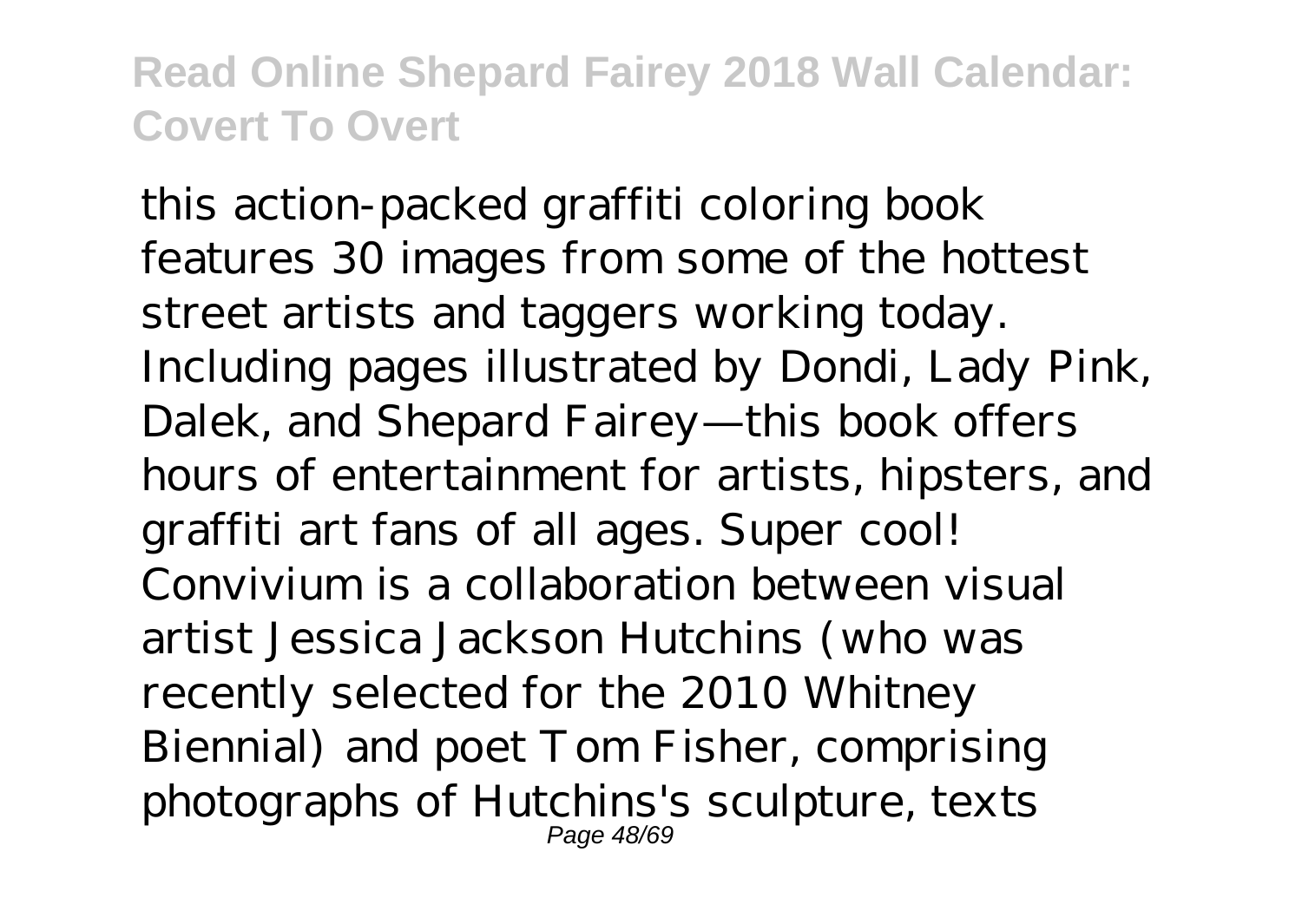this action-packed graffiti coloring book features 30 images from some of the hottest street artists and taggers working today. Including pages illustrated by Dondi, Lady Pink, Dalek, and Shepard Fairey—this book offers hours of entertainment for artists, hipsters, and graffiti art fans of all ages. Super cool! Convivium is a collaboration between visual artist Jessica Jackson Hutchins (who was recently selected for the 2010 Whitney Biennial) and poet Tom Fisher, comprising photographs of Hutchins's sculpture, texts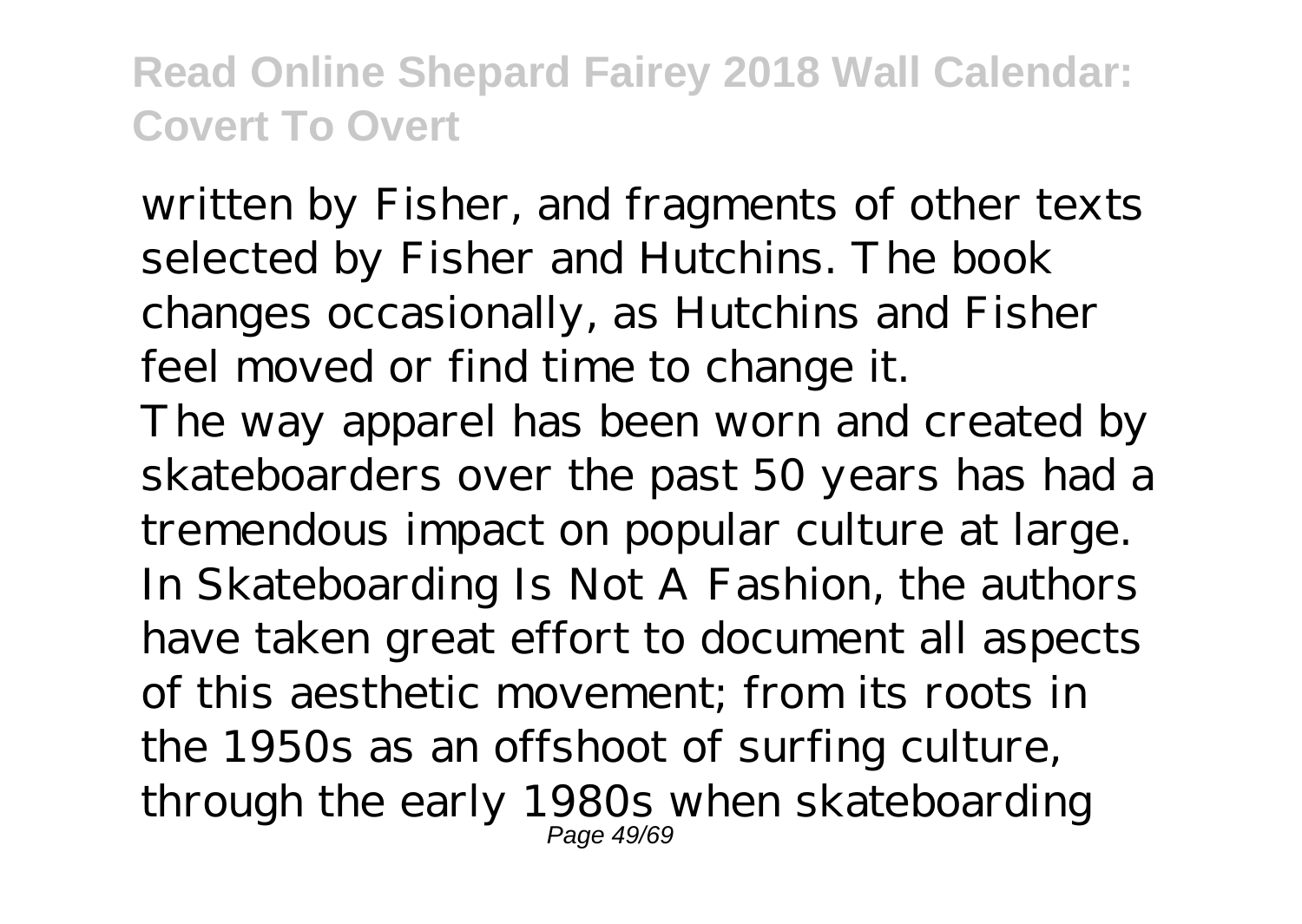written by Fisher, and fragments of other texts selected by Fisher and Hutchins. The book changes occasionally, as Hutchins and Fisher feel moved or find time to change it.

The way apparel has been worn and created by skateboarders over the past 50 years has had a tremendous impact on popular culture at large. In Skateboarding Is Not A Fashion, the authors have taken great effort to document all aspects of this aesthetic movement; from its roots in the 1950s as an offshoot of surfing culture, through the early 1980s when skateboarding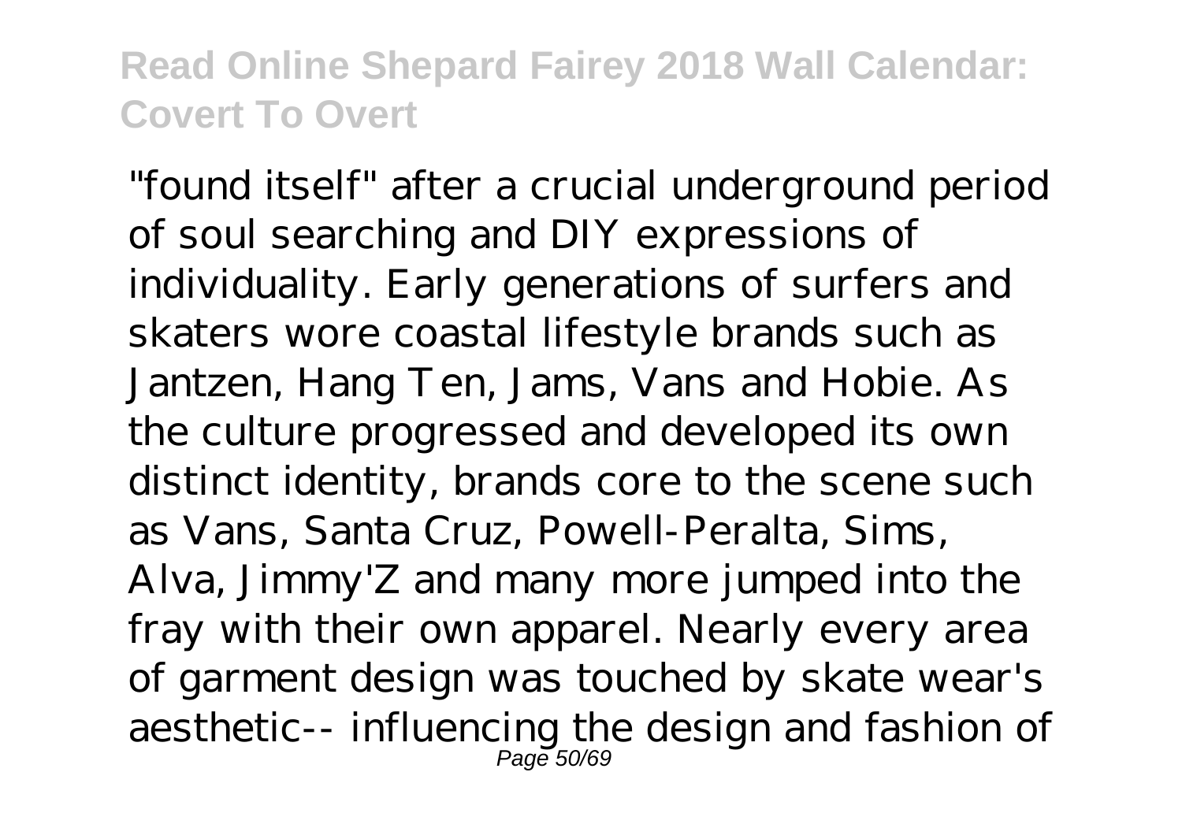"found itself" after a crucial underground period of soul searching and DIY expressions of individuality. Early generations of surfers and skaters wore coastal lifestyle brands such as Jantzen, Hang Ten, Jams, Vans and Hobie. As the culture progressed and developed its own distinct identity, brands core to the scene such as Vans, Santa Cruz, Powell-Peralta, Sims, Alva, Jimmy'Z and many more jumped into the fray with their own apparel. Nearly every area of garment design was touched by skate wear's aesthetic-- influencing the design and fashion of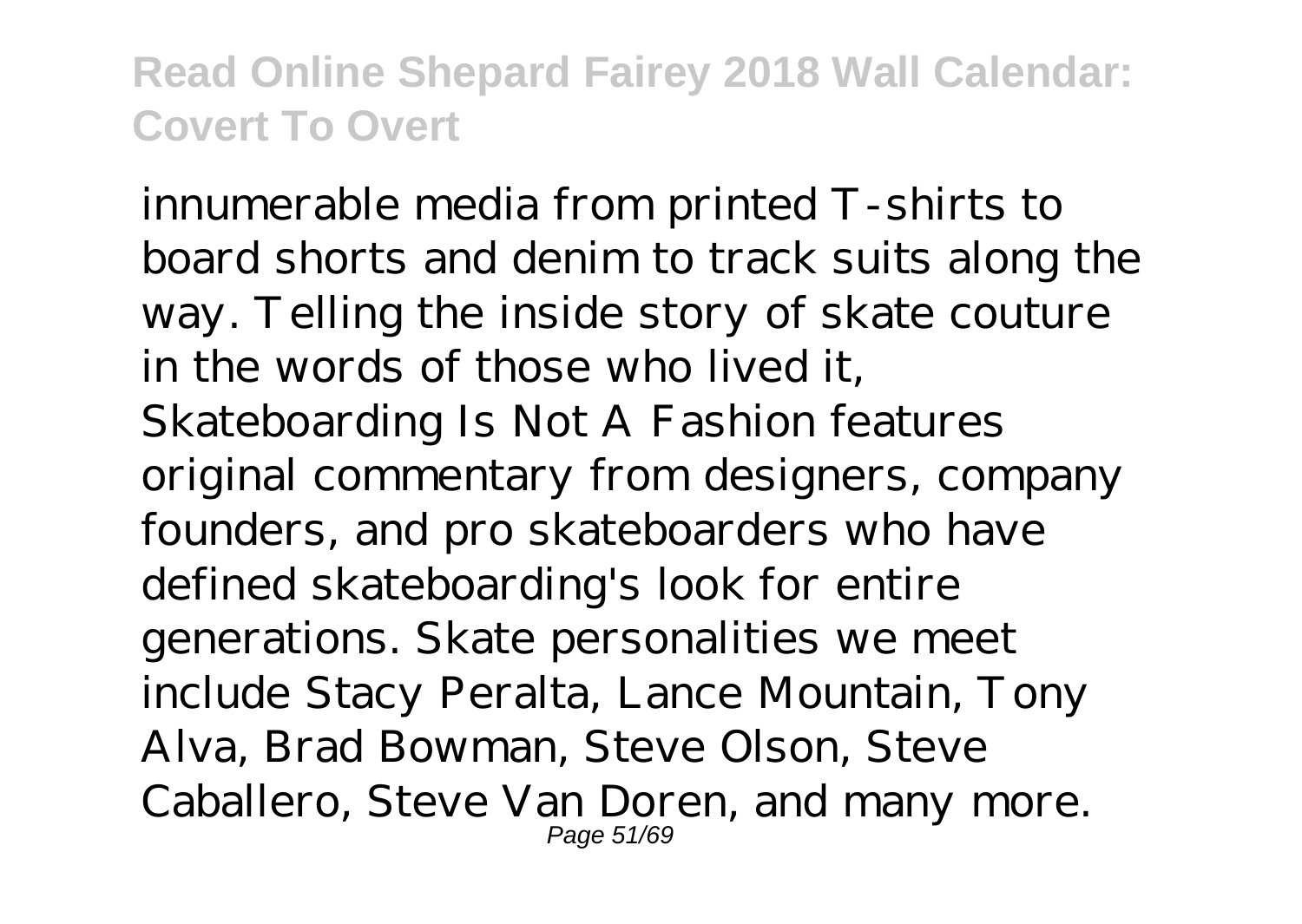innumerable media from printed T-shirts to board shorts and denim to track suits along the way. Telling the inside story of skate couture in the words of those who lived it, Skateboarding Is Not A Fashion features original commentary from designers, company founders, and pro skateboarders who have defined skateboarding's look for entire generations. Skate personalities we meet include Stacy Peralta, Lance Mountain, Tony Alva, Brad Bowman, Steve Olson, Steve Caballero, Steve Van Doren, and many more.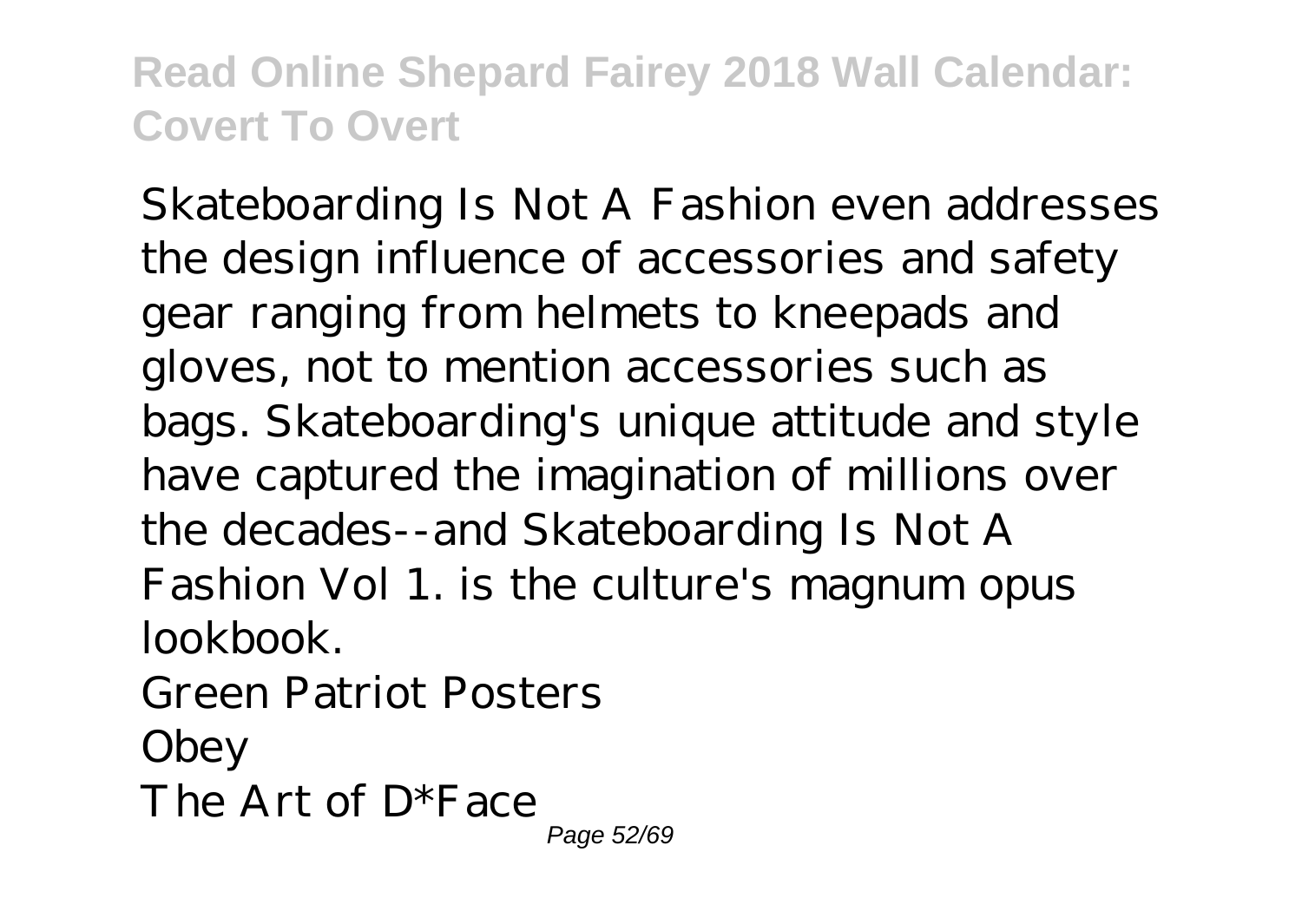Skateboarding Is Not A Fashion even addresses the design influence of accessories and safety gear ranging from helmets to kneepads and gloves, not to mention accessories such as bags. Skateboarding's unique attitude and style have captured the imagination of millions over the decades--and Skateboarding Is Not A Fashion Vol 1. is the culture's magnum opus lookbook.

Green Patriot Posters

Obey

The Art of D*Face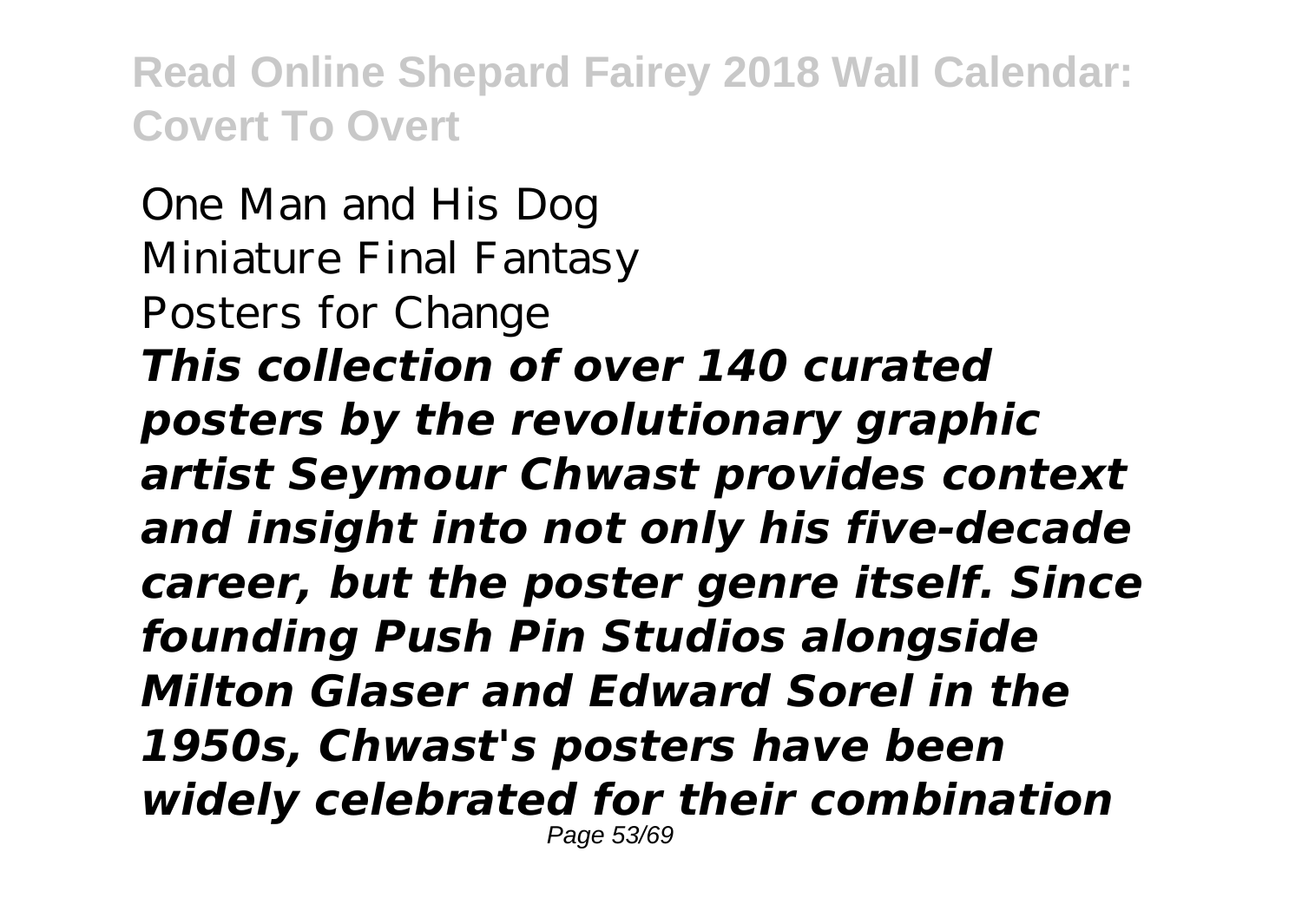One Man and His Dog
Miniature Final Fantasy
Posters for Change
***This collection of over 140 curated posters by the revolutionary graphic artist Seymour Chwast provides context and insight into not only his five-decade career, but the poster genre itself. Since founding Push Pin Studios alongside Milton Glaser and Edward Sorel in the 1950s, Chwast's posters have been widely celebrated for their combination***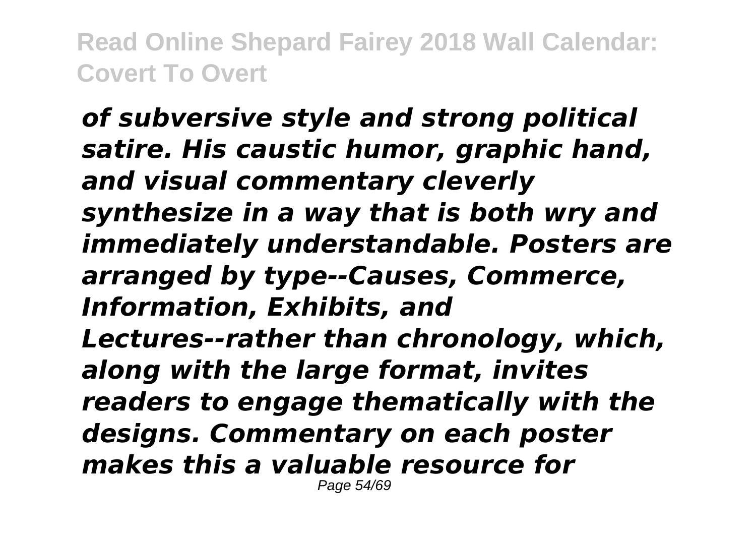*of subversive style and strong political satire. His caustic humor, graphic hand, and visual commentary cleverly synthesize in a way that is both wry and immediately understandable. Posters are arranged by type--Causes, Commerce, Information, Exhibits, and Lectures--rather than chronology, which, along with the large format, invites readers to engage thematically with the designs. Commentary on each poster makes this a valuable resource for*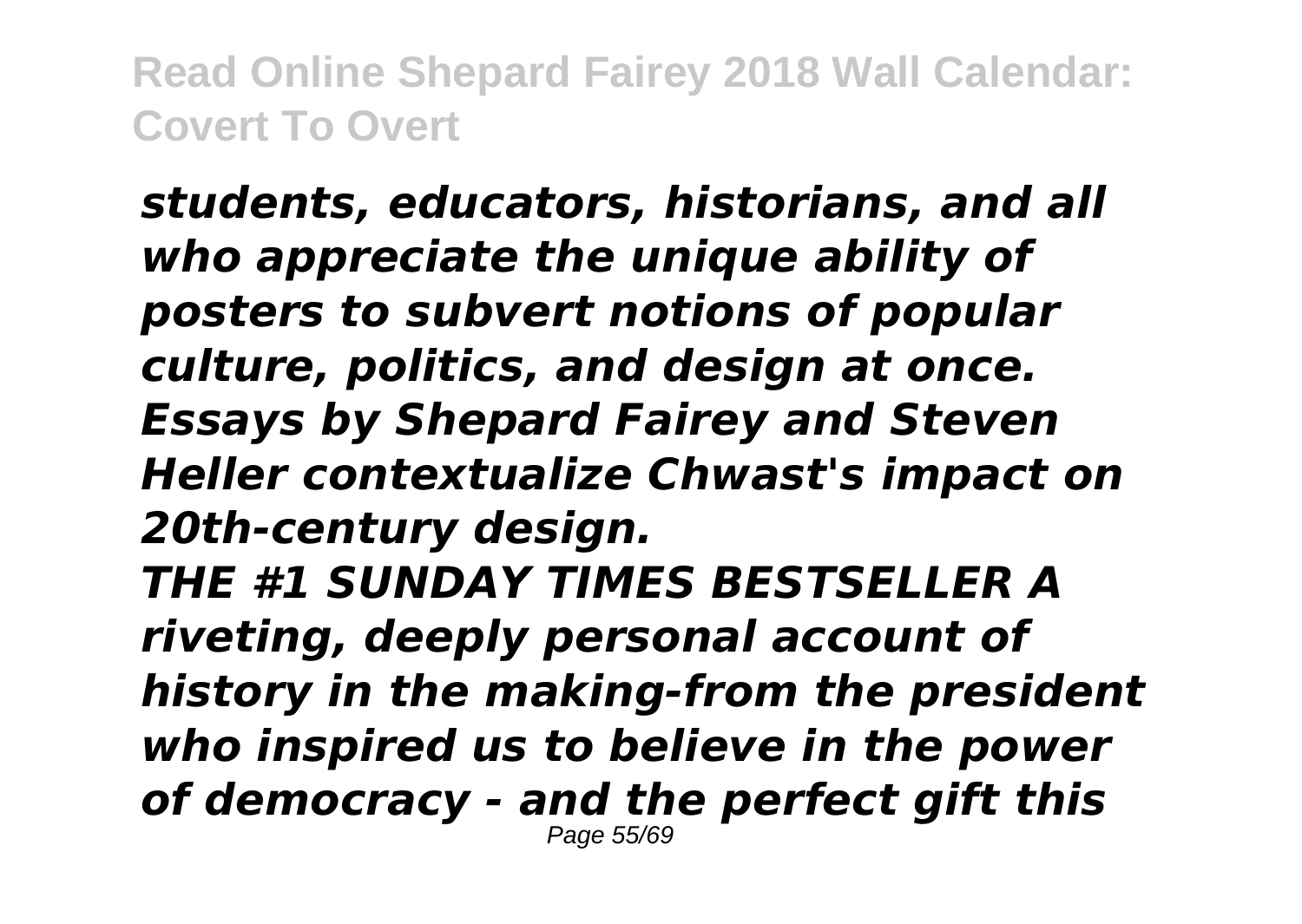*students, educators, historians, and all who appreciate the unique ability of posters to subvert notions of popular culture, politics, and design at once. Essays by Shepard Fairey and Steven Heller contextualize Chwast's impact on 20th-century design.*

*THE #1 SUNDAY TIMES BESTSELLER A riveting, deeply personal account of history in the making-from the president who inspired us to believe in the power of democracy - and the perfect gift this*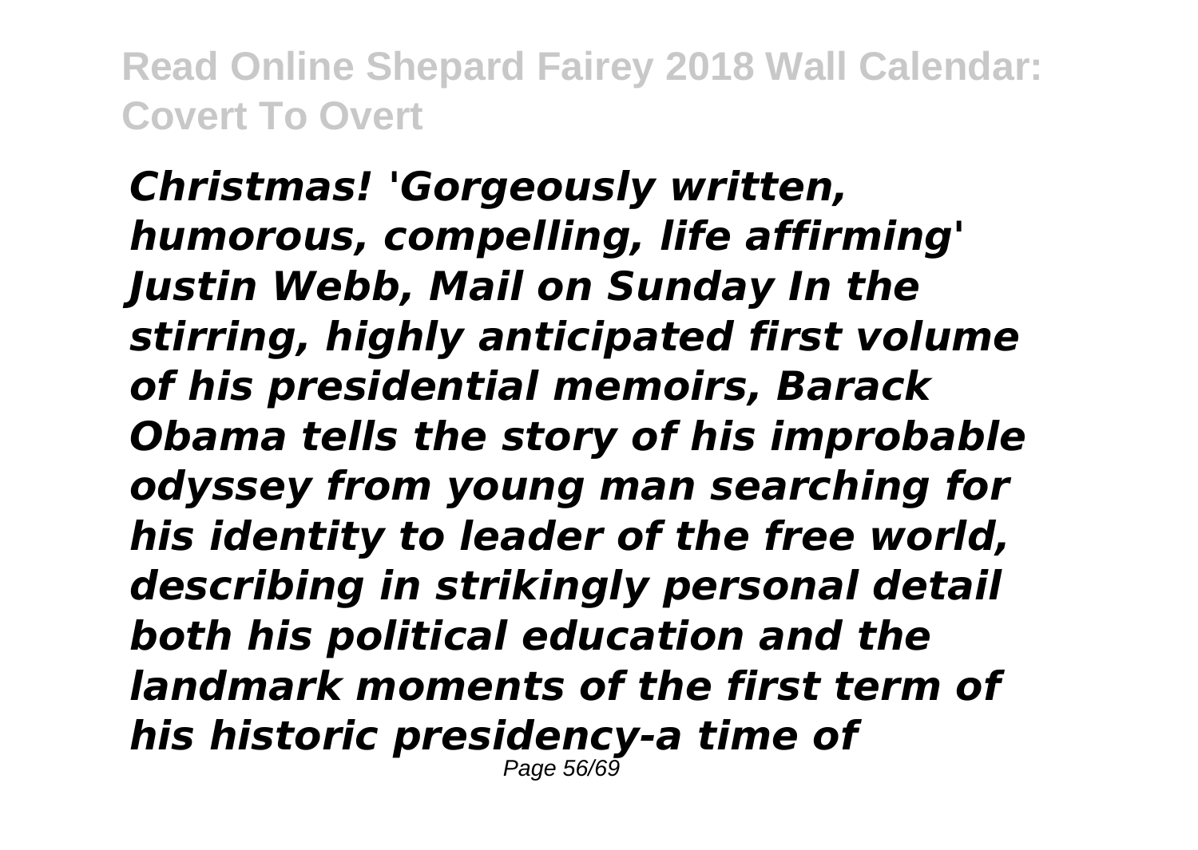*Christmas! 'Gorgeously written, humorous, compelling, life affirming' Justin Webb, Mail on Sunday In the stirring, highly anticipated first volume of his presidential memoirs, Barack Obama tells the story of his improbable odyssey from young man searching for his identity to leader of the free world, describing in strikingly personal detail both his political education and the landmark moments of the first term of his historic presidency-a time of*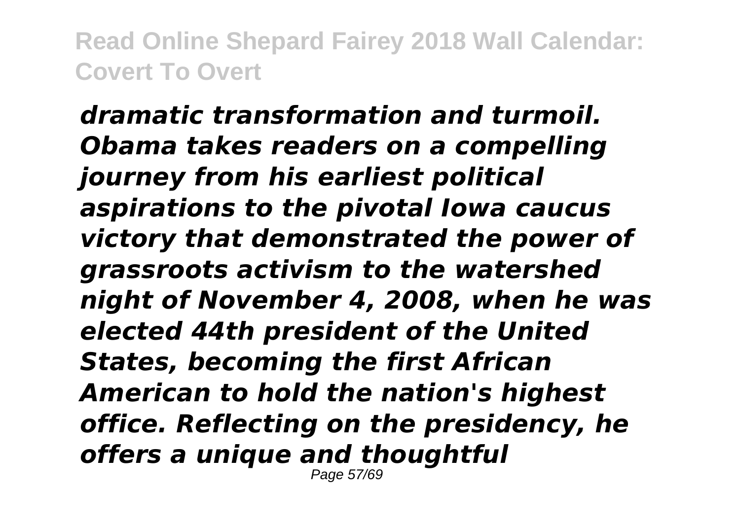*dramatic transformation and turmoil. Obama takes readers on a compelling journey from his earliest political aspirations to the pivotal Iowa caucus victory that demonstrated the power of grassroots activism to the watershed night of November 4, 2008, when he was elected 44th president of the United States, becoming the first African American to hold the nation's highest office. Reflecting on the presidency, he offers a unique and thoughtful*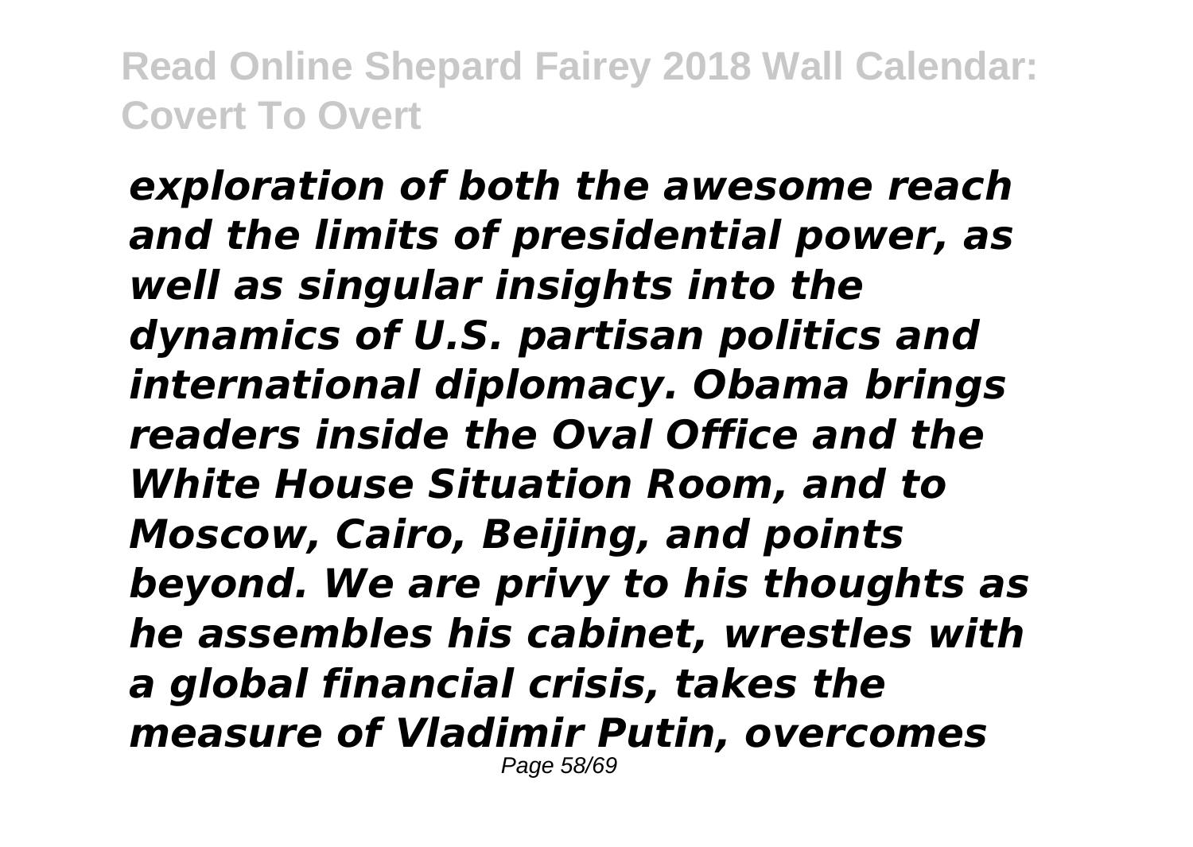*exploration of both the awesome reach and the limits of presidential power, as well as singular insights into the dynamics of U.S. partisan politics and international diplomacy. Obama brings readers inside the Oval Office and the White House Situation Room, and to Moscow, Cairo, Beijing, and points beyond. We are privy to his thoughts as he assembles his cabinet, wrestles with a global financial crisis, takes the measure of Vladimir Putin, overcomes*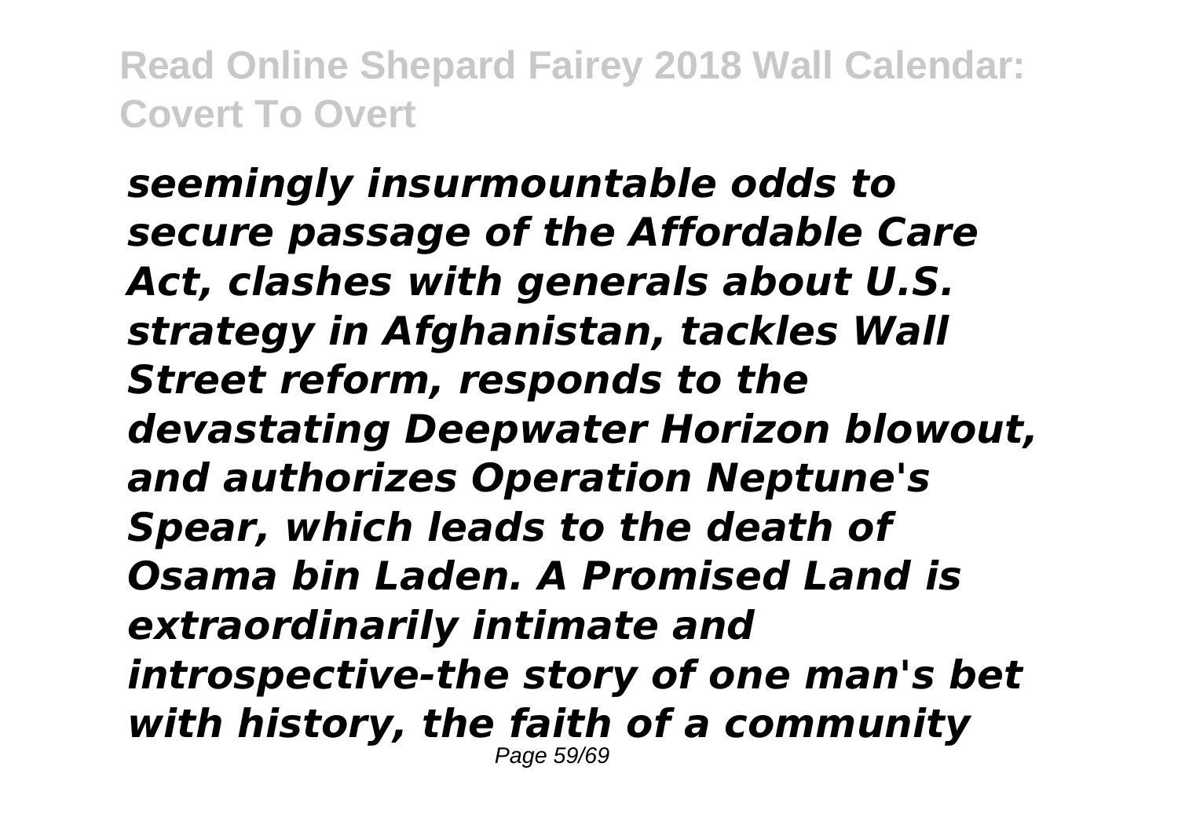*seemingly insurmountable odds to secure passage of the Affordable Care Act, clashes with generals about U.S. strategy in Afghanistan, tackles Wall Street reform, responds to the devastating Deepwater Horizon blowout, and authorizes Operation Neptune's Spear, which leads to the death of Osama bin Laden. A Promised Land is extraordinarily intimate and introspective-the story of one man's bet with history, the faith of a community*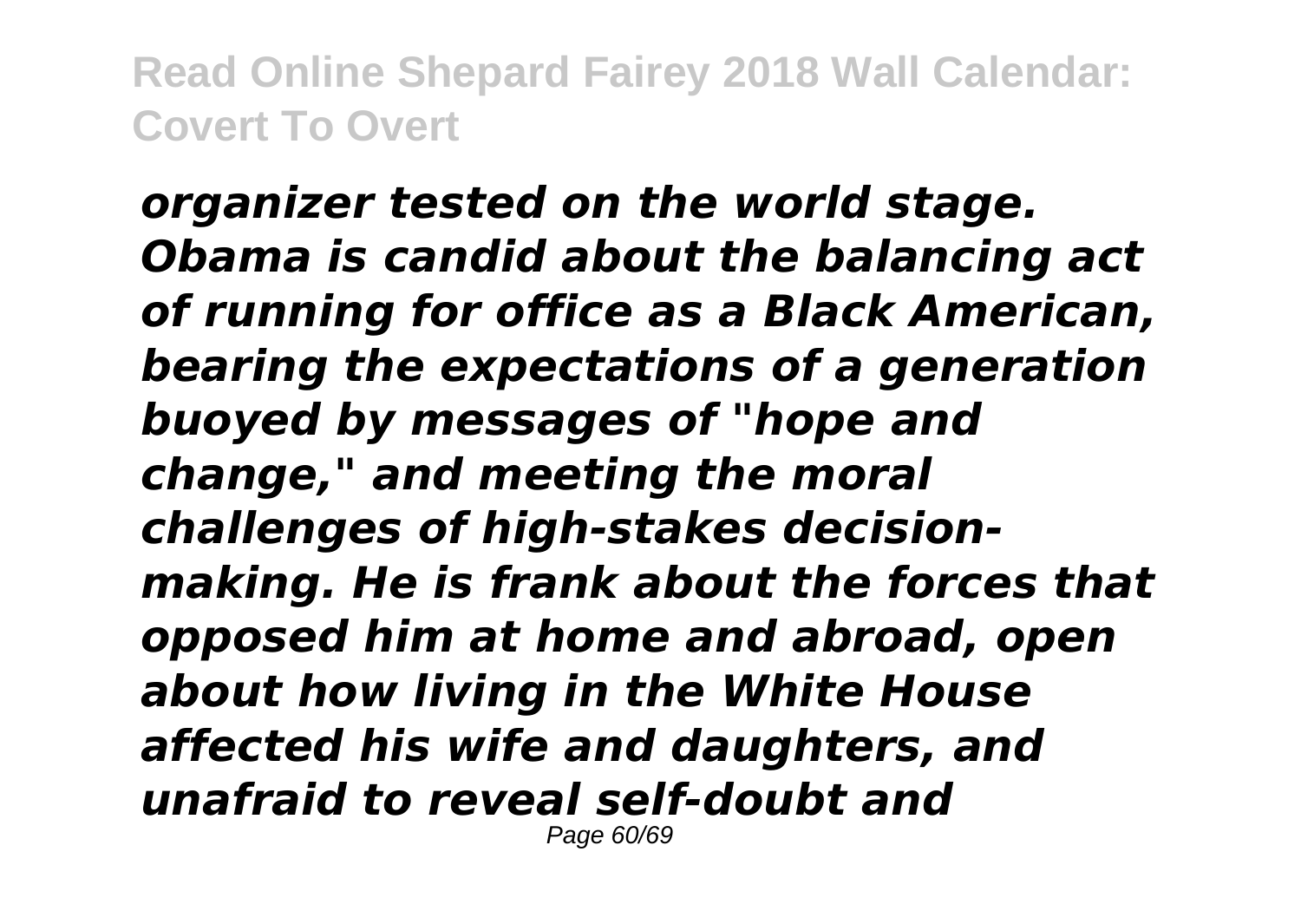*organizer tested on the world stage. Obama is candid about the balancing act of running for office as a Black American, bearing the expectations of a generation buoyed by messages of "hope and change," and meeting the moral challenges of high-stakes decision-making. He is frank about the forces that opposed him at home and abroad, open about how living in the White House affected his wife and daughters, and unafraid to reveal self-doubt and*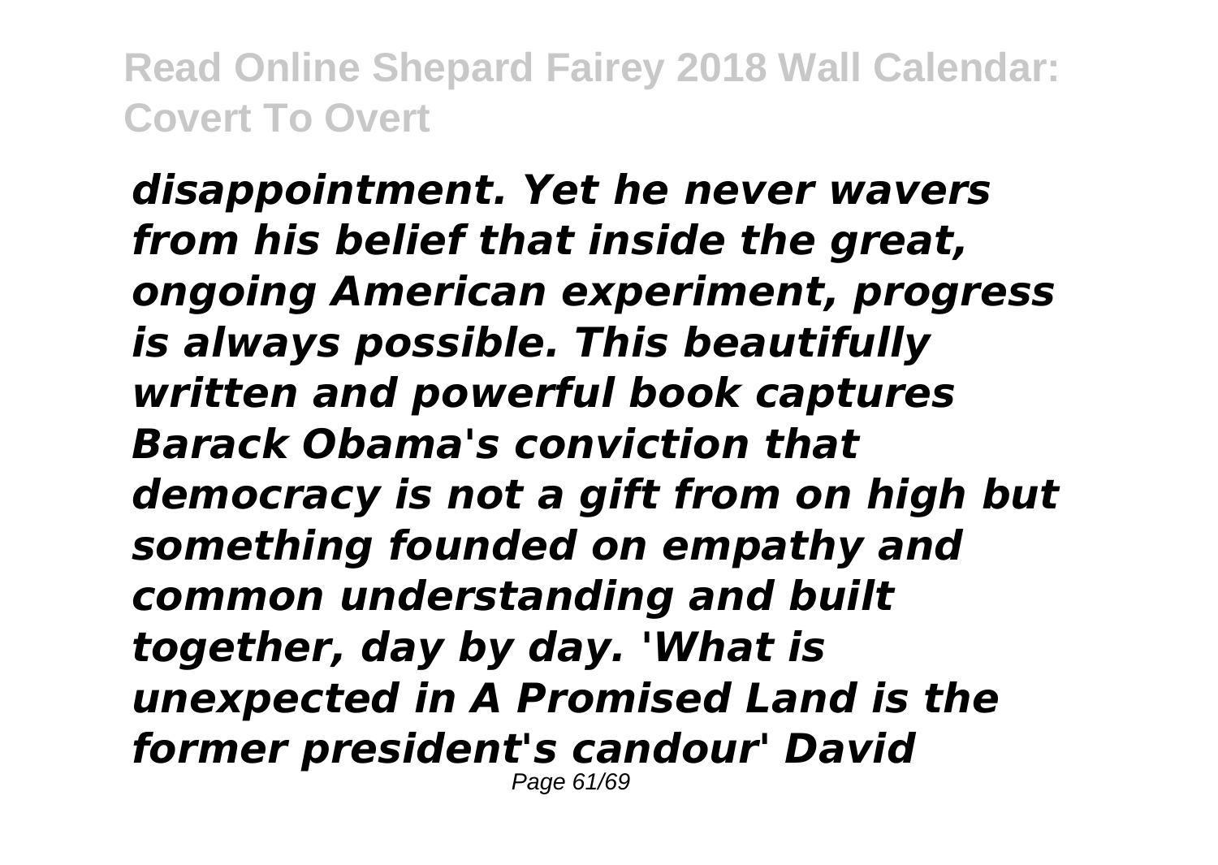***disappointment. Yet he never wavers from his belief that inside the great, ongoing American experiment, progress is always possible. This beautifully written and powerful book captures Barack Obama's conviction that democracy is not a gift from on high but something founded on empathy and common understanding and built together, day by day. 'What is unexpected in A Promised Land is the former president's candour' David***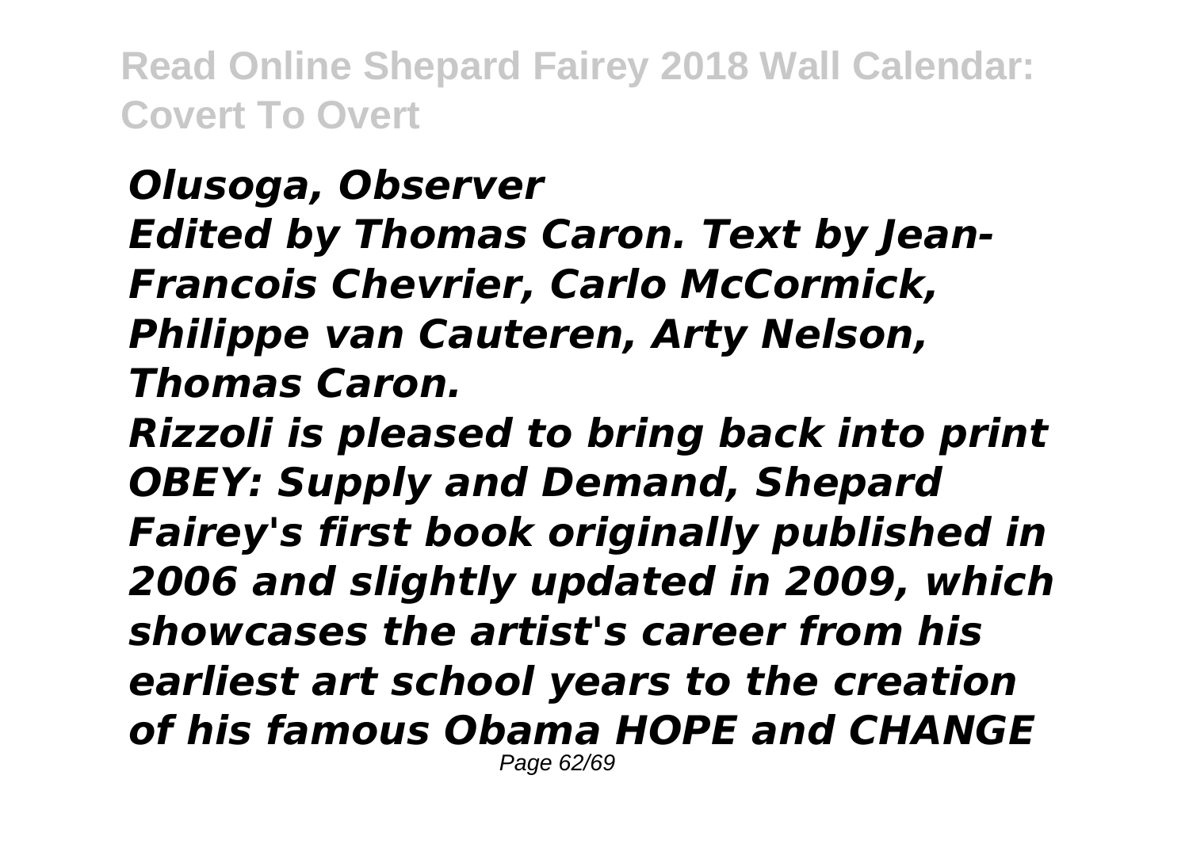*Olusoga, Observer*
*Edited by Thomas Caron. Text by Jean-Francois Chevrier, Carlo McCormick, Philippe van Cauteren, Arty Nelson, Thomas Caron.*
*Rizzoli is pleased to bring back into print OBEY: Supply and Demand, Shepard Fairey's first book originally published in 2006 and slightly updated in 2009, which showcases the artist's career from his earliest art school years to the creation of his famous Obama HOPE and CHANGE*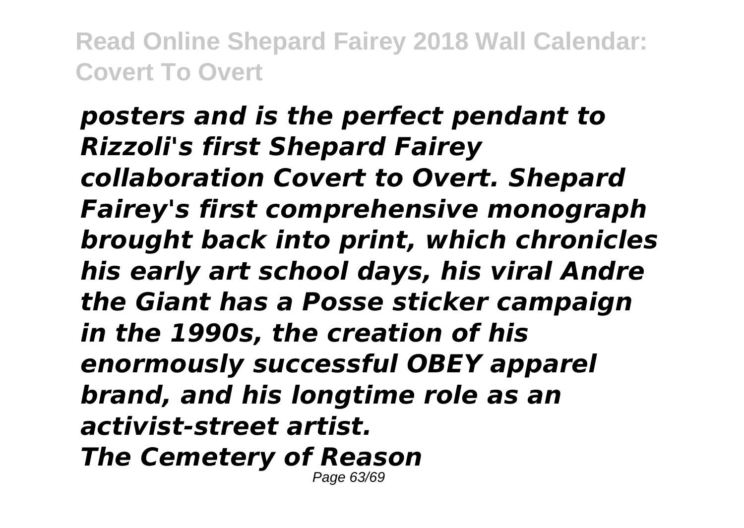*posters and is the perfect pendant to Rizzoli's first Shepard Fairey collaboration Covert to Overt. Shepard Fairey's first comprehensive monograph brought back into print, which chronicles his early art school days, his viral Andre the Giant has a Posse sticker campaign in the 1990s, the creation of his enormously successful OBEY apparel brand, and his longtime role as an activist-street artist.*

***The Cemetery of Reason***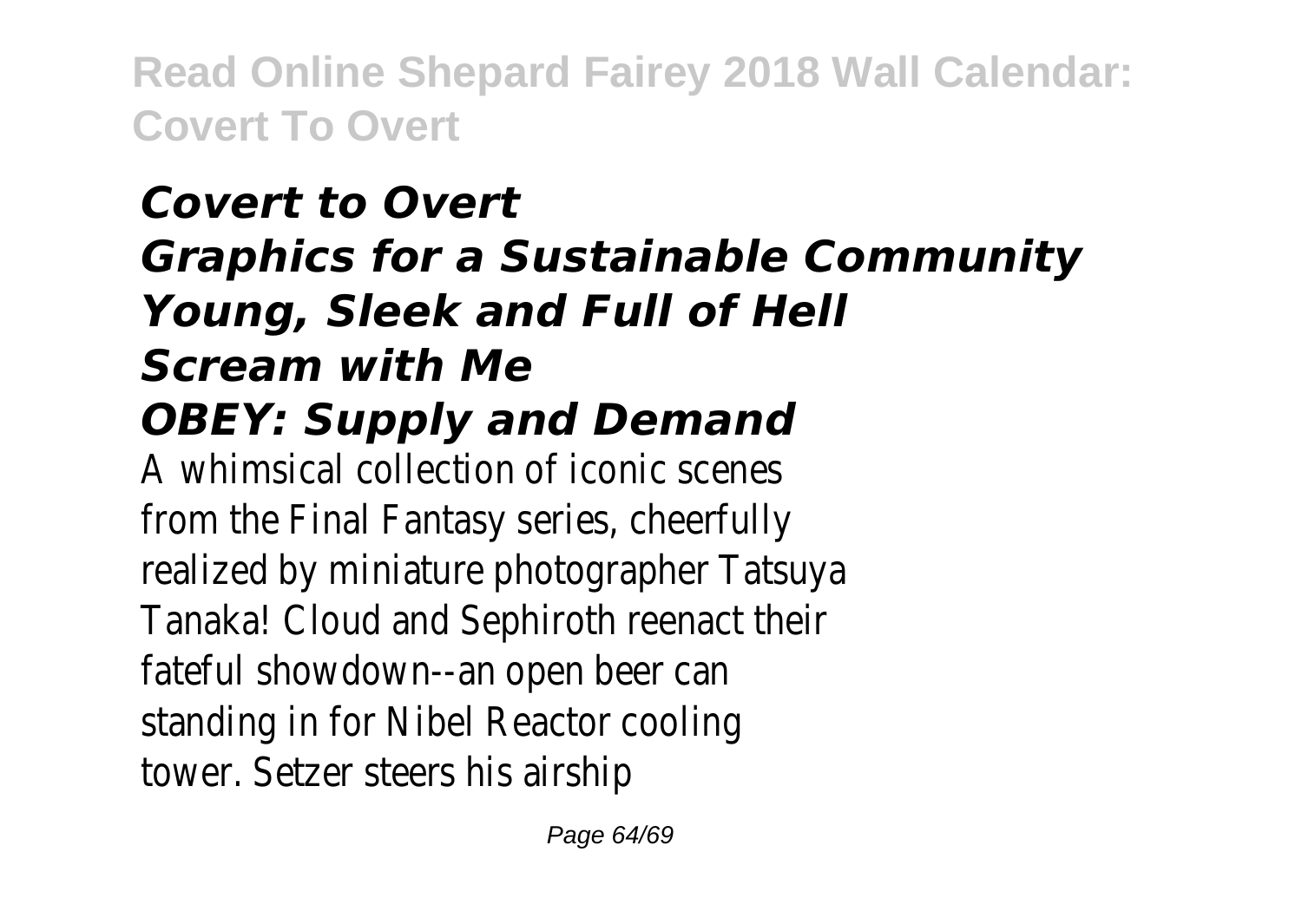## *Covert to Overt*
## *Graphics for a Sustainable Community*
## *Young, Sleek and Full of Hell*
## *Scream with Me*
## *OBEY: Supply and Demand*

A whimsical collection of iconic scenes from the Final Fantasy series, cheerfully realized by miniature photographer Tatsuya Tanaka! Cloud and Sephiroth reenact their fateful showdown--an open beer can standing in for Nibel Reactor cooling tower. Setzer steers his airship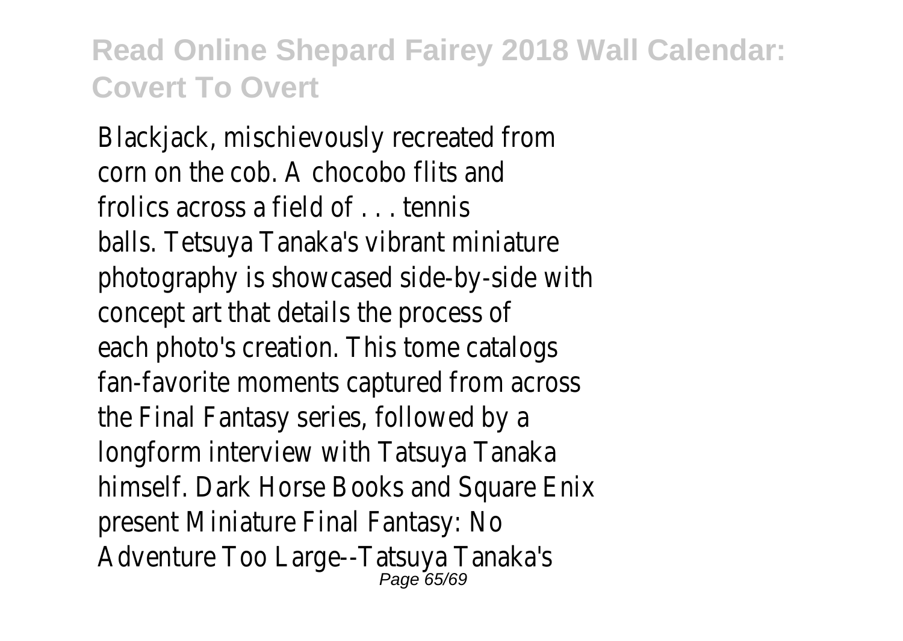Blackjack, mischievously recreated from corn on the cob. A chocobo flits and frolics across a field of . . . tennis balls. Tetsuya Tanaka's vibrant miniature photography is showcased side-by-side with concept art that details the process of each photo's creation. This tome catalogs fan-favorite moments captured from across the Final Fantasy series, followed by a longform interview with Tatsuya Tanaka himself. Dark Horse Books and Square Enix present Miniature Final Fantasy: No Adventure Too Large--Tatsuya Tanaka's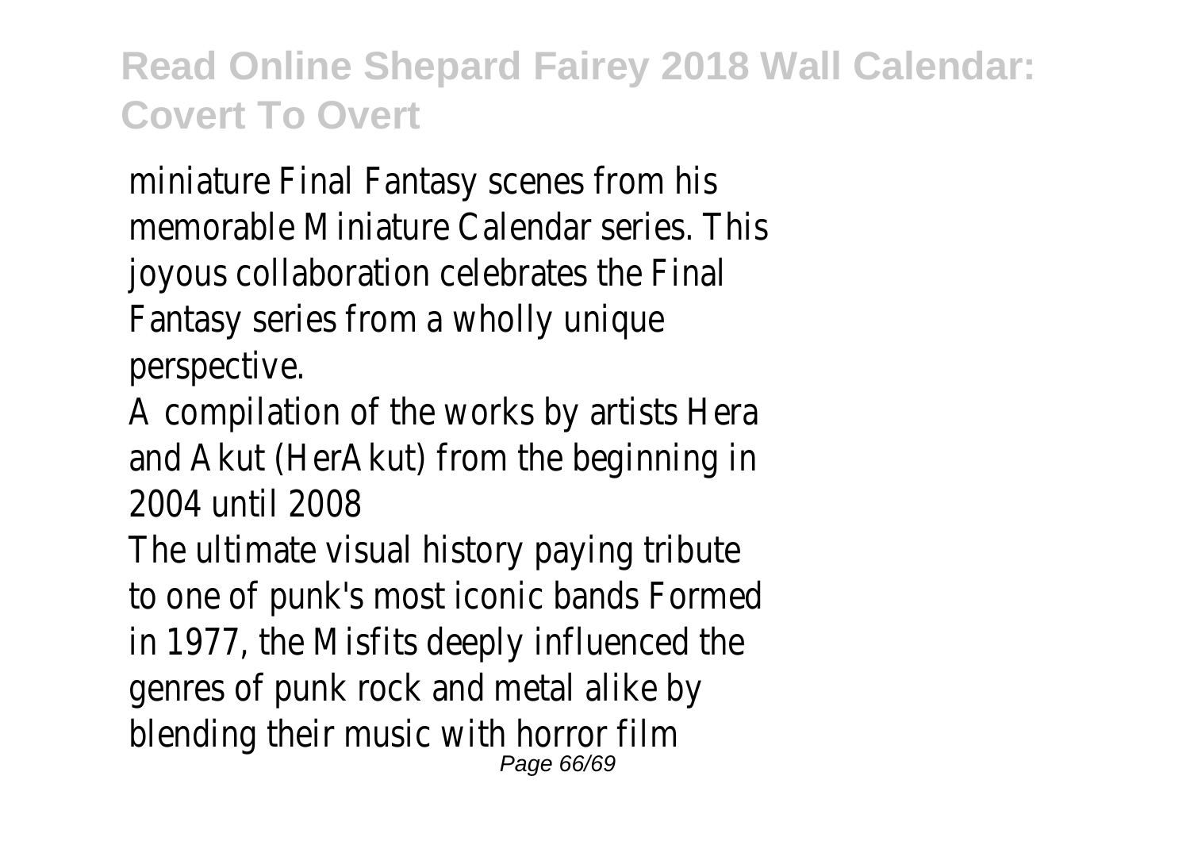miniature Final Fantasy scenes from his memorable Miniature Calendar series. This joyous collaboration celebrates the Final Fantasy series from a wholly unique perspective.

A compilation of the works by artists Hera and Akut (HerAkut) from the beginning in 2004 until 2008

The ultimate visual history paying tribute to one of punk's most iconic bands Formed in 1977, the Misfits deeply influenced the genres of punk rock and metal alike by blending their music with horror film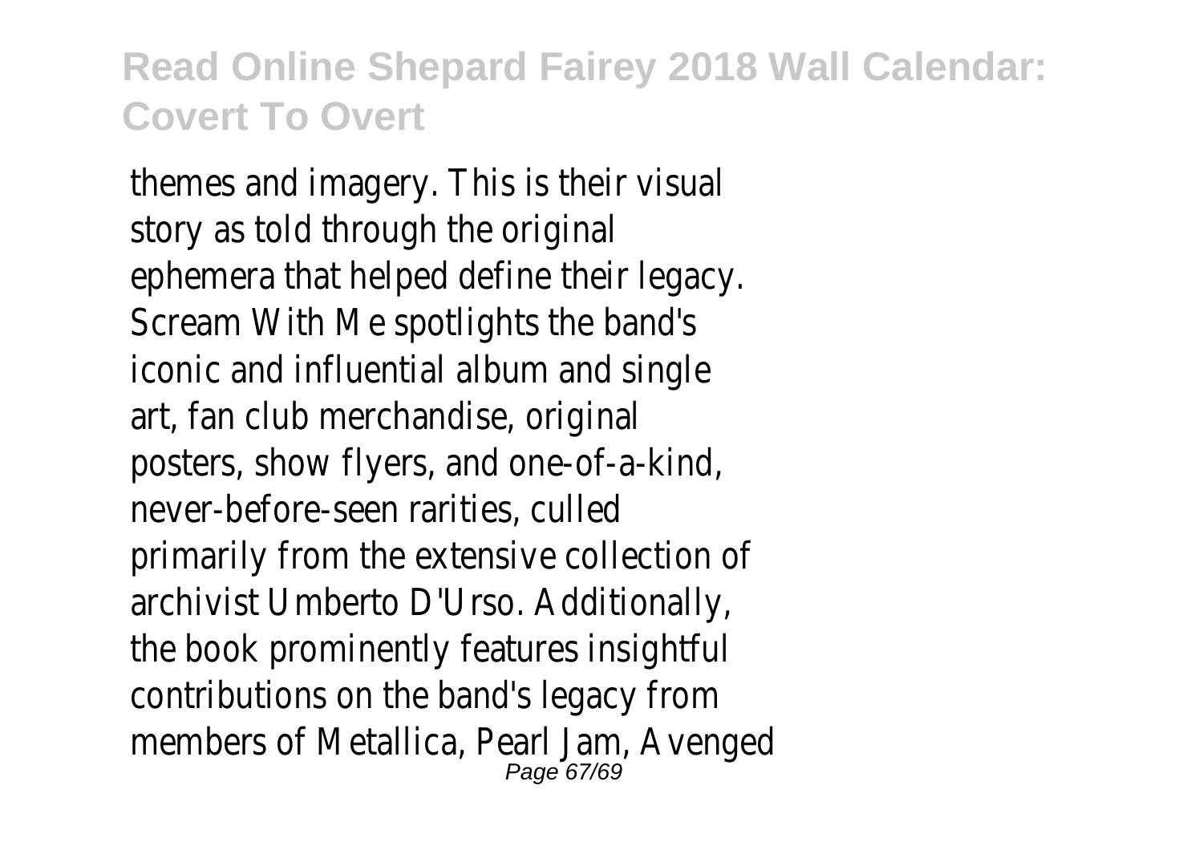themes and imagery. This is their visual story as told through the original ephemera that helped define their legacy. Scream With Me spotlights the band's iconic and influential album and single art, fan club merchandise, original posters, show flyers, and one-of-a-kind, never-before-seen rarities, culled primarily from the extensive collection of archivist Umberto D'Urso. Additionally, the book prominently features insightful contributions on the band's legacy from members of Metallica, Pearl Jam, Avenged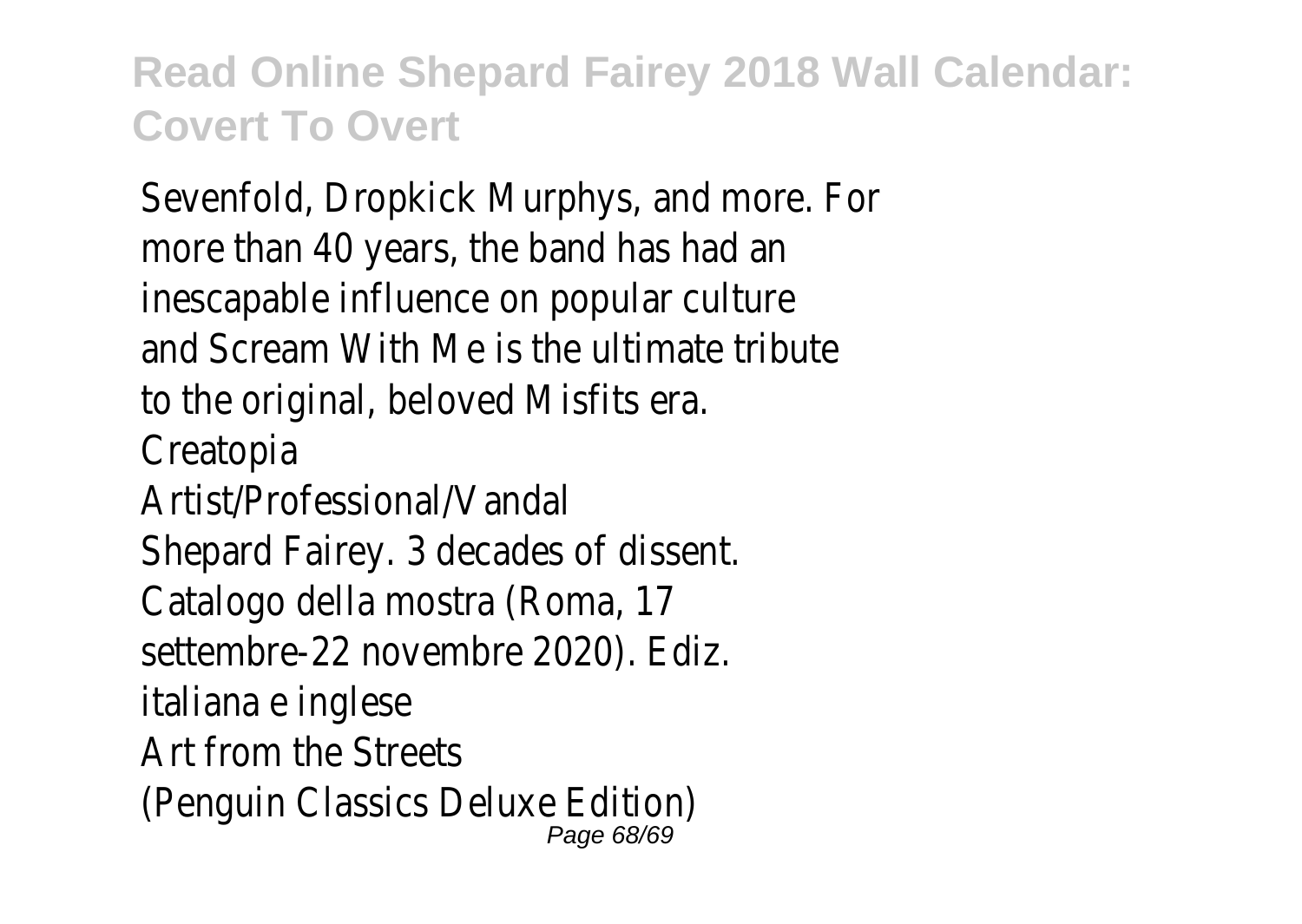Sevenfold, Dropkick Murphys, and more. For more than 40 years, the band has had an inescapable influence on popular culture and Scream With Me is the ultimate tribute to the original, beloved Misfits era.

Creatopia

Artist/Professional/Vandal

Shepard Fairey. 3 decades of dissent. Catalogo della mostra (Roma, 17 settembre-22 novembre 2020). Ediz. italiana e inglese

Art from the Streets

(Penguin Classics Deluxe Edition)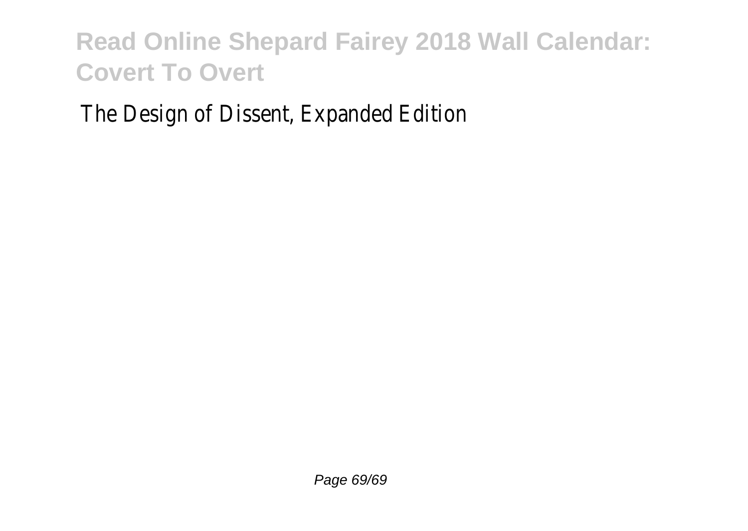The Design of Dissent, Expanded Edition